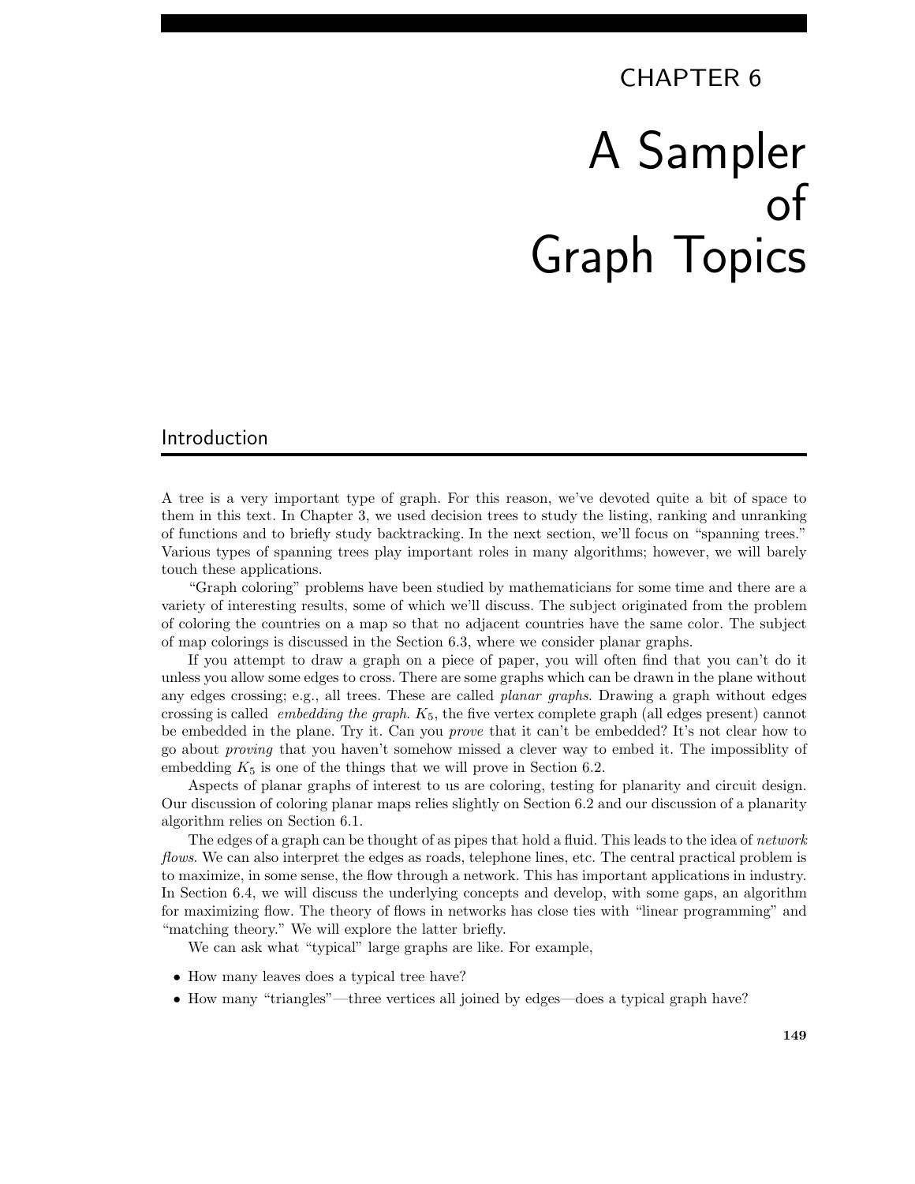# CHAPTER 6

# A Sampler of Graph Topics

## Introduction

A tree is a very important type of graph. For this reason, we've devoted quite a bit of space to them in this text. In Chapter 3, we used decision trees to study the listing, ranking and unranking of functions and to briefly study backtracking. In the next section, we'll focus on "spanning trees." Various types of spanning trees play important roles in many algorithms; however, we will barely touch these applications.

"Graph coloring" problems have been studied by mathematicians for some time and there are a variety of interesting results, some of which we'll discuss. The subject originated from the problem of coloring the countries on a map so that no adjacent countries have the same color. The subject of map colorings is discussed in the Section 6.3, where we consider planar graphs.

If you attempt to draw a graph on a piece of paper, you will often find that you can't do it unless you allow some edges to cross. There are some graphs which can be drawn in the plane without any edges crossing; e.g., all trees. These are called *planar graphs.* Drawing a graph without edges crossing is called *embedding the graph.* $K_5$, the five vertex complete graph (all edges present) cannot be embedded in the plane. Try it. Can you *prove* that it can't be embedded? It's not clear how to go about *proving* that you haven't somehow missed a clever way to embed it. The impossiblity of embedding $K_5$ is one of the things that we will prove in Section 6.2.

Aspects of planar graphs of interest to us are coloring, testing for planarity and circuit design. Our discussion of coloring planar maps relies slightly on Section 6.2 and our discussion of a planarity algorithm relies on Section 6.1.

The edges of a graph can be thought of as pipes that hold a fluid. This leads to the idea of *network flows.* We can also interpret the edges as roads, telephone lines, etc. The central practical problem is to maximize, in some sense, the flow through a network. This has important applications in industry. In Section 6.4, we will discuss the underlying concepts and develop, with some gaps, an algorithm for maximizing flow. The theory of flows in networks has close ties with "linear programming" and "matching theory." We will explore the latter briefly.

We can ask what "typical" large graphs are like. For example,

- How many leaves does a typical tree have?
- How many "triangles"—three vertices all joined by edges—does a typical graph have?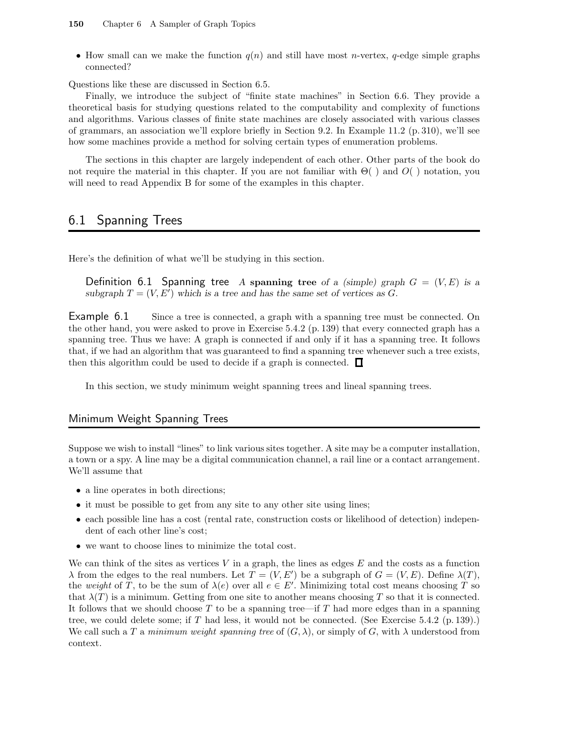- How small can we make the function $q(n)$ and still have most $n$-vertex, $q$-edge simple graphs connected?

Questions like these are discussed in Section 6.5.

Finally, we introduce the subject of "finite state machines" in Section 6.6. They provide a theoretical basis for studying questions related to the computability and complexity of functions and algorithms. Various classes of finite state machines are closely associated with various classes of grammars, an association we'll explore briefly in Section 9.2. In Example 11.2 (p. 310), we'll see how some machines provide a method for solving certain types of enumeration problems.

The sections in this chapter are largely independent of each other. Other parts of the book do not require the material in this chapter. If you are not familiar with $\Theta(\ )$ and $O(\ )$ notation, you will need to read Appendix B for some of the examples in this chapter.

## 6.1 Spanning Trees

Here's the definition of what we'll be studying in this section.

**Definition 6.1 Spanning tree** *A* **spanning tree** *of a (simple) graph* $G = (V, E)$ *is a subgraph* $T = (V, E')$ *which is a tree and has the same set of vertices as* $G$.

**Example 6.1** Since a tree is connected, a graph with a spanning tree must be connected. On the other hand, you were asked to prove in Exercise 5.4.2 (p. 139) that every connected graph has a spanning tree. Thus we have: A graph is connected if and only if it has a spanning tree. It follows that, if we had an algorithm that was guaranteed to find a spanning tree whenever such a tree exists, then this algorithm could be used to decide if a graph is connected. □

In this section, we study minimum weight spanning trees and lineal spanning trees.

### Minimum Weight Spanning Trees

Suppose we wish to install "lines" to link various sites together. A site may be a computer installation, a town or a spy. A line may be a digital communication channel, a rail line or a contact arrangement. We'll assume that

- a line operates in both directions;
- it must be possible to get from any site to any other site using lines;
- each possible line has a cost (rental rate, construction costs or likelihood of detection) independent of each other line's cost;
- we want to choose lines to minimize the total cost.

We can think of the sites as vertices $V$ in a graph, the lines as edges $E$ and the costs as a function $\lambda$ from the edges to the real numbers. Let $T = (V, E')$ be a subgraph of $G = (V, E)$. Define $\lambda(T)$, the *weight* of $T$, to be the sum of $\lambda(e)$ over all $e \in E'$. Minimizing total cost means choosing $T$ so that $\lambda(T)$ is a minimum. Getting from one site to another means choosing $T$ so that it is connected. It follows that we should choose $T$ to be a spanning tree—if $T$ had more edges than in a spanning tree, we could delete some; if $T$ had less, it would not be connected. (See Exercise 5.4.2 (p. 139).) We call such a $T$ a *minimum weight spanning tree* of $(G, \lambda)$, or simply of $G$, with $\lambda$ understood from context.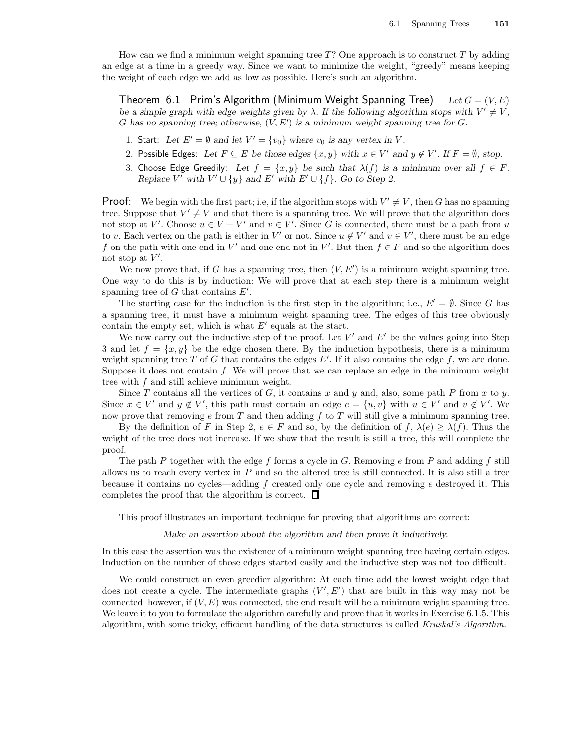How can we find a minimum weight spanning tree $T$? One approach is to construct $T$ by adding an edge at a time in a greedy way. Since we want to minimize the weight, "greedy" means keeping the weight of each edge we add as low as possible. Here's such an algorithm.

**Theorem 6.1 Prim's Algorithm (Minimum Weight Spanning Tree)** *Let $G = (V, E)$ be a simple graph with edge weights given by $\lambda$. If the following algorithm stops with $V' \neq V$, $G$ has no spanning tree; otherwise, $(V, E')$ is a minimum weight spanning tree for $G$.*

1. Start: *Let $E' = \emptyset$ and let $V' = \{v_0\}$ where $v_0$ is any vertex in $V$.*
2. Possible Edges: *Let $F \subseteq E$ be those edges $\{x, y\}$ with $x \in V'$ and $y \notin V'$. If $F = \emptyset$, stop.*
3. Choose Edge Greedily: *Let $f = \{x, y\}$ be such that $\lambda(f)$ is a minimum over all $f \in F$. Replace $V'$ with $V' \cup \{y\}$ and $E'$ with $E' \cup \{f\}$. Go to Step 2.*

**Proof:** We begin with the first part; i.e, if the algorithm stops with $V' \neq V$, then $G$ has no spanning tree. Suppose that $V' \neq V$ and that there is a spanning tree. We will prove that the algorithm does not stop at $V'$. Choose $u \in V - V'$ and $v \in V'$. Since $G$ is connected, there must be a path from $u$ to $v$. Each vertex on the path is either in $V'$ or not. Since $u \notin V'$ and $v \in V'$, there must be an edge $f$ on the path with one end in $V'$ and one end not in $V'$. But then $f \in F$ and so the algorithm does not stop at $V'$.

We now prove that, if $G$ has a spanning tree, then $(V, E')$ is a minimum weight spanning tree. One way to do this is by induction: We will prove that at each step there is a minimum weight spanning tree of $G$ that contains $E'$.

The starting case for the induction is the first step in the algorithm; i.e., $E' = \emptyset$. Since $G$ has a spanning tree, it must have a minimum weight spanning tree. The edges of this tree obviously contain the empty set, which is what $E'$ equals at the start.

We now carry out the inductive step of the proof. Let $V'$ and $E'$ be the values going into Step 3 and let $f = \{x, y\}$ be the edge chosen there. By the induction hypothesis, there is a minimum weight spanning tree $T$ of $G$ that contains the edges $E'$. If it also contains the edge $f$, we are done. Suppose it does not contain $f$. We will prove that we can replace an edge in the minimum weight tree with $f$ and still achieve minimum weight.

Since $T$ contains all the vertices of $G$, it contains $x$ and $y$ and, also, some path $P$ from $x$ to $y$. Since $x \in V'$ and $y \notin V'$, this path must contain an edge $e = \{u, v\}$ with $u \in V'$ and $v \notin V'$. We now prove that removing $e$ from $T$ and then adding $f$ to $T$ will still give a minimum spanning tree.

By the definition of $F$ in Step 2, $e \in F$ and so, by the definition of $f$, $\lambda(e) \geq \lambda(f)$. Thus the weight of the tree does not increase. If we show that the result is still a tree, this will complete the proof.

The path $P$ together with the edge $f$ forms a cycle in $G$. Removing $e$ from $P$ and adding $f$ still allows us to reach every vertex in $P$ and so the altered tree is still connected. It is also still a tree because it contains no cycles—adding $f$ created only one cycle and removing $e$ destroyed it. This completes the proof that the algorithm is correct. ∎

This proof illustrates an important technique for proving that algorithms are correct:

*Make an assertion about the algorithm and then prove it inductively.*

In this case the assertion was the existence of a minimum weight spanning tree having certain edges. Induction on the number of those edges started easily and the inductive step was not too difficult.

We could construct an even greedier algorithm: At each time add the lowest weight edge that does not create a cycle. The intermediate graphs $(V', E')$ that are built in this way may not be connected; however, if $(V, E)$ was connected, the end result will be a minimum weight spanning tree. We leave it to you to formulate the algorithm carefully and prove that it works in Exercise 6.1.5. This algorithm, with some tricky, efficient handling of the data structures is called *Kruskal's Algorithm*.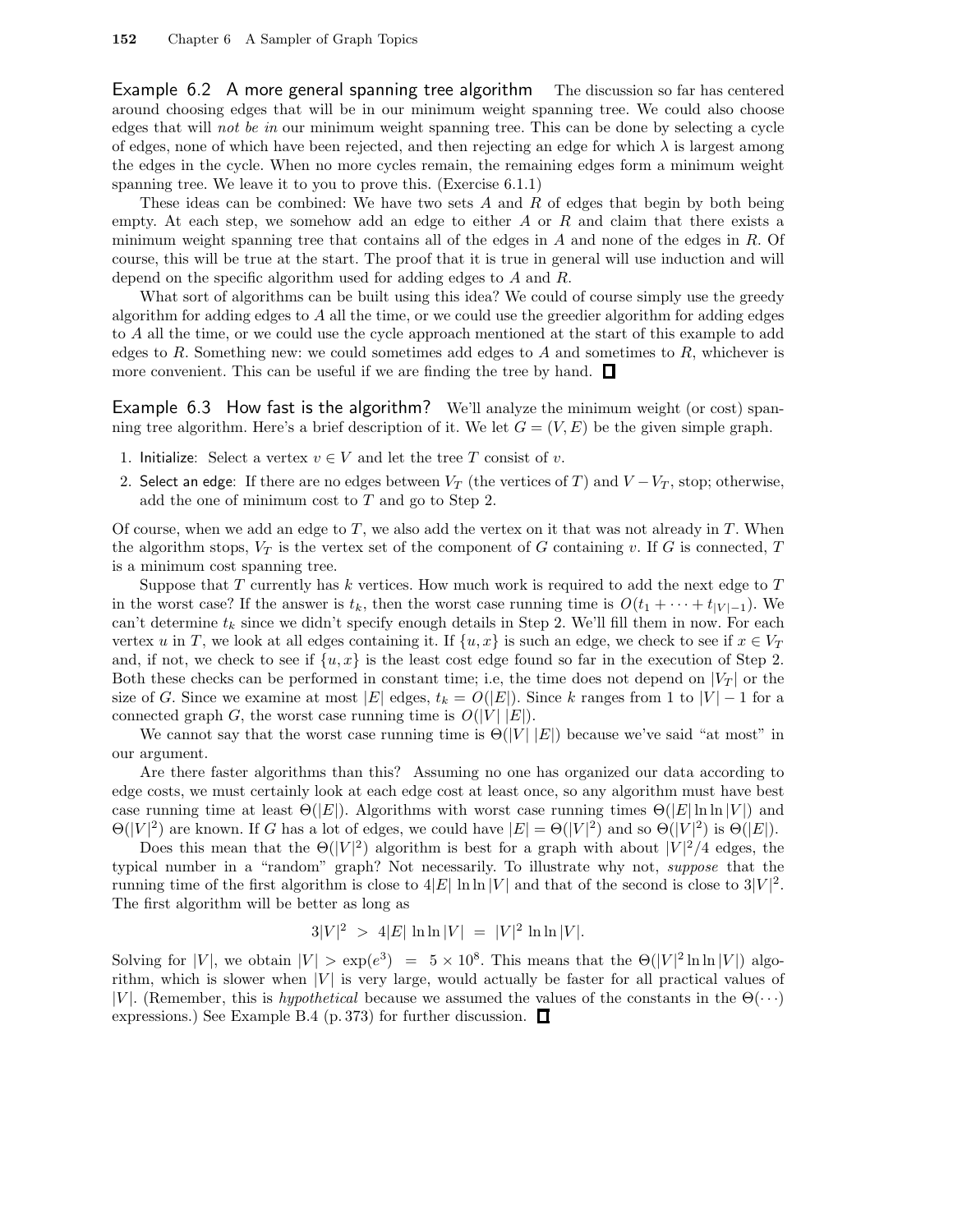**Example 6.2 A more general spanning tree algorithm** The discussion so far has centered around choosing edges that will be in our minimum weight spanning tree. We could also choose edges that will *not be in* our minimum weight spanning tree. This can be done by selecting a cycle of edges, none of which have been rejected, and then rejecting an edge for which $\lambda$ is largest among the edges in the cycle. When no more cycles remain, the remaining edges form a minimum weight spanning tree. We leave it to you to prove this. (Exercise 6.1.1)

These ideas can be combined: We have two sets $A$ and $R$ of edges that begin by both being empty. At each step, we somehow add an edge to either $A$ or $R$ and claim that there exists a minimum weight spanning tree that contains all of the edges in $A$ and none of the edges in $R$. Of course, this will be true at the start. The proof that it is true in general will use induction and will depend on the specific algorithm used for adding edges to $A$ and $R$.

What sort of algorithms can be built using this idea? We could of course simply use the greedy algorithm for adding edges to $A$ all the time, or we could use the greedier algorithm for adding edges to $A$ all the time, or we could use the cycle approach mentioned at the start of this example to add edges to $R$. Something new: we could sometimes add edges to $A$ and sometimes to $R$, whichever is more convenient. This can be useful if we are finding the tree by hand. □

**Example 6.3 How fast is the algorithm?** We'll analyze the minimum weight (or cost) spanning tree algorithm. Here's a brief description of it. We let $G = (V, E)$ be the given simple graph.

1. Initialize: Select a vertex $v \in V$ and let the tree $T$ consist of $v$.
2. Select an edge: If there are no edges between $V_T$ (the vertices of $T$) and $V - V_T$, stop; otherwise, add the one of minimum cost to $T$ and go to Step 2.

Of course, when we add an edge to $T$, we also add the vertex on it that was not already in $T$. When the algorithm stops, $V_T$ is the vertex set of the component of $G$ containing $v$. If $G$ is connected, $T$ is a minimum cost spanning tree.

Suppose that $T$ currently has $k$ vertices. How much work is required to add the next edge to $T$ in the worst case? If the answer is $t_k$, then the worst case running time is $O(t_1 + \cdots + t_{|V|-1})$. We can't determine $t_k$ since we didn't specify enough details in Step 2. We'll fill them in now. For each vertex $u$ in $T$, we look at all edges containing it. If $\{u, x\}$ is such an edge, we check to see if $x \in V_T$ and, if not, we check to see if $\{u, x\}$ is the least cost edge found so far in the execution of Step 2. Both these checks can be performed in constant time; i.e, the time does not depend on $|V_T|$ or the size of $G$. Since we examine at most $|E|$ edges, $t_k = O(|E|)$. Since $k$ ranges from 1 to $|V| - 1$ for a connected graph $G$, the worst case running time is $O(|V|\,|E|)$.

We cannot say that the worst case running time is $\Theta(|V|\,|E|)$ because we've said "at most" in our argument.

Are there faster algorithms than this? Assuming no one has organized our data according to edge costs, we must certainly look at each edge cost at least once, so any algorithm must have best case running time at least $\Theta(|E|)$. Algorithms with worst case running times $\Theta(|E| \ln\ln |V|)$ and $\Theta(|V|^2)$ are known. If $G$ has a lot of edges, we could have $|E| = \Theta(|V|^2)$ and so $\Theta(|V|^2)$ is $\Theta(|E|)$.

Does this mean that the $\Theta(|V|^2)$ algorithm is best for a graph with about $|V|^2/4$ edges, the typical number in a "random" graph? Not necessarily. To illustrate why not, *suppose* that the running time of the first algorithm is close to $4|E| \ln\ln |V|$ and that of the second is close to $3|V|^2$. The first algorithm will be better as long as

$$3|V|^2 \; > \; 4|E| \ln\ln |V| \; = \; |V|^2 \ln\ln |V|.$$

Solving for $|V|$, we obtain $|V| > \exp(e^3) \; = \; 5 \times 10^8$. This means that the $\Theta(|V|^2 \ln\ln |V|)$ algorithm, which is slower when $|V|$ is very large, would actually be faster for all practical values of $|V|$. (Remember, this is *hypothetical* because we assumed the values of the constants in the $\Theta(\cdots)$ expressions.) See Example B.4 (p. 373) for further discussion. □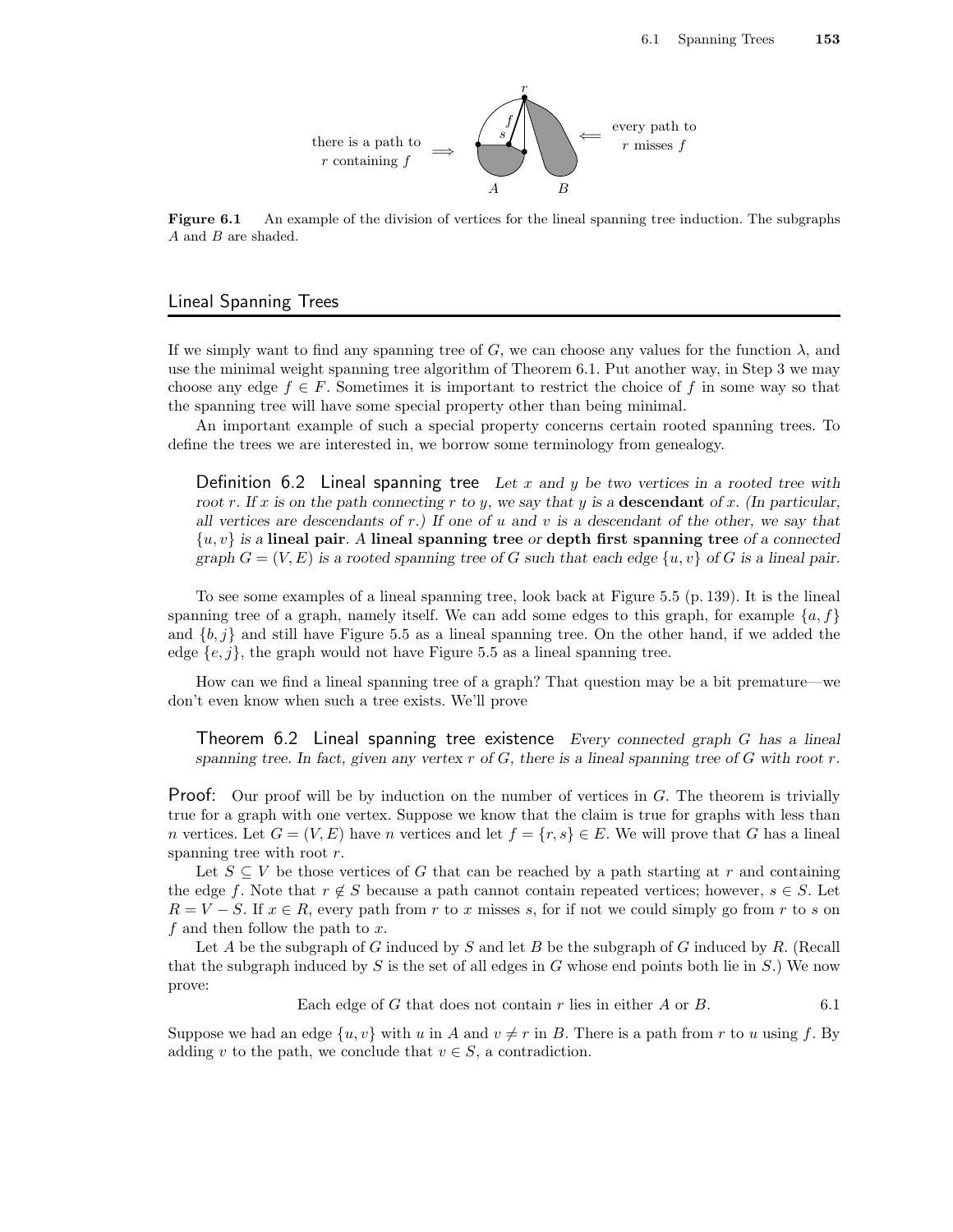there is a path to $r$ containing $f$ $\Longrightarrow$ … $\Longleftarrow$ every path to $r$ misses $f$

**Figure 6.1** An example of the division of vertices for the lineal spanning tree induction. The subgraphs $A$ and $B$ are shaded.

## Lineal Spanning Trees

If we simply want to find any spanning tree of $G$, we can choose any values for the function $\lambda$, and use the minimal weight spanning tree algorithm of Theorem 6.1. Put another way, in Step 3 we may choose any edge $f \in F$. Sometimes it is important to restrict the choice of $f$ in some way so that the spanning tree will have some special property other than being minimal.

An important example of such a special property concerns certain rooted spanning trees. To define the trees we are interested in, we borrow some terminology from genealogy.

**Definition 6.2 Lineal spanning tree** *Let $x$ and $y$ be two vertices in a rooted tree with root $r$. If $x$ is on the path connecting $r$ to $y$, we say that $y$ is a* **descendant** *of $x$. (In particular, all vertices are descendants of $r$.) If one of $u$ and $v$ is a descendant of the other, we say that $\{u, v\}$ is a* **lineal pair**. *A* **lineal spanning tree** *or* **depth first spanning tree** *of a connected graph $G = (V, E)$ is a rooted spanning tree of $G$ such that each edge $\{u, v\}$ of $G$ is a lineal pair.*

To see some examples of a lineal spanning tree, look back at Figure 5.5 (p. 139). It is the lineal spanning tree of a graph, namely itself. We can add some edges to this graph, for example $\{a, f\}$ and $\{b, j\}$ and still have Figure 5.5 as a lineal spanning tree. On the other hand, if we added the edge $\{e, j\}$, the graph would not have Figure 5.5 as a lineal spanning tree.

How can we find a lineal spanning tree of a graph? That question may be a bit premature—we don't even know when such a tree exists. We'll prove

**Theorem 6.2 Lineal spanning tree existence** *Every connected graph $G$ has a lineal spanning tree. In fact, given any vertex $r$ of $G$, there is a lineal spanning tree of $G$ with root $r$.*

**Proof:** Our proof will be by induction on the number of vertices in $G$. The theorem is trivially true for a graph with one vertex. Suppose we know that the claim is true for graphs with less than $n$ vertices. Let $G = (V, E)$ have $n$ vertices and let $f = \{r, s\} \in E$. We will prove that $G$ has a lineal spanning tree with root $r$.

Let $S \subseteq V$ be those vertices of $G$ that can be reached by a path starting at $r$ and containing the edge $f$. Note that $r \notin S$ because a path cannot contain repeated vertices; however, $s \in S$. Let $R = V - S$. If $x \in R$, every path from $r$ to $x$ misses $s$, for if not we could simply go from $r$ to $s$ on $f$ and then follow the path to $x$.

Let $A$ be the subgraph of $G$ induced by $S$ and let $B$ be the subgraph of $G$ induced by $R$. (Recall that the subgraph induced by $S$ is the set of all edges in $G$ whose end points both lie in $S$.) We now prove:

$$\text{Each edge of } G \text{ that does not contain } r \text{ lies in either } A \text{ or } B. \qquad 6.1$$

Suppose we had an edge $\{u, v\}$ with $u$ in $A$ and $v \neq r$ in $B$. There is a path from $r$ to $u$ using $f$. By adding $v$ to the path, we conclude that $v \in S$, a contradiction.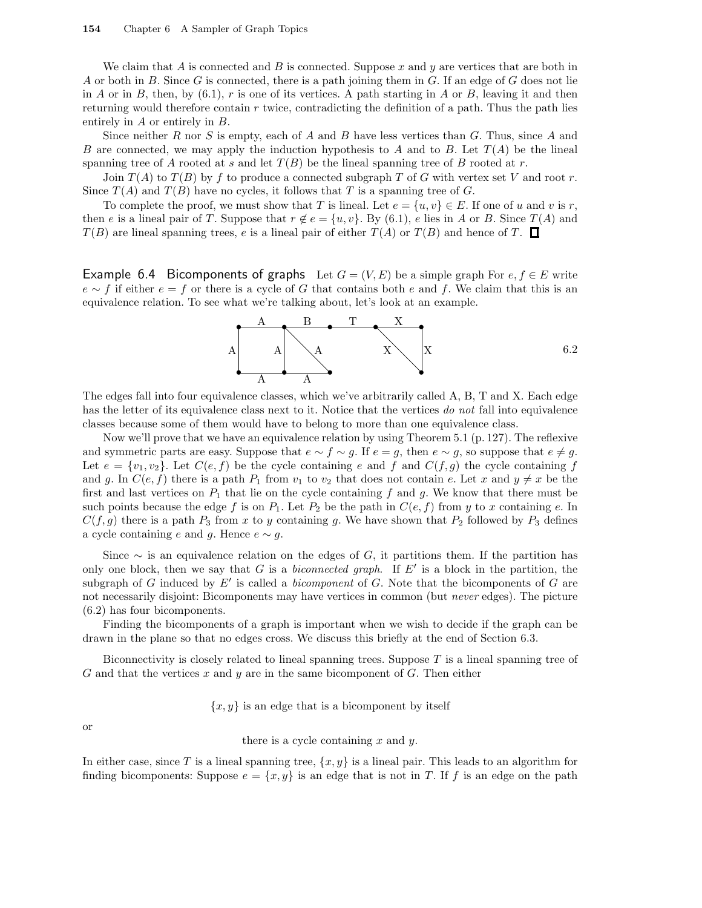We claim that $A$ is connected and $B$ is connected. Suppose $x$ and $y$ are vertices that are both in $A$ or both in $B$. Since $G$ is connected, there is a path joining them in $G$. If an edge of $G$ does not lie in $A$ or in $B$, then, by (6.1), $r$ is one of its vertices. A path starting in $A$ or $B$, leaving it and then returning would therefore contain $r$ twice, contradicting the definition of a path. Thus the path lies entirely in $A$ or entirely in $B$.

Since neither $R$ nor $S$ is empty, each of $A$ and $B$ have less vertices than $G$. Thus, since $A$ and $B$ are connected, we may apply the induction hypothesis to $A$ and to $B$. Let $T(A)$ be the lineal spanning tree of $A$ rooted at $s$ and let $T(B)$ be the lineal spanning tree of $B$ rooted at $r$.

Join $T(A)$ to $T(B)$ by $f$ to produce a connected subgraph $T$ of $G$ with vertex set $V$ and root $r$. Since $T(A)$ and $T(B)$ have no cycles, it follows that $T$ is a spanning tree of $G$.

To complete the proof, we must show that $T$ is lineal. Let $e = \{u, v\} \in E$. If one of $u$ and $v$ is $r$, then $e$ is a lineal pair of $T$. Suppose that $r \notin e = \{u, v\}$. By (6.1), $e$ lies in $A$ or $B$. Since $T(A)$ and $T(B)$ are lineal spanning trees, $e$ is a lineal pair of either $T(A)$ or $T(B)$ and hence of $T$. □

**Example 6.4 Bicomponents of graphs** Let $G = (V, E)$ be a simple graph For $e, f \in E$ write $e \sim f$ if either $e = f$ or there is a cycle of $G$ that contains both $e$ and $f$. We claim that this is an equivalence relation. To see what we're talking about, let's look at an example.

(6.2)

The edges fall into four equivalence classes, which we've arbitrarily called A, B, T and X. Each edge has the letter of its equivalence class next to it. Notice that the vertices *do not* fall into equivalence classes because some of them would have to belong to more than one equivalence class.

Now we'll prove that we have an equivalence relation by using Theorem 5.1 (p. 127). The reflexive and symmetric parts are easy. Suppose that $e \sim f \sim g$. If $e = g$, then $e \sim g$, so suppose that $e \neq g$. Let $e = \{v_1, v_2\}$. Let $C(e, f)$ be the cycle containing $e$ and $f$ and $C(f, g)$ the cycle containing $f$ and $g$. In $C(e, f)$ there is a path $P_1$ from $v_1$ to $v_2$ that does not contain $e$. Let $x$ and $y \neq x$ be the first and last vertices on $P_1$ that lie on the cycle containing $f$ and $g$. We know that there must be such points because the edge $f$ is on $P_1$. Let $P_2$ be the path in $C(e, f)$ from $y$ to $x$ containing $e$. In $C(f, g)$ there is a path $P_3$ from $x$ to $y$ containing $g$. We have shown that $P_2$ followed by $P_3$ defines a cycle containing $e$ and $g$. Hence $e \sim g$.

Since $\sim$ is an equivalence relation on the edges of $G$, it partitions them. If the partition has only one block, then we say that $G$ is a *biconnected graph*. If $E'$ is a block in the partition, the subgraph of $G$ induced by $E'$ is called a *bicomponent* of $G$. Note that the bicomponents of $G$ are not necessarily disjoint: Bicomponents may have vertices in common (but *never* edges). The picture (6.2) has four bicomponents.

Finding the bicomponents of a graph is important when we wish to decide if the graph can be drawn in the plane so that no edges cross. We discuss this briefly at the end of Section 6.3.

Biconnectivity is closely related to lineal spanning trees. Suppose $T$ is a lineal spanning tree of $G$ and that the vertices $x$ and $y$ are in the same bicomponent of $G$. Then either

$$\{x, y\} \text{ is an edge that is a bicomponent by itself}$$

or

$$\text{there is a cycle containing } x \text{ and } y.$$

In either case, since $T$ is a lineal spanning tree, $\{x, y\}$ is a lineal pair. This leads to an algorithm for finding bicomponents: Suppose $e = \{x, y\}$ is an edge that is not in $T$. If $f$ is an edge on the path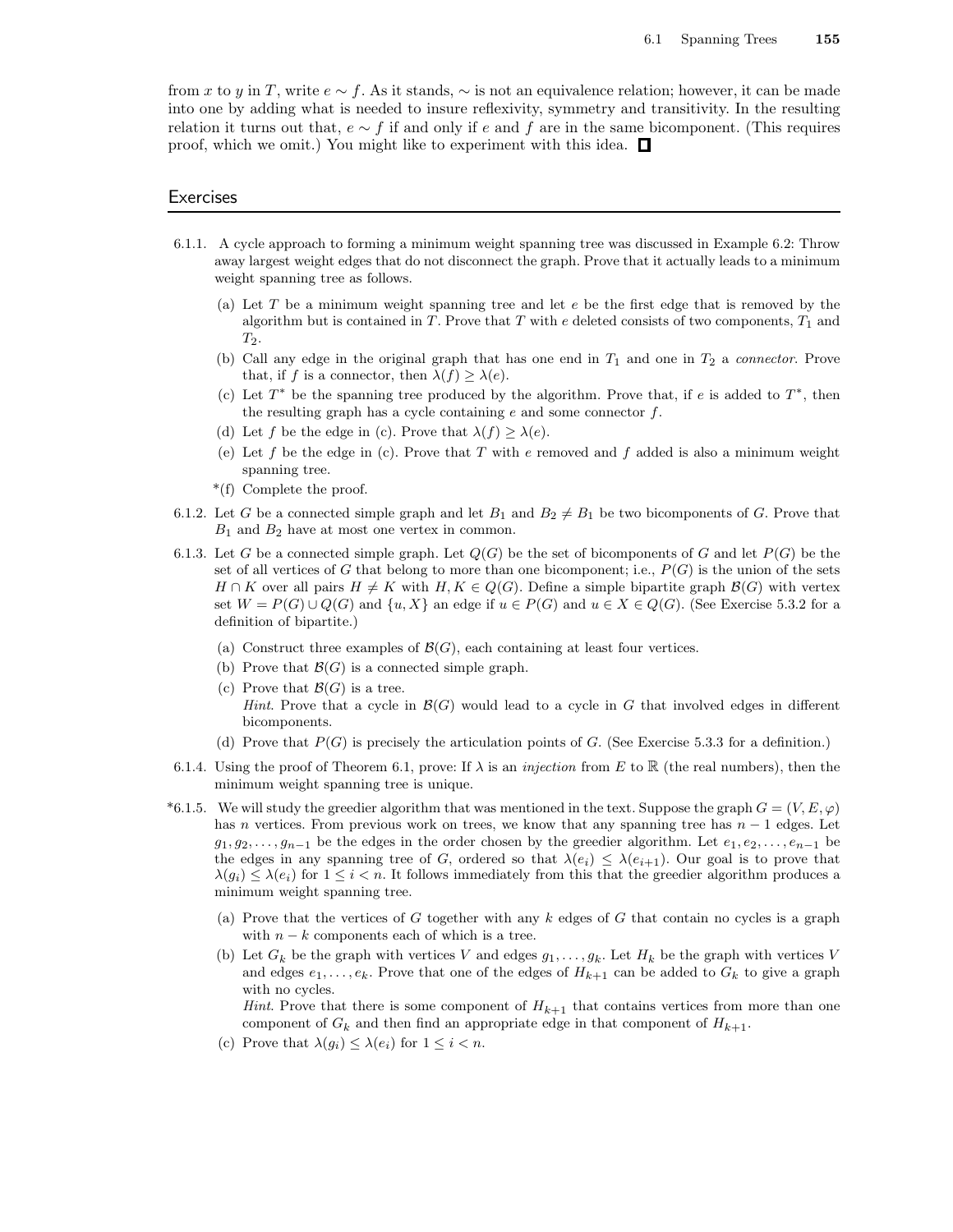from $x$ to $y$ in $T$, write $e \sim f$. As it stands, $\sim$ is not an equivalence relation; however, it can be made into one by adding what is needed to insure reflexivity, symmetry and transitivity. In the resulting relation it turns out that, $e \sim f$ if and only if $e$ and $f$ are in the same bicomponent. (This requires proof, which we omit.) You might like to experiment with this idea. □

## Exercises

6.1.1. A cycle approach to forming a minimum weight spanning tree was discussed in Example 6.2: Throw away largest weight edges that do not disconnect the graph. Prove that it actually leads to a minimum weight spanning tree as follows.

   (a) Let $T$ be a minimum weight spanning tree and let $e$ be the first edge that is removed by the algorithm but is contained in $T$. Prove that $T$ with $e$ deleted consists of two components, $T_1$ and $T_2$.

   (b) Call any edge in the original graph that has one end in $T_1$ and one in $T_2$ a *connector*. Prove that, if $f$ is a connector, then $\lambda(f) \geq \lambda(e)$.

   (c) Let $T^*$ be the spanning tree produced by the algorithm. Prove that, if $e$ is added to $T^*$, then the resulting graph has a cycle containing $e$ and some connector $f$.

   (d) Let $f$ be the edge in (c). Prove that $\lambda(f) \geq \lambda(e)$.

   (e) Let $f$ be the edge in (c). Prove that $T$ with $e$ removed and $f$ added is also a minimum weight spanning tree.

   *(f) Complete the proof.

6.1.2. Let $G$ be a connected simple graph and let $B_1$ and $B_2 \neq B_1$ be two bicomponents of $G$. Prove that $B_1$ and $B_2$ have at most one vertex in common.

6.1.3. Let $G$ be a connected simple graph. Let $Q(G)$ be the set of bicomponents of $G$ and let $P(G)$ be the set of all vertices of $G$ that belong to more than one bicomponent; i.e., $P(G)$ is the union of the sets $H \cap K$ over all pairs $H \neq K$ with $H, K \in Q(G)$. Define a simple bipartite graph $\mathcal{B}(G)$ with vertex set $W = P(G) \cup Q(G)$ and $\{u, X\}$ an edge if $u \in P(G)$ and $u \in X \in Q(G)$. (See Exercise 5.3.2 for a definition of bipartite.)

   (a) Construct three examples of $\mathcal{B}(G)$, each containing at least four vertices.

   (b) Prove that $\mathcal{B}(G)$ is a connected simple graph.

   (c) Prove that $\mathcal{B}(G)$ is a tree.
   *Hint.* Prove that a cycle in $\mathcal{B}(G)$ would lead to a cycle in $G$ that involved edges in different bicomponents.

   (d) Prove that $P(G)$ is precisely the articulation points of $G$. (See Exercise 5.3.3 for a definition.)

6.1.4. Using the proof of Theorem 6.1, prove: If $\lambda$ is an *injection* from $E$ to $\mathbb{R}$ (the real numbers), then the minimum weight spanning tree is unique.

*6.1.5. We will study the greedier algorithm that was mentioned in the text. Suppose the graph $G = (V, E, \varphi)$ has $n$ vertices. From previous work on trees, we know that any spanning tree has $n-1$ edges. Let $g_1, g_2, \ldots, g_{n-1}$ be the edges in the order chosen by the greedier algorithm. Let $e_1, e_2, \ldots, e_{n-1}$ be the edges in any spanning tree of $G$, ordered so that $\lambda(e_i) \leq \lambda(e_{i+1})$. Our goal is to prove that $\lambda(g_i) \leq \lambda(e_i)$ for $1 \leq i < n$. It follows immediately from this that the greedier algorithm produces a minimum weight spanning tree.

   (a) Prove that the vertices of $G$ together with any $k$ edges of $G$ that contain no cycles is a graph with $n-k$ components each of which is a tree.

   (b) Let $G_k$ be the graph with vertices $V$ and edges $g_1, \ldots, g_k$. Let $H_k$ be the graph with vertices $V$ and edges $e_1, \ldots, e_k$. Prove that one of the edges of $H_{k+1}$ can be added to $G_k$ to give a graph with no cycles.
   *Hint.* Prove that there is some component of $H_{k+1}$ that contains vertices from more than one component of $G_k$ and then find an appropriate edge in that component of $H_{k+1}$.

   (c) Prove that $\lambda(g_i) \leq \lambda(e_i)$ for $1 \leq i < n$.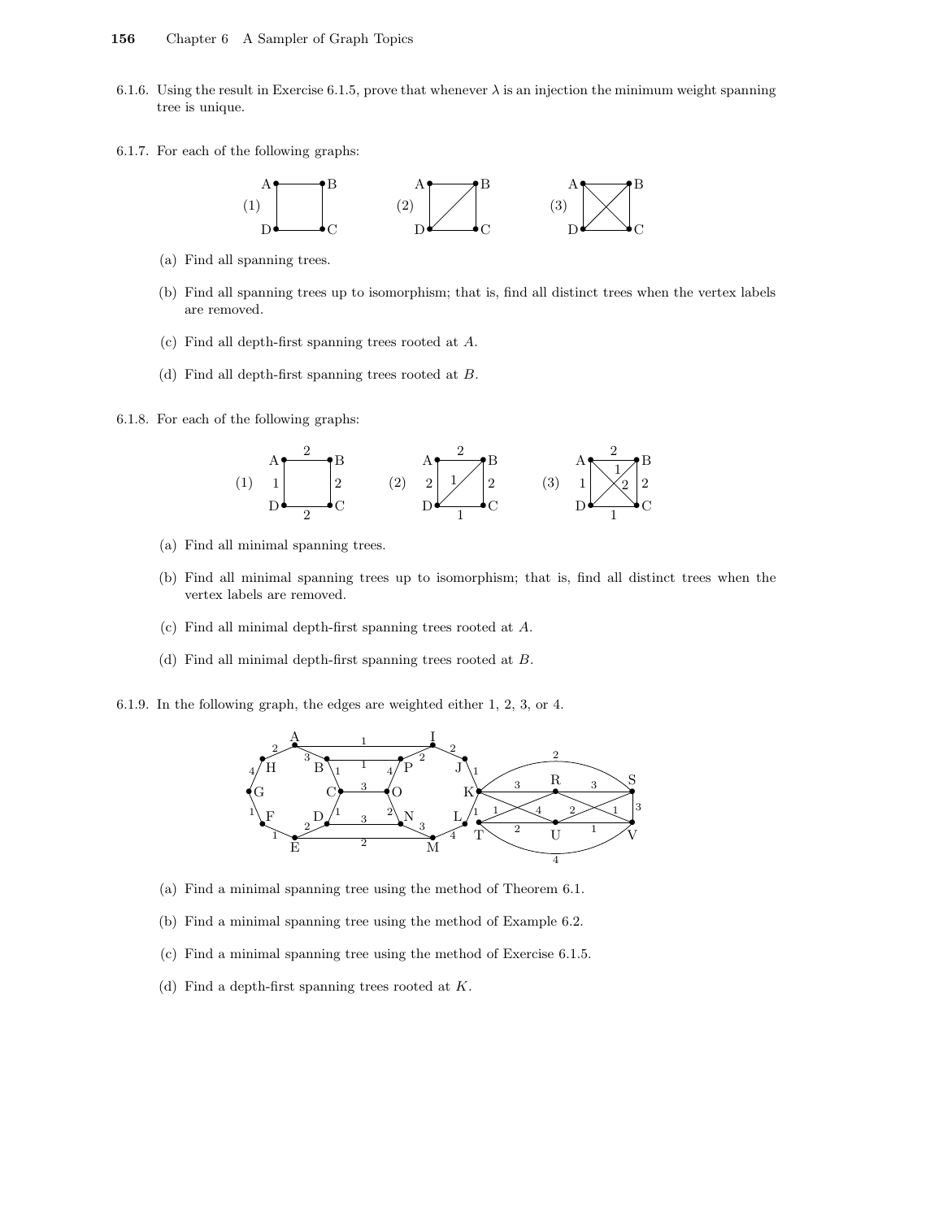6.1.6. Using the result in Exercise 6.1.5, prove that whenever $\lambda$ is an injection the minimum weight spanning tree is unique.

6.1.7. For each of the following graphs:

(a) Find all spanning trees.

(b) Find all spanning trees up to isomorphism; that is, find all distinct trees when the vertex labels are removed.

(c) Find all depth-first spanning trees rooted at $A$.

(d) Find all depth-first spanning trees rooted at $B$.

6.1.8. For each of the following graphs:

(a) Find all minimal spanning trees.

(b) Find all minimal spanning trees up to isomorphism; that is, find all distinct trees when the vertex labels are removed.

(c) Find all minimal depth-first spanning trees rooted at $A$.

(d) Find all minimal depth-first spanning trees rooted at $B$.

6.1.9. In the following graph, the edges are weighted either 1, 2, 3, or 4.

(a) Find a minimal spanning tree using the method of Theorem 6.1.

(b) Find a minimal spanning tree using the method of Example 6.2.

(c) Find a minimal spanning tree using the method of Exercise 6.1.5.

(d) Find a depth-first spanning trees rooted at $K$.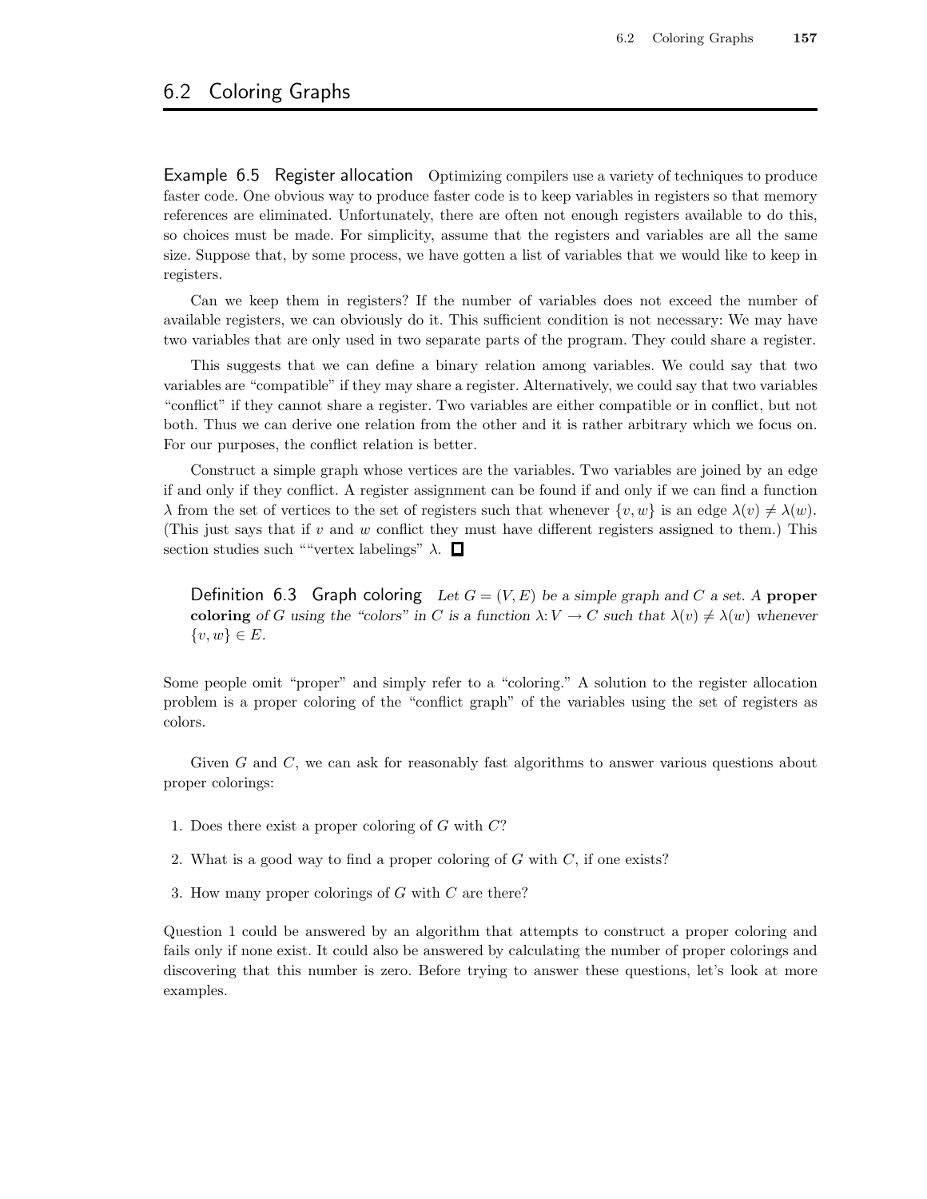## 6.2 Coloring Graphs

**Example 6.5 Register allocation** Optimizing compilers use a variety of techniques to produce faster code. One obvious way to produce faster code is to keep variables in registers so that memory references are eliminated. Unfortunately, there are often not enough registers available to do this, so choices must be made. For simplicity, assume that the registers and variables are all the same size. Suppose that, by some process, we have gotten a list of variables that we would like to keep in registers.

Can we keep them in registers? If the number of variables does not exceed the number of available registers, we can obviously do it. This sufficient condition is not necessary: We may have two variables that are only used in two separate parts of the program. They could share a register.

This suggests that we can define a binary relation among variables. We could say that two variables are "compatible" if they may share a register. Alternatively, we could say that two variables "conflict" if they cannot share a register. Two variables are either compatible or in conflict, but not both. Thus we can derive one relation from the other and it is rather arbitrary which we focus on. For our purposes, the conflict relation is better.

Construct a simple graph whose vertices are the variables. Two variables are joined by an edge if and only if they conflict. A register assignment can be found if and only if we can find a function $\lambda$ from the set of vertices to the set of registers such that whenever $\{v, w\}$ is an edge $\lambda(v) \neq \lambda(w)$. (This just says that if $v$ and $w$ conflict they must have different registers assigned to them.) This section studies such ""vertex labelings" $\lambda$. □

> **Definition 6.3 Graph coloring** *Let $G = (V, E)$ be a simple graph and $C$ a set. A* **proper coloring** *of $G$ using the "colors" in $C$ is a function $\lambda: V \to C$ such that $\lambda(v) \neq \lambda(w)$ whenever $\{v, w\} \in E$.*

Some people omit "proper" and simply refer to a "coloring." A solution to the register allocation problem is a proper coloring of the "conflict graph" of the variables using the set of registers as colors.

Given $G$ and $C$, we can ask for reasonably fast algorithms to answer various questions about proper colorings:

1. Does there exist a proper coloring of $G$ with $C$?
2. What is a good way to find a proper coloring of $G$ with $C$, if one exists?
3. How many proper colorings of $G$ with $C$ are there?

Question 1 could be answered by an algorithm that attempts to construct a proper coloring and fails only if none exist. It could also be answered by calculating the number of proper colorings and discovering that this number is zero. Before trying to answer these questions, let's look at more examples.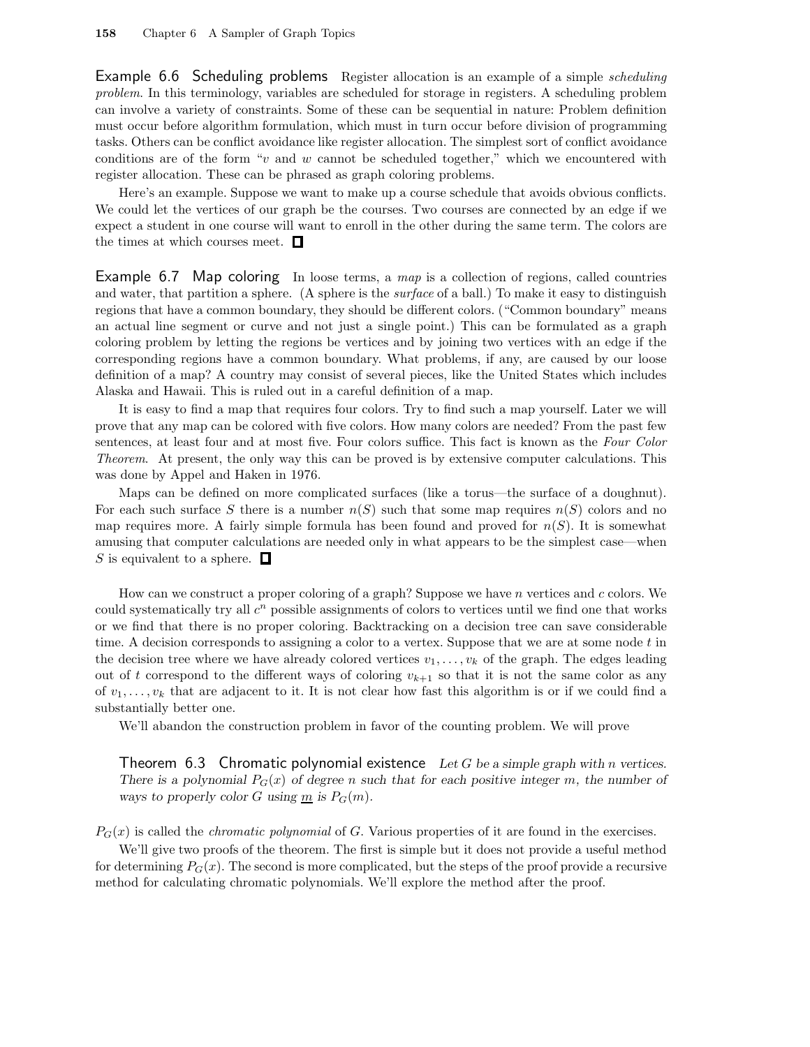**Example 6.6 Scheduling problems** Register allocation is an example of a simple *scheduling problem*. In this terminology, variables are scheduled for storage in registers. A scheduling problem can involve a variety of constraints. Some of these can be sequential in nature: Problem definition must occur before algorithm formulation, which must in turn occur before division of programming tasks. Others can be conflict avoidance like register allocation. The simplest sort of conflict avoidance conditions are of the form "$v$ and $w$ cannot be scheduled together," which we encountered with register allocation. These can be phrased as graph coloring problems.

Here's an example. Suppose we want to make up a course schedule that avoids obvious conflicts. We could let the vertices of our graph be the courses. Two courses are connected by an edge if we expect a student in one course will want to enroll in the other during the same term. The colors are the times at which courses meet. □

**Example 6.7 Map coloring** In loose terms, a *map* is a collection of regions, called countries and water, that partition a sphere. (A sphere is the *surface* of a ball.) To make it easy to distinguish regions that have a common boundary, they should be different colors. ("Common boundary" means an actual line segment or curve and not just a single point.) This can be formulated as a graph coloring problem by letting the regions be vertices and by joining two vertices with an edge if the corresponding regions have a common boundary. What problems, if any, are caused by our loose definition of a map? A country may consist of several pieces, like the United States which includes Alaska and Hawaii. This is ruled out in a careful definition of a map.

It is easy to find a map that requires four colors. Try to find such a map yourself. Later we will prove that any map can be colored with five colors. How many colors are needed? From the past few sentences, at least four and at most five. Four colors suffice. This fact is known as the *Four Color Theorem*. At present, the only way this can be proved is by extensive computer calculations. This was done by Appel and Haken in 1976.

Maps can be defined on more complicated surfaces (like a torus—the surface of a doughnut). For each such surface $S$ there is a number $n(S)$ such that some map requires $n(S)$ colors and no map requires more. A fairly simple formula has been found and proved for $n(S)$. It is somewhat amusing that computer calculations are needed only in what appears to be the simplest case—when $S$ is equivalent to a sphere. □

How can we construct a proper coloring of a graph? Suppose we have $n$ vertices and $c$ colors. We could systematically try all $c^n$ possible assignments of colors to vertices until we find one that works or we find that there is no proper coloring. Backtracking on a decision tree can save considerable time. A decision corresponds to assigning a color to a vertex. Suppose that we are at some node $t$ in the decision tree where we have already colored vertices $v_1, \ldots, v_k$ of the graph. The edges leading out of $t$ correspond to the different ways of coloring $v_{k+1}$ so that it is not the same color as any of $v_1, \ldots, v_k$ that are adjacent to it. It is not clear how fast this algorithm is or if we could find a substantially better one.

We'll abandon the construction problem in favor of the counting problem. We will prove

**Theorem 6.3 Chromatic polynomial existence** *Let $G$ be a simple graph with $n$ vertices. There is a polynomial $P_G(x)$ of degree $n$ such that for each positive integer $m$, the number of ways to properly color $G$ using $\underline{m}$ is $P_G(m)$.*

$P_G(x)$ is called the *chromatic polynomial* of $G$. Various properties of it are found in the exercises.

We'll give two proofs of the theorem. The first is simple but it does not provide a useful method for determining $P_G(x)$. The second is more complicated, but the steps of the proof provide a recursive method for calculating chromatic polynomials. We'll explore the method after the proof.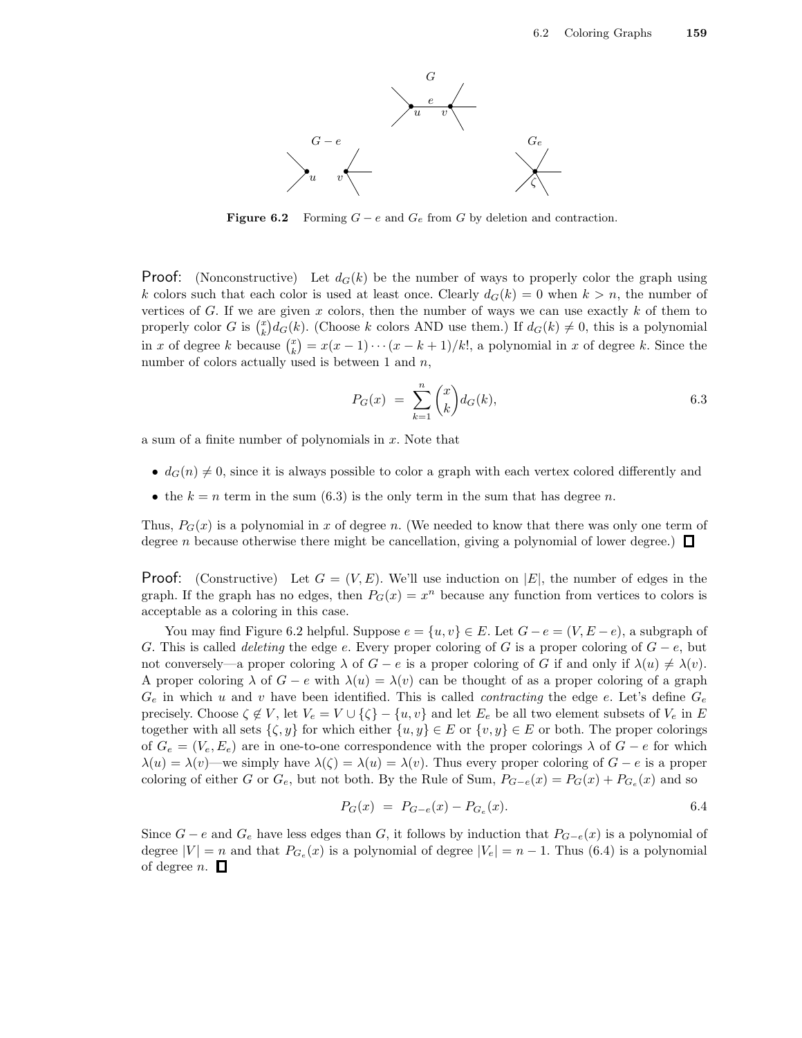**Figure 6.2** Forming $G - e$ and $G_e$ from $G$ by deletion and contraction.

**Proof:** (Nonconstructive) Let $d_G(k)$ be the number of ways to properly color the graph using $k$ colors such that each color is used at least once. Clearly $d_G(k) = 0$ when $k > n$, the number of vertices of $G$. If we are given $x$ colors, then the number of ways we can use exactly $k$ of them to properly color $G$ is $\binom{x}{k} d_G(k)$. (Choose $k$ colors AND use them.) If $d_G(k) \neq 0$, this is a polynomial in $x$ of degree $k$ because $\binom{x}{k} = x(x-1)\cdots(x-k+1)/k!$, a polynomial in $x$ of degree $k$. Since the number of colors actually used is between 1 and $n$,

$$P_G(x) \;=\; \sum_{k=1}^{n} \binom{x}{k} d_G(k), \qquad 6.3$$

a sum of a finite number of polynomials in $x$. Note that

- $d_G(n) \neq 0$, since it is always possible to color a graph with each vertex colored differently and
- the $k = n$ term in the sum (6.3) is the only term in the sum that has degree $n$.

Thus, $P_G(x)$ is a polynomial in $x$ of degree $n$. (We needed to know that there was only one term of degree $n$ because otherwise there might be cancellation, giving a polynomial of lower degree.) □

**Proof:** (Constructive) Let $G = (V, E)$. We'll use induction on $|E|$, the number of edges in the graph. If the graph has no edges, then $P_G(x) = x^n$ because any function from vertices to colors is acceptable as a coloring in this case.

You may find Figure 6.2 helpful. Suppose $e = \{u, v\} \in E$. Let $G - e = (V, E - e)$, a subgraph of $G$. This is called *deleting* the edge $e$. Every proper coloring of $G$ is a proper coloring of $G - e$, but not conversely—a proper coloring $\lambda$ of $G - e$ is a proper coloring of $G$ if and only if $\lambda(u) \neq \lambda(v)$. A proper coloring $\lambda$ of $G - e$ with $\lambda(u) = \lambda(v)$ can be thought of as a proper coloring of a graph $G_e$ in which $u$ and $v$ have been identified. This is called *contracting* the edge $e$. Let's define $G_e$ precisely. Choose $\zeta \notin V$, let $V_e = V \cup \{\zeta\} - \{u, v\}$ and let $E_e$ be all two element subsets of $V_e$ in $E$ together with all sets $\{\zeta, y\}$ for which either $\{u, y\} \in E$ or $\{v, y\} \in E$ or both. The proper colorings of $G_e = (V_e, E_e)$ are in one-to-one correspondence with the proper colorings $\lambda$ of $G - e$ for which $\lambda(u) = \lambda(v)$—we simply have $\lambda(\zeta) = \lambda(u) = \lambda(v)$. Thus every proper coloring of $G - e$ is a proper coloring of either $G$ or $G_e$, but not both. By the Rule of Sum, $P_{G-e}(x) = P_G(x) + P_{G_e}(x)$ and so

$$P_G(x) \;=\; P_{G-e}(x) - P_{G_e}(x). \qquad 6.4$$

Since $G - e$ and $G_e$ have less edges than $G$, it follows by induction that $P_{G-e}(x)$ is a polynomial of degree $|V| = n$ and that $P_{G_e}(x)$ is a polynomial of degree $|V_e| = n - 1$. Thus (6.4) is a polynomial of degree $n$. □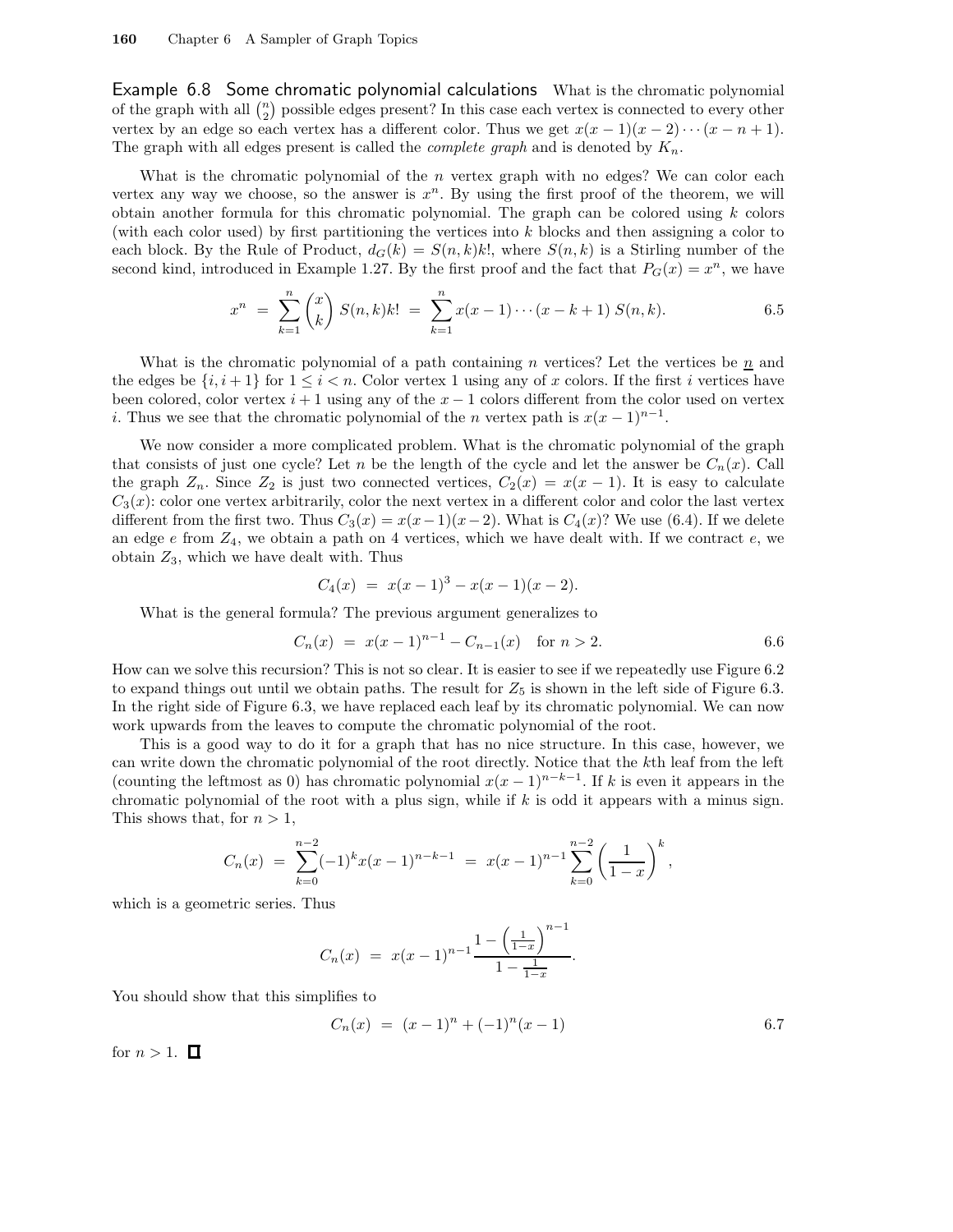**Example 6.8 Some chromatic polynomial calculations** What is the chromatic polynomial of the graph with all $\binom{n}{2}$ possible edges present? In this case each vertex is connected to every other vertex by an edge so each vertex has a different color. Thus we get $x(x-1)(x-2)\cdots(x-n+1)$. The graph with all edges present is called the *complete graph* and is denoted by $K_n$.

What is the chromatic polynomial of the $n$ vertex graph with no edges? We can color each vertex any way we choose, so the answer is $x^n$. By using the first proof of the theorem, we will obtain another formula for this chromatic polynomial. The graph can be colored using $k$ colors (with each color used) by first partitioning the vertices into $k$ blocks and then assigning a color to each block. By the Rule of Product, $d_G(k) = S(n,k)k!$, where $S(n,k)$ is a Stirling number of the second kind, introduced in Example 1.27. By the first proof and the fact that $P_G(x) = x^n$, we have

$$x^n \;=\; \sum_{k=1}^{n} \binom{x}{k} S(n,k)k! \;=\; \sum_{k=1}^{n} x(x-1)\cdots(x-k+1)\, S(n,k). \tag{6.5}$$

What is the chromatic polynomial of a path containing $n$ vertices? Let the vertices be $\underline{n}$ and the edges be $\{i, i+1\}$ for $1 \le i < n$. Color vertex 1 using any of $x$ colors. If the first $i$ vertices have been colored, color vertex $i+1$ using any of the $x-1$ colors different from the color used on vertex $i$. Thus we see that the chromatic polynomial of the $n$ vertex path is $x(x-1)^{n-1}$.

We now consider a more complicated problem. What is the chromatic polynomial of the graph that consists of just one cycle? Let $n$ be the length of the cycle and let the answer be $C_n(x)$. Call the graph $Z_n$. Since $Z_2$ is just two connected vertices, $C_2(x) = x(x-1)$. It is easy to calculate $C_3(x)$: color one vertex arbitrarily, color the next vertex in a different color and color the last vertex different from the first two. Thus $C_3(x) = x(x-1)(x-2)$. What is $C_4(x)$? We use (6.4). If we delete an edge $e$ from $Z_4$, we obtain a path on 4 vertices, which we have dealt with. If we contract $e$, we obtain $Z_3$, which we have dealt with. Thus

$$C_4(x) \;=\; x(x-1)^3 - x(x-1)(x-2).$$

What is the general formula? The previous argument generalizes to

$$C_n(x) \;=\; x(x-1)^{n-1} - C_{n-1}(x) \quad \text{for } n > 2. \tag{6.6}$$

How can we solve this recursion? This is not so clear. It is easier to see if we repeatedly use Figure 6.2 to expand things out until we obtain paths. The result for $Z_5$ is shown in the left side of Figure 6.3. In the right side of Figure 6.3, we have replaced each leaf by its chromatic polynomial. We can now work upwards from the leaves to compute the chromatic polynomial of the root.

This is a good way to do it for a graph that has no nice structure. In this case, however, we can write down the chromatic polynomial of the root directly. Notice that the $k$th leaf from the left (counting the leftmost as 0) has chromatic polynomial $x(x-1)^{n-k-1}$. If $k$ is even it appears in the chromatic polynomial of the root with a plus sign, while if $k$ is odd it appears with a minus sign. This shows that, for $n > 1$,

$$C_n(x) \;=\; \sum_{k=0}^{n-2} (-1)^k x(x-1)^{n-k-1} \;=\; x(x-1)^{n-1} \sum_{k=0}^{n-2} \left(\frac{1}{1-x}\right)^k,$$

which is a geometric series. Thus

$$C_n(x) \;=\; x(x-1)^{n-1} \frac{1 - \left(\frac{1}{1-x}\right)^{n-1}}{1 - \frac{1}{1-x}}.$$

You should show that this simplifies to

$$C_n(x) \;=\; (x-1)^n + (-1)^n (x-1) \tag{6.7}$$

for $n > 1$. □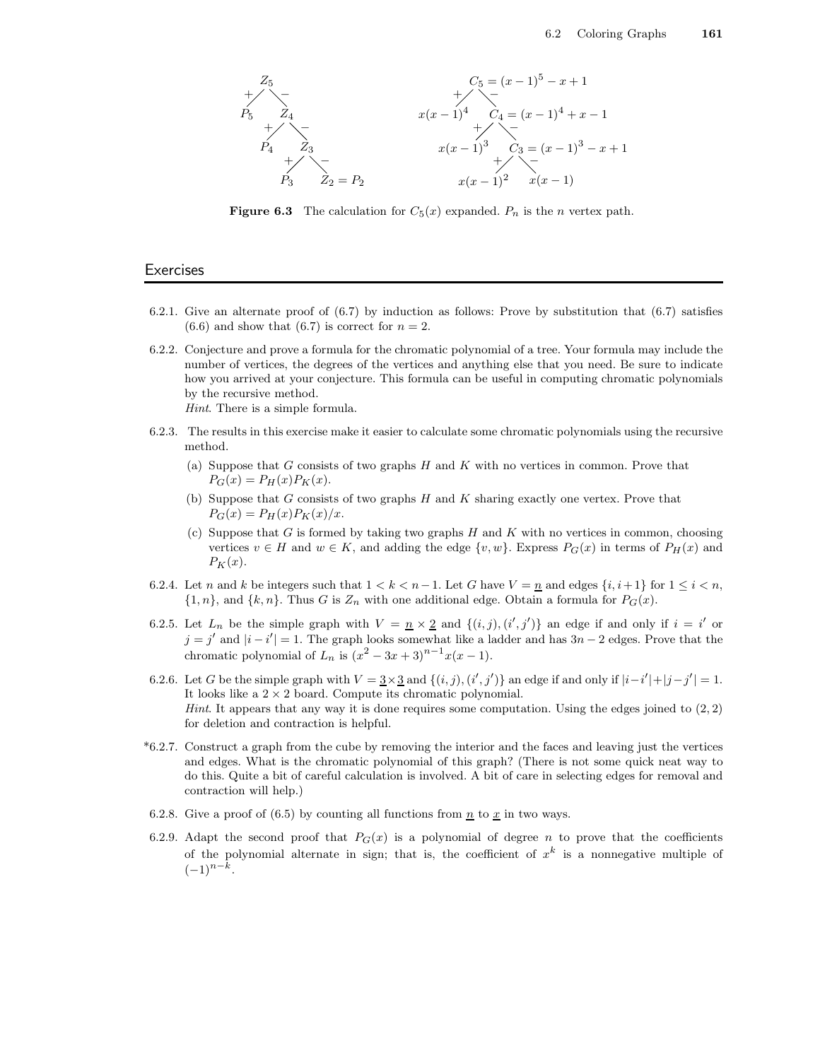Figure 6.3 The calculation for $C_5(x)$ expanded. $P_n$ is the $n$ vertex path.

## Exercises

6.2.1. Give an alternate proof of (6.7) by induction as follows: Prove by substitution that (6.7) satisfies (6.6) and show that (6.7) is correct for $n = 2$.

6.2.2. Conjecture and prove a formula for the chromatic polynomial of a tree. Your formula may include the number of vertices, the degrees of the vertices and anything else that you need. Be sure to indicate how you arrived at your conjecture. This formula can be useful in computing chromatic polynomials by the recursive method.
*Hint*. There is a simple formula.

6.2.3. The results in this exercise make it easier to calculate some chromatic polynomials using the recursive method.

(a) Suppose that $G$ consists of two graphs $H$ and $K$ with no vertices in common. Prove that $P_G(x) = P_H(x)P_K(x)$.

(b) Suppose that $G$ consists of two graphs $H$ and $K$ sharing exactly one vertex. Prove that $P_G(x) = P_H(x)P_K(x)/x$.

(c) Suppose that $G$ is formed by taking two graphs $H$ and $K$ with no vertices in common, choosing vertices $v \in H$ and $w \in K$, and adding the edge $\{v, w\}$. Express $P_G(x)$ in terms of $P_H(x)$ and $P_K(x)$.

6.2.4. Let $n$ and $k$ be integers such that $1 < k < n-1$. Let $G$ have $V = \underline{n}$ and edges $\{i, i+1\}$ for $1 \le i < n$, $\{1, n\}$, and $\{k, n\}$. Thus $G$ is $Z_n$ with one additional edge. Obtain a formula for $P_G(x)$.

6.2.5. Let $L_n$ be the simple graph with $V = \underline{n} \times \underline{2}$ and $\{(i,j), (i',j')\}$ an edge if and only if $i = i'$ or $j = j'$ and $|i - i'| = 1$. The graph looks somewhat like a ladder and has $3n - 2$ edges. Prove that the chromatic polynomial of $L_n$ is $(x^2 - 3x + 3)^{n-1}x(x-1)$.

6.2.6. Let $G$ be the simple graph with $V = \underline{3} \times \underline{3}$ and $\{(i,j), (i',j')\}$ an edge if and only if $|i-i'|+|j-j'| = 1$. It looks like a $2 \times 2$ board. Compute its chromatic polynomial.
*Hint*. It appears that any way it is done requires some computation. Using the edges joined to $(2,2)$ for deletion and contraction is helpful.

*6.2.7. Construct a graph from the cube by removing the interior and the faces and leaving just the vertices and edges. What is the chromatic polynomial of this graph? (There is not some quick neat way to do this. Quite a bit of careful calculation is involved. A bit of care in selecting edges for removal and contraction will help.)

6.2.8. Give a proof of (6.5) by counting all functions from $\underline{n}$ to $\underline{x}$ in two ways.

6.2.9. Adapt the second proof that $P_G(x)$ is a polynomial of degree $n$ to prove that the coefficients of the polynomial alternate in sign; that is, the coefficient of $x^k$ is a nonnegative multiple of $(-1)^{n-k}$.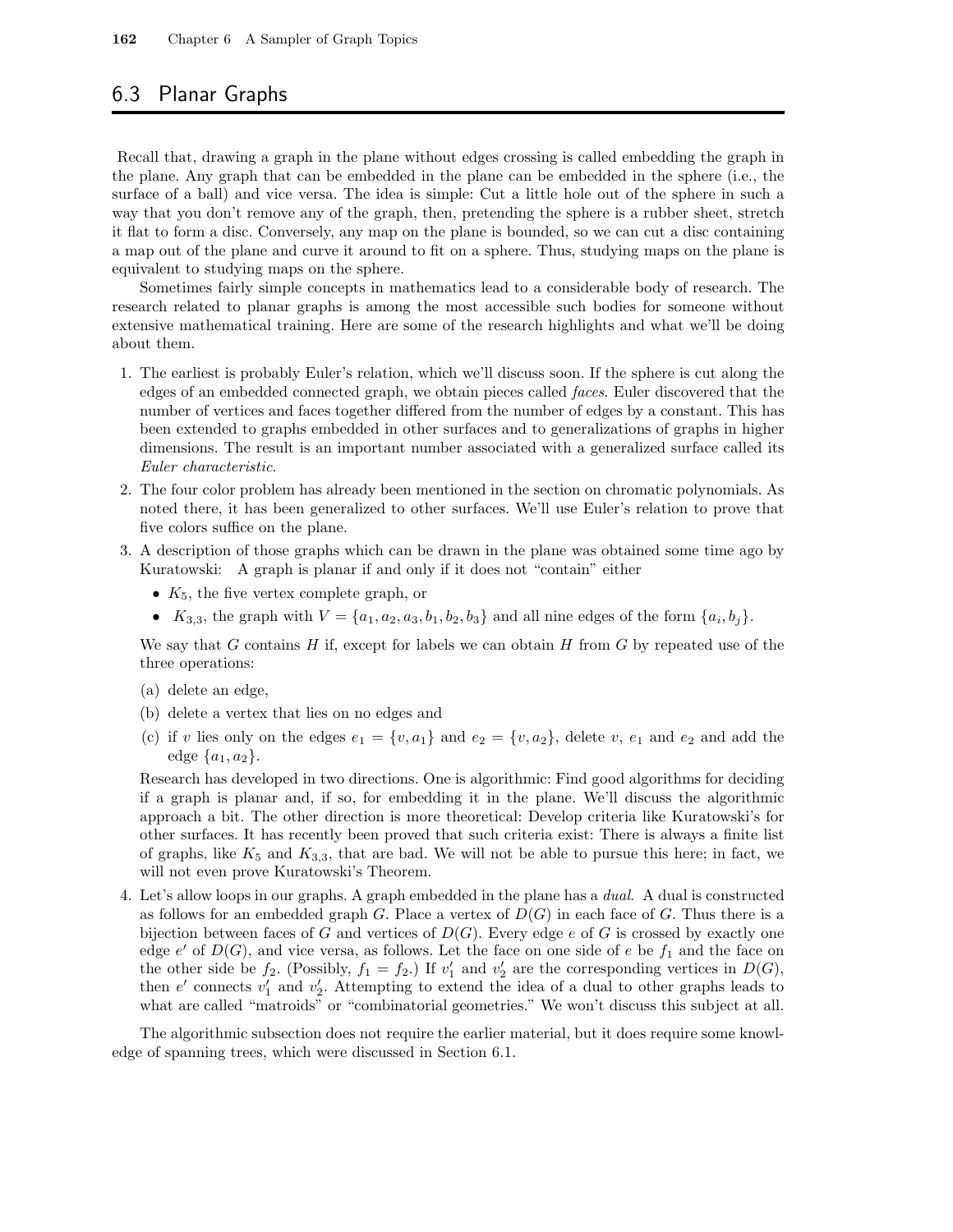## 6.3 Planar Graphs

Recall that, drawing a graph in the plane without edges crossing is called embedding the graph in the plane. Any graph that can be embedded in the plane can be embedded in the sphere (i.e., the surface of a ball) and vice versa. The idea is simple: Cut a little hole out of the sphere in such a way that you don't remove any of the graph, then, pretending the sphere is a rubber sheet, stretch it flat to form a disc. Conversely, any map on the plane is bounded, so we can cut a disc containing a map out of the plane and curve it around to fit on a sphere. Thus, studying maps on the plane is equivalent to studying maps on the sphere.

Sometimes fairly simple concepts in mathematics lead to a considerable body of research. The research related to planar graphs is among the most accessible such bodies for someone without extensive mathematical training. Here are some of the research highlights and what we'll be doing about them.

1. The earliest is probably Euler's relation, which we'll discuss soon. If the sphere is cut along the edges of an embedded connected graph, we obtain pieces called *faces*. Euler discovered that the number of vertices and faces together differed from the number of edges by a constant. This has been extended to graphs embedded in other surfaces and to generalizations of graphs in higher dimensions. The result is an important number associated with a generalized surface called its *Euler characteristic*.
2. The four color problem has already been mentioned in the section on chromatic polynomials. As noted there, it has been generalized to other surfaces. We'll use Euler's relation to prove that five colors suffice on the plane.
3. A description of those graphs which can be drawn in the plane was obtained some time ago by Kuratowski: A graph is planar if and only if it does not "contain" either
   - $K_5$, the five vertex complete graph, or
   - $K_{3,3}$, the graph with $V = \{a_1, a_2, a_3, b_1, b_2, b_3\}$ and all nine edges of the form $\{a_i, b_j\}$.

   We say that $G$ contains $H$ if, except for labels we can obtain $H$ from $G$ by repeated use of the three operations:

   (a) delete an edge,

   (b) delete a vertex that lies on no edges and

   (c) if $v$ lies only on the edges $e_1 = \{v, a_1\}$ and $e_2 = \{v, a_2\}$, delete $v$, $e_1$ and $e_2$ and add the edge $\{a_1, a_2\}$.

   Research has developed in two directions. One is algorithmic: Find good algorithms for deciding if a graph is planar and, if so, for embedding it in the plane. We'll discuss the algorithmic approach a bit. The other direction is more theoretical: Develop criteria like Kuratowski's for other surfaces. It has recently been proved that such criteria exist: There is always a finite list of graphs, like $K_5$ and $K_{3,3}$, that are bad. We will not be able to pursue this here; in fact, we will not even prove Kuratowski's Theorem.
4. Let's allow loops in our graphs. A graph embedded in the plane has a *dual*. A dual is constructed as follows for an embedded graph $G$. Place a vertex of $D(G)$ in each face of $G$. Thus there is a bijection between faces of $G$ and vertices of $D(G)$. Every edge $e$ of $G$ is crossed by exactly one edge $e'$ of $D(G)$, and vice versa, as follows. Let the face on one side of $e$ be $f_1$ and the face on the other side be $f_2$. (Possibly, $f_1 = f_2$.) If $v_1'$ and $v_2'$ are the corresponding vertices in $D(G)$, then $e'$ connects $v_1'$ and $v_2'$. Attempting to extend the idea of a dual to other graphs leads to what are called "matroids" or "combinatorial geometries." We won't discuss this subject at all.

The algorithmic subsection does not require the earlier material, but it does require some knowledge of spanning trees, which were discussed in Section 6.1.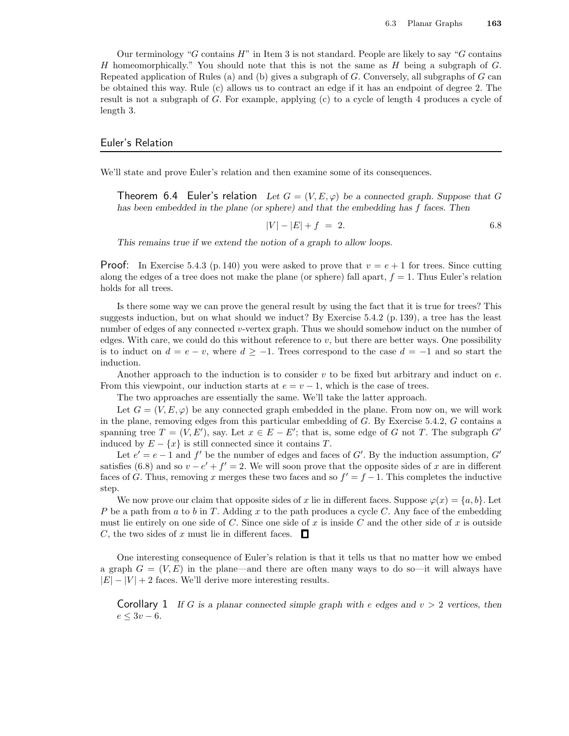Our terminology "$G$ contains $H$" in Item 3 is not standard. People are likely to say "$G$ contains $H$ homeomorphically." You should note that this is not the same as $H$ being a subgraph of $G$. Repeated application of Rules (a) and (b) gives a subgraph of $G$. Conversely, all subgraphs of $G$ can be obtained this way. Rule (c) allows us to contract an edge if it has an endpoint of degree 2. The result is not a subgraph of $G$. For example, applying (c) to a cycle of length 4 produces a cycle of length 3.

## Euler's Relation

We'll state and prove Euler's relation and then examine some of its consequences.

**Theorem 6.4 Euler's relation** *Let $G = (V, E, \varphi)$ be a connected graph. Suppose that $G$ has been embedded in the plane (or sphere) and that the embedding has $f$ faces. Then*

$$|V| - |E| + f = 2. \tag{6.8}$$

*This remains true if we extend the notion of a graph to allow loops.*

**Proof:** In Exercise 5.4.3 (p. 140) you were asked to prove that $v = e + 1$ for trees. Since cutting along the edges of a tree does not make the plane (or sphere) fall apart, $f = 1$. Thus Euler's relation holds for all trees.

Is there some way we can prove the general result by using the fact that it is true for trees? This suggests induction, but on what should we induct? By Exercise 5.4.2 (p. 139), a tree has the least number of edges of any connected $v$-vertex graph. Thus we should somehow induct on the number of edges. With care, we could do this without reference to $v$, but there are better ways. One possibility is to induct on $d = e - v$, where $d \geq -1$. Trees correspond to the case $d = -1$ and so start the induction.

Another approach to the induction is to consider $v$ to be fixed but arbitrary and induct on $e$. From this viewpoint, our induction starts at $e = v - 1$, which is the case of trees.

The two approaches are essentially the same. We'll take the latter approach.

Let $G = (V, E, \varphi)$ be any connected graph embedded in the plane. From now on, we will work in the plane, removing edges from this particular embedding of $G$. By Exercise 5.4.2, $G$ contains a spanning tree $T = (V, E')$, say. Let $x \in E - E'$; that is, some edge of $G$ not $T$. The subgraph $G'$ induced by $E - \{x\}$ is still connected since it contains $T$.

Let $e' = e - 1$ and $f'$ be the number of edges and faces of $G'$. By the induction assumption, $G'$ satisfies (6.8) and so $v - e' + f' = 2$. We will soon prove that the opposite sides of $x$ are in different faces of $G$. Thus, removing $x$ merges these two faces and so $f' = f - 1$. This completes the inductive step.

We now prove our claim that opposite sides of $x$ lie in different faces. Suppose $\varphi(x) = \{a, b\}$. Let $P$ be a path from $a$ to $b$ in $T$. Adding $x$ to the path produces a cycle $C$. Any face of the embedding must lie entirely on one side of $C$. Since one side of $x$ is inside $C$ and the other side of $x$ is outside $C$, the two sides of $x$ must lie in different faces. ■

One interesting consequence of Euler's relation is that it tells us that no matter how we embed a graph $G = (V, E)$ in the plane—and there are often many ways to do so—it will always have $|E| - |V| + 2$ faces. We'll derive more interesting results.

**Corollary 1** *If $G$ is a planar connected simple graph with $e$ edges and $v > 2$ vertices, then $e \leq 3v - 6$.*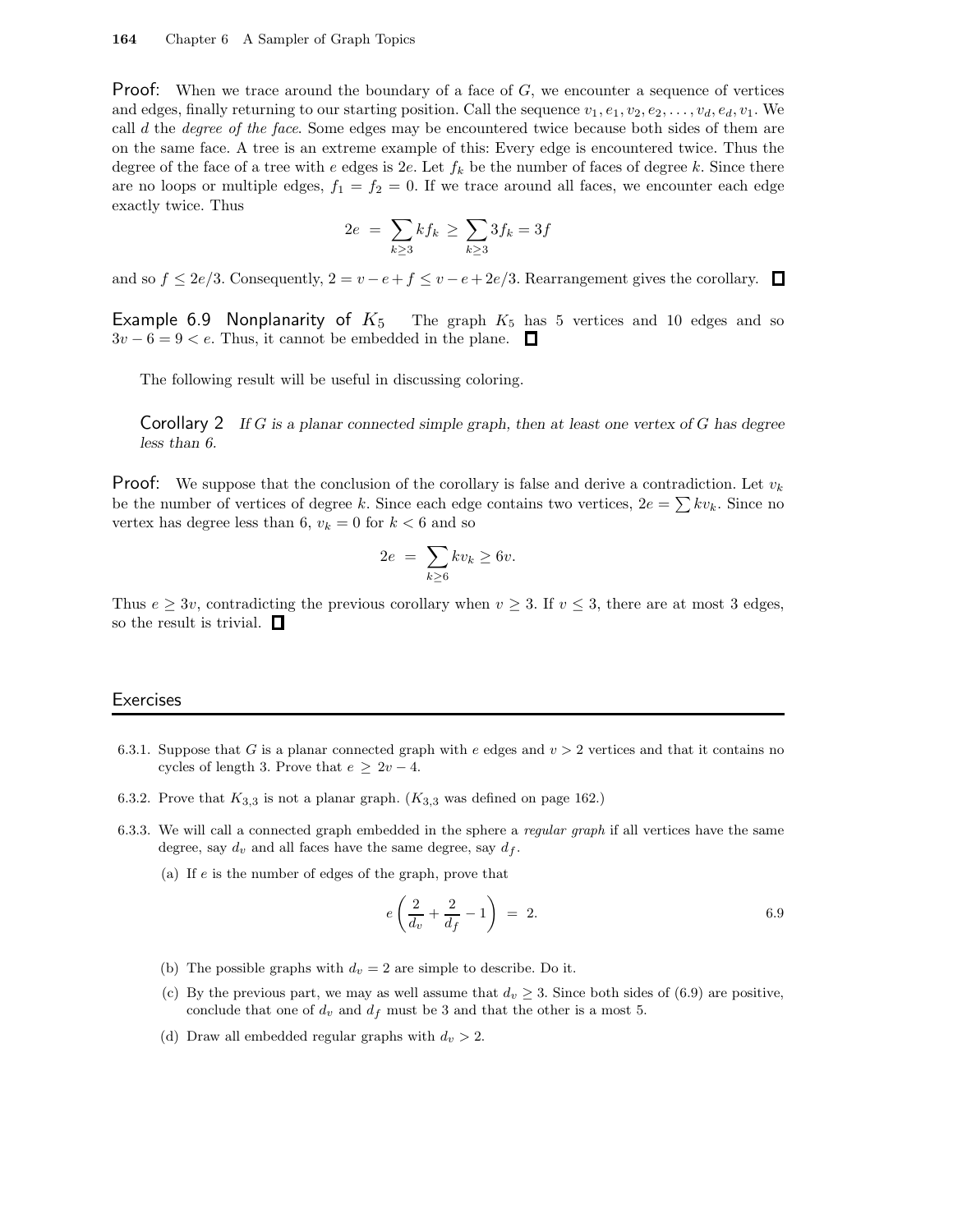**Proof:** When we trace around the boundary of a face of $G$, we encounter a sequence of vertices and edges, finally returning to our starting position. Call the sequence $v_1, e_1, v_2, e_2, \ldots, v_d, e_d, v_1$. We call $d$ the *degree of the face*. Some edges may be encountered twice because both sides of them are on the same face. A tree is an extreme example of this: Every edge is encountered twice. Thus the degree of the face of a tree with $e$ edges is $2e$. Let $f_k$ be the number of faces of degree $k$. Since there are no loops or multiple edges, $f_1 = f_2 = 0$. If we trace around all faces, we encounter each edge exactly twice. Thus

$$2e \;=\; \sum_{k\ge 3} k f_k \;\ge\; \sum_{k\ge 3} 3 f_k = 3f$$

and so $f \le 2e/3$. Consequently, $2 = v - e + f \le v - e + 2e/3$. Rearrangement gives the corollary. □

**Example 6.9 Nonplanarity of $K_5$** The graph $K_5$ has 5 vertices and 10 edges and so $3v - 6 = 9 < e$. Thus, it cannot be embedded in the plane. □

The following result will be useful in discussing coloring.

**Corollary 2** *If $G$ is a planar connected simple graph, then at least one vertex of $G$ has degree less than 6.*

**Proof:** We suppose that the conclusion of the corollary is false and derive a contradiction. Let $v_k$ be the number of vertices of degree $k$. Since each edge contains two vertices, $2e = \sum k v_k$. Since no vertex has degree less than 6, $v_k = 0$ for $k < 6$ and so

$$2e \;=\; \sum_{k\ge 6} k v_k \ge 6v.$$

Thus $e \ge 3v$, contradicting the previous corollary when $v \ge 3$. If $v \le 3$, there are at most 3 edges, so the result is trivial. □

## Exercises

6.3.1. Suppose that $G$ is a planar connected graph with $e$ edges and $v > 2$ vertices and that it contains no cycles of length 3. Prove that $e \ge 2v - 4$.

6.3.2. Prove that $K_{3,3}$ is not a planar graph. ($K_{3,3}$ was defined on page 162.)

6.3.3. We will call a connected graph embedded in the sphere a *regular graph* if all vertices have the same degree, say $d_v$ and all faces have the same degree, say $d_f$.

(a) If $e$ is the number of edges of the graph, prove that

$$e\left(\frac{2}{d_v} + \frac{2}{d_f} - 1\right) \;=\; 2. \qquad 6.9$$

(b) The possible graphs with $d_v = 2$ are simple to describe. Do it.

(c) By the previous part, we may as well assume that $d_v \ge 3$. Since both sides of (6.9) are positive, conclude that one of $d_v$ and $d_f$ must be 3 and that the other is a most 5.

(d) Draw all embedded regular graphs with $d_v > 2$.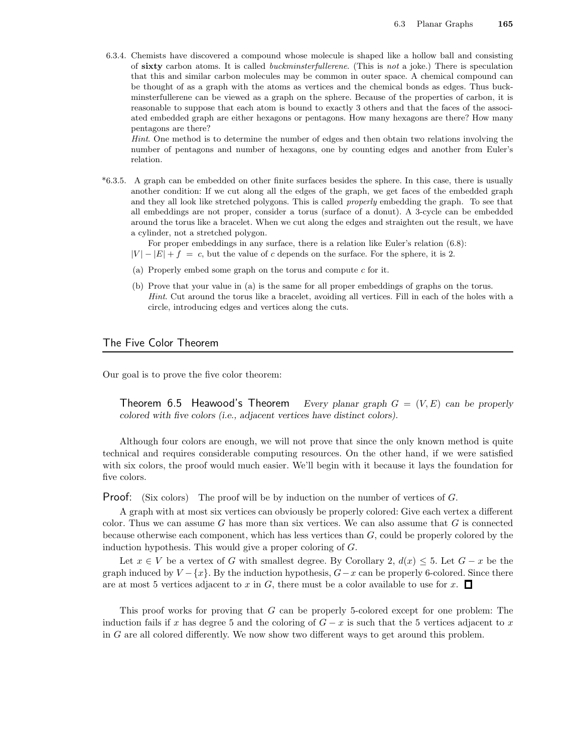6.3.4. Chemists have discovered a compound whose molecule is shaped like a hollow ball and consisting of **sixty** carbon atoms. It is called *buckminsterfullerene*. (This is *not* a joke.) There is speculation that this and similar carbon molecules may be common in outer space. A chemical compound can be thought of as a graph with the atoms as vertices and the chemical bonds as edges. Thus buckminsterfullerene can be viewed as a graph on the sphere. Because of the properties of carbon, it is reasonable to suppose that each atom is bound to exactly 3 others and that the faces of the associated embedded graph are either hexagons or pentagons. How many hexagons are there? How many pentagons are there?

*Hint*. One method is to determine the number of edges and then obtain two relations involving the number of pentagons and number of hexagons, one by counting edges and another from Euler's relation.

*6.3.5. A graph can be embedded on other finite surfaces besides the sphere. In this case, there is usually another condition: If we cut along all the edges of the graph, we get faces of the embedded graph and they all look like stretched polygons. This is called *properly* embedding the graph. To see that all embeddings are not proper, consider a torus (surface of a donut). A 3-cycle can be embedded around the torus like a bracelet. When we cut along the edges and straighten out the result, we have a cylinder, not a stretched polygon.

For proper embeddings in any surface, there is a relation like Euler's relation (6.8): $|V| - |E| + f = c$, but the value of $c$ depends on the surface. For the sphere, it is 2.

(a) Properly embed some graph on the torus and compute $c$ for it.

(b) Prove that your value in (a) is the same for all proper embeddings of graphs on the torus.
*Hint*. Cut around the torus like a bracelet, avoiding all vertices. Fill in each of the holes with a circle, introducing edges and vertices along the cuts.

## The Five Color Theorem

Our goal is to prove the five color theorem:

**Theorem 6.5 Heawood's Theorem** *Every planar graph $G = (V, E)$ can be properly colored with five colors (i.e., adjacent vertices have distinct colors).*

Although four colors are enough, we will not prove that since the only known method is quite technical and requires considerable computing resources. On the other hand, if we were satisfied with six colors, the proof would much easier. We'll begin with it because it lays the foundation for five colors.

**Proof:** (Six colors) The proof will be by induction on the number of vertices of $G$.

A graph with at most six vertices can obviously be properly colored: Give each vertex a different color. Thus we can assume $G$ has more than six vertices. We can also assume that $G$ is connected because otherwise each component, which has less vertices than $G$, could be properly colored by the induction hypothesis. This would give a proper coloring of $G$.

Let $x \in V$ be a vertex of $G$ with smallest degree. By Corollary 2, $d(x) \leq 5$. Let $G - x$ be the graph induced by $V - \{x\}$. By the induction hypothesis, $G - x$ can be properly 6-colored. Since there are at most 5 vertices adjacent to $x$ in $G$, there must be a color available to use for $x$. □

This proof works for proving that $G$ can be properly 5-colored except for one problem: The induction fails if $x$ has degree 5 and the coloring of $G - x$ is such that the 5 vertices adjacent to $x$ in $G$ are all colored differently. We now show two different ways to get around this problem.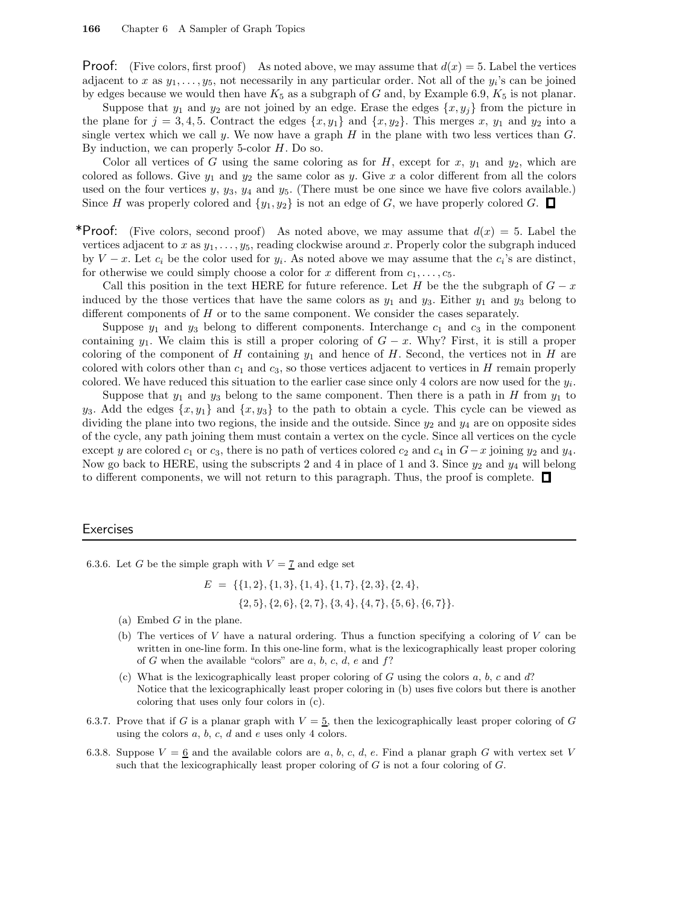**Proof:** (Five colors, first proof) As noted above, we may assume that $d(x) = 5$. Label the vertices adjacent to $x$ as $y_1, \ldots, y_5$, not necessarily in any particular order. Not all of the $y_i$'s can be joined by edges because we would then have $K_5$ as a subgraph of $G$ and, by Example 6.9, $K_5$ is not planar.

Suppose that $y_1$ and $y_2$ are not joined by an edge. Erase the edges $\{x, y_j\}$ from the picture in the plane for $j = 3, 4, 5$. Contract the edges $\{x, y_1\}$ and $\{x, y_2\}$. This merges $x$, $y_1$ and $y_2$ into a single vertex which we call $y$. We now have a graph $H$ in the plane with two less vertices than $G$. By induction, we can properly 5-color $H$. Do so.

Color all vertices of $G$ using the same coloring as for $H$, except for $x$, $y_1$ and $y_2$, which are colored as follows. Give $y_1$ and $y_2$ the same color as $y$. Give $x$ a color different from all the colors used on the four vertices $y$, $y_3$, $y_4$ and $y_5$. (There must be one since we have five colors available.) Since $H$ was properly colored and $\{y_1, y_2\}$ is not an edge of $G$, we have properly colored $G$. □

***Proof:** (Five colors, second proof) As noted above, we may assume that $d(x) = 5$. Label the vertices adjacent to $x$ as $y_1, \ldots, y_5$, reading clockwise around $x$. Properly color the subgraph induced by $V - x$. Let $c_i$ be the color used for $y_i$. As noted above we may assume that the $c_i$'s are distinct, for otherwise we could simply choose a color for $x$ different from $c_1, \ldots, c_5$.

Call this position in the text HERE for future reference. Let $H$ be the the subgraph of $G - x$ induced by the those vertices that have the same colors as $y_1$ and $y_3$. Either $y_1$ and $y_3$ belong to different components of $H$ or to the same component. We consider the cases separately.

Suppose $y_1$ and $y_3$ belong to different components. Interchange $c_1$ and $c_3$ in the component containing $y_1$. We claim this is still a proper coloring of $G - x$. Why? First, it is still a proper coloring of the component of $H$ containing $y_1$ and hence of $H$. Second, the vertices not in $H$ are colored with colors other than $c_1$ and $c_3$, so those vertices adjacent to vertices in $H$ remain properly colored. We have reduced this situation to the earlier case since only 4 colors are now used for the $y_i$.

Suppose that $y_1$ and $y_3$ belong to the same component. Then there is a path in $H$ from $y_1$ to $y_3$. Add the edges $\{x, y_1\}$ and $\{x, y_3\}$ to the path to obtain a cycle. This cycle can be viewed as dividing the plane into two regions, the inside and the outside. Since $y_2$ and $y_4$ are on opposite sides of the cycle, any path joining them must contain a vertex on the cycle. Since all vertices on the cycle except $y$ are colored $c_1$ or $c_3$, there is no path of vertices colored $c_2$ and $c_4$ in $G - x$ joining $y_2$ and $y_4$. Now go back to HERE, using the subscripts 2 and 4 in place of 1 and 3. Since $y_2$ and $y_4$ will belong to different components, we will not return to this paragraph. Thus, the proof is complete. □

## Exercises

6.3.6. Let $G$ be the simple graph with $V = \underline{7}$ and edge set

$$E = \{\{1,2\}, \{1,3\}, \{1,4\}, \{1,7\}, \{2,3\}, \{2,4\}, \{2,5\}, \{2,6\}, \{2,7\}, \{3,4\}, \{4,7\}, \{5,6\}, \{6,7\}\}.$$

(a) Embed $G$ in the plane.

(b) The vertices of $V$ have a natural ordering. Thus a function specifying a coloring of $V$ can be written in one-line form. In this one-line form, what is the lexicographically least proper coloring of $G$ when the available "colors" are $a$, $b$, $c$, $d$, $e$ and $f$?

(c) What is the lexicographically least proper coloring of $G$ using the colors $a$, $b$, $c$ and $d$? Notice that the lexicographically least proper coloring in (b) uses five colors but there is another coloring that uses only four colors in (c).

6.3.7. Prove that if $G$ is a planar graph with $V = \underline{5}$, then the lexicographically least proper coloring of $G$ using the colors $a$, $b$, $c$, $d$ and $e$ uses only 4 colors.

6.3.8. Suppose $V = \underline{6}$ and the available colors are $a$, $b$, $c$, $d$, $e$. Find a planar graph $G$ with vertex set $V$ such that the lexicographically least proper coloring of $G$ is not a four coloring of $G$.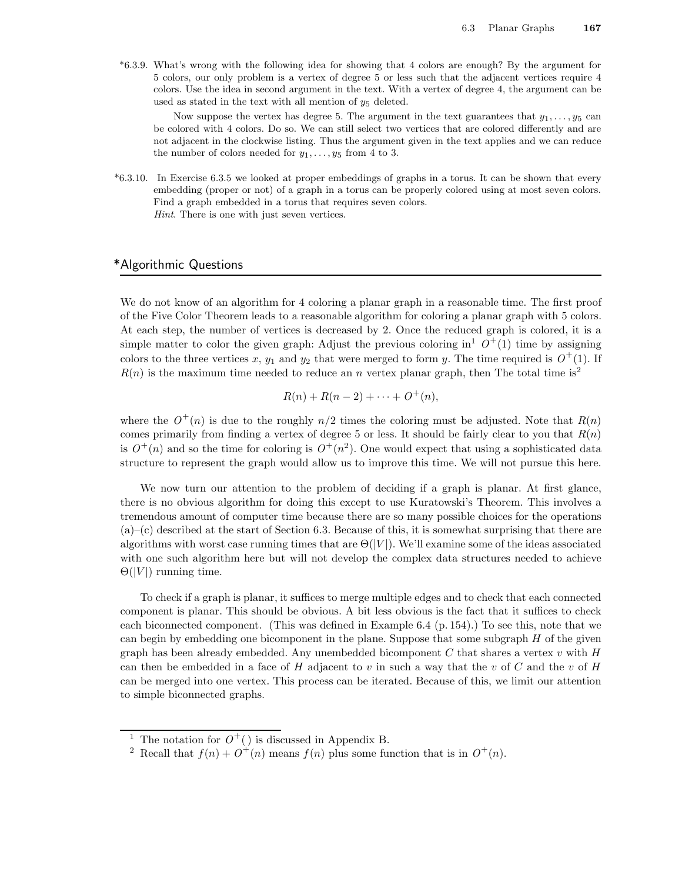*6.3.9. What's wrong with the following idea for showing that 4 colors are enough? By the argument for 5 colors, our only problem is a vertex of degree 5 or less such that the adjacent vertices require 4 colors. Use the idea in second argument in the text. With a vertex of degree 4, the argument can be used as stated in the text with all mention of $y_5$ deleted.

Now suppose the vertex has degree 5. The argument in the text guarantees that $y_1, \ldots, y_5$ can be colored with 4 colors. Do so. We can still select two vertices that are colored differently and are not adjacent in the clockwise listing. Thus the argument given in the text applies and we can reduce the number of colors needed for $y_1, \ldots, y_5$ from 4 to 3.

*6.3.10. In Exercise 6.3.5 we looked at proper embeddings of graphs in a torus. It can be shown that every embedding (proper or not) of a graph in a torus can be properly colored using at most seven colors. Find a graph embedded in a torus that requires seven colors.
*Hint*. There is one with just seven vertices.

## *Algorithmic Questions

We do not know of an algorithm for 4 coloring a planar graph in a reasonable time. The first proof of the Five Color Theorem leads to a reasonable algorithm for coloring a planar graph with 5 colors. At each step, the number of vertices is decreased by 2. Once the reduced graph is colored, it is a simple matter to color the given graph: Adjust the previous coloring in[1] $O^+(1)$ time by assigning colors to the three vertices $x$, $y_1$ and $y_2$ that were merged to form $y$. The time required is $O^+(1)$. If $R(n)$ is the maximum time needed to reduce an $n$ vertex planar graph, then The total time is[2]

$$R(n) + R(n-2) + \cdots + O^+(n),$$

where the $O^+(n)$ is due to the roughly $n/2$ times the coloring must be adjusted. Note that $R(n)$ comes primarily from finding a vertex of degree 5 or less. It should be fairly clear to you that $R(n)$ is $O^+(n)$ and so the time for coloring is $O^+(n^2)$. One would expect that using a sophisticated data structure to represent the graph would allow us to improve this time. We will not pursue this here.

We now turn our attention to the problem of deciding if a graph is planar. At first glance, there is no obvious algorithm for doing this except to use Kuratowski's Theorem. This involves a tremendous amount of computer time because there are so many possible choices for the operations (a)–(c) described at the start of Section 6.3. Because of this, it is somewhat surprising that there are algorithms with worst case running times that are $\Theta(|V|)$. We'll examine some of the ideas associated with one such algorithm here but will not develop the complex data structures needed to achieve $\Theta(|V|)$ running time.

To check if a graph is planar, it suffices to merge multiple edges and to check that each connected component is planar. This should be obvious. A bit less obvious is the fact that it suffices to check each biconnected component. (This was defined in Example 6.4 (p. 154).) To see this, note that we can begin by embedding one bicomponent in the plane. Suppose that some subgraph $H$ of the given graph has been already embedded. Any unembedded bicomponent $C$ that shares a vertex $v$ with $H$ can then be embedded in a face of $H$ adjacent to $v$ in such a way that the $v$ of $C$ and the $v$ of $H$ can be merged into one vertex. This process can be iterated. Because of this, we limit our attention to simple biconnected graphs.

---

[1] The notation for $O^+(\,)$ is discussed in Appendix B.

[2] Recall that $f(n) + O^+(n)$ means $f(n)$ plus some function that is in $O^+(n)$.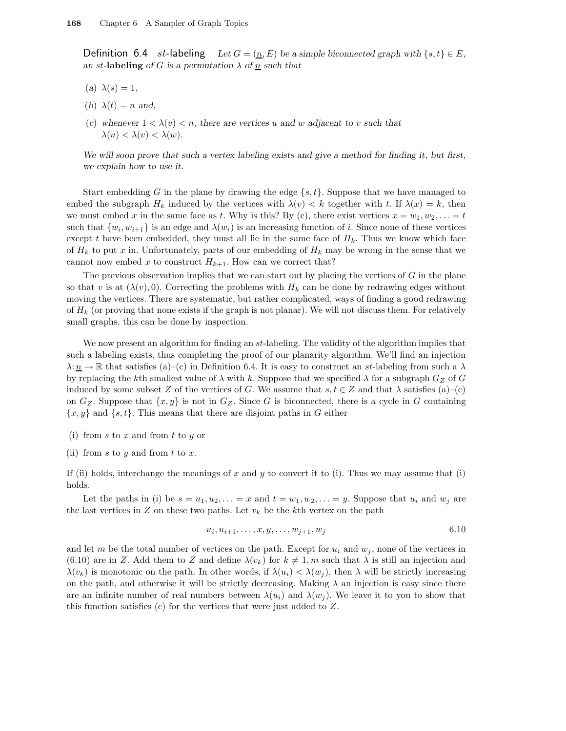**Definition 6.4** *st*-**labeling** *Let $G = (\underline{n}, E)$ be a simple biconnected graph with $\{s,t\} \in E$, an st-**labeling** of $G$ is a permutation $\lambda$ of $\underline{n}$ such that*

(a) $\lambda(s) = 1$,

(b) $\lambda(t) = n$ *and,*

(c) *whenever $1 < \lambda(v) < n$, there are vertices $u$ and $w$ adjacent to $v$ such that $\lambda(u) < \lambda(v) < \lambda(w)$.*

*We will soon prove that such a vertex labeling exists and give a method for finding it, but first, we explain how to use it.*

Start embedding $G$ in the plane by drawing the edge $\{s,t\}$. Suppose that we have managed to embed the subgraph $H_k$ induced by the vertices with $\lambda(v) < k$ together with $t$. If $\lambda(x) = k$, then we must embed $x$ in the same face as $t$. Why is this? By (c), there exist vertices $x = w_1, w_2, \ldots = t$ such that $\{w_i, w_{i+1}\}$ is an edge and $\lambda(w_i)$ is an increasing function of $i$. Since none of these vertices except $t$ have been embedded, they must all lie in the same face of $H_k$. Thus we know which face of $H_k$ to put $x$ in. Unfortunately, parts of our embedding of $H_k$ may be wrong in the sense that we cannot now embed $x$ to construct $H_{k+1}$. How can we correct that?

The previous observation implies that we can start out by placing the vertices of $G$ in the plane so that $v$ is at $(\lambda(v), 0)$. Correcting the problems with $H_k$ can be done by redrawing edges without moving the vertices. There are systematic, but rather complicated, ways of finding a good redrawing of $H_k$ (or proving that none exists if the graph is not planar). We will not discuss them. For relatively small graphs, this can be done by inspection.

We now present an algorithm for finding an $st$-labeling. The validity of the algorithm implies that such a labeling exists, thus completing the proof of our planarity algorithm. We'll find an injection $\lambda: \underline{n} \to \mathbb{R}$ that satisfies (a)–(c) in Definition 6.4. It is easy to construct an $st$-labeling from such a $\lambda$ by replacing the $k$th smallest value of $\lambda$ with $k$. Suppose that we specified $\lambda$ for a subgraph $G_Z$ of $G$ induced by some subset $Z$ of the vertices of $G$. We assume that $s, t \in Z$ and that $\lambda$ satisfies (a)–(c) on $G_Z$. Suppose that $\{x,y\}$ is not in $G_Z$. Since $G$ is biconnected, there is a cycle in $G$ containing $\{x,y\}$ and $\{s,t\}$. This means that there are disjoint paths in $G$ either

(i) from $s$ to $x$ and from $t$ to $y$ or

(ii) from $s$ to $y$ and from $t$ to $x$.

If (ii) holds, interchange the meanings of $x$ and $y$ to convert it to (i). Thus we may assume that (i) holds.

Let the paths in (i) be $s = u_1, u_2, \ldots = x$ and $t = w_1, w_2, \ldots = y$. Suppose that $u_i$ and $w_j$ are the last vertices in $Z$ on these two paths. Let $v_k$ be the $k$th vertex on the path

$$u_i, u_{i+1}, \ldots, x, y, \ldots, w_{j+1}, w_j \qquad 6.10$$

and let $m$ be the total number of vertices on the path. Except for $u_i$ and $w_j$, none of the vertices in (6.10) are in $Z$. Add them to $Z$ and define $\lambda(v_k)$ for $k \neq 1, m$ such that $\lambda$ is still an injection and $\lambda(v_k)$ is monotonic on the path. In other words, if $\lambda(u_i) < \lambda(w_j)$, then $\lambda$ will be strictly increasing on the path, and otherwise it will be strictly decreasing. Making $\lambda$ an injection is easy since there are an infinite number of real numbers between $\lambda(u_i)$ and $\lambda(w_j)$. We leave it to you to show that this function satisfies (c) for the vertices that were just added to $Z$.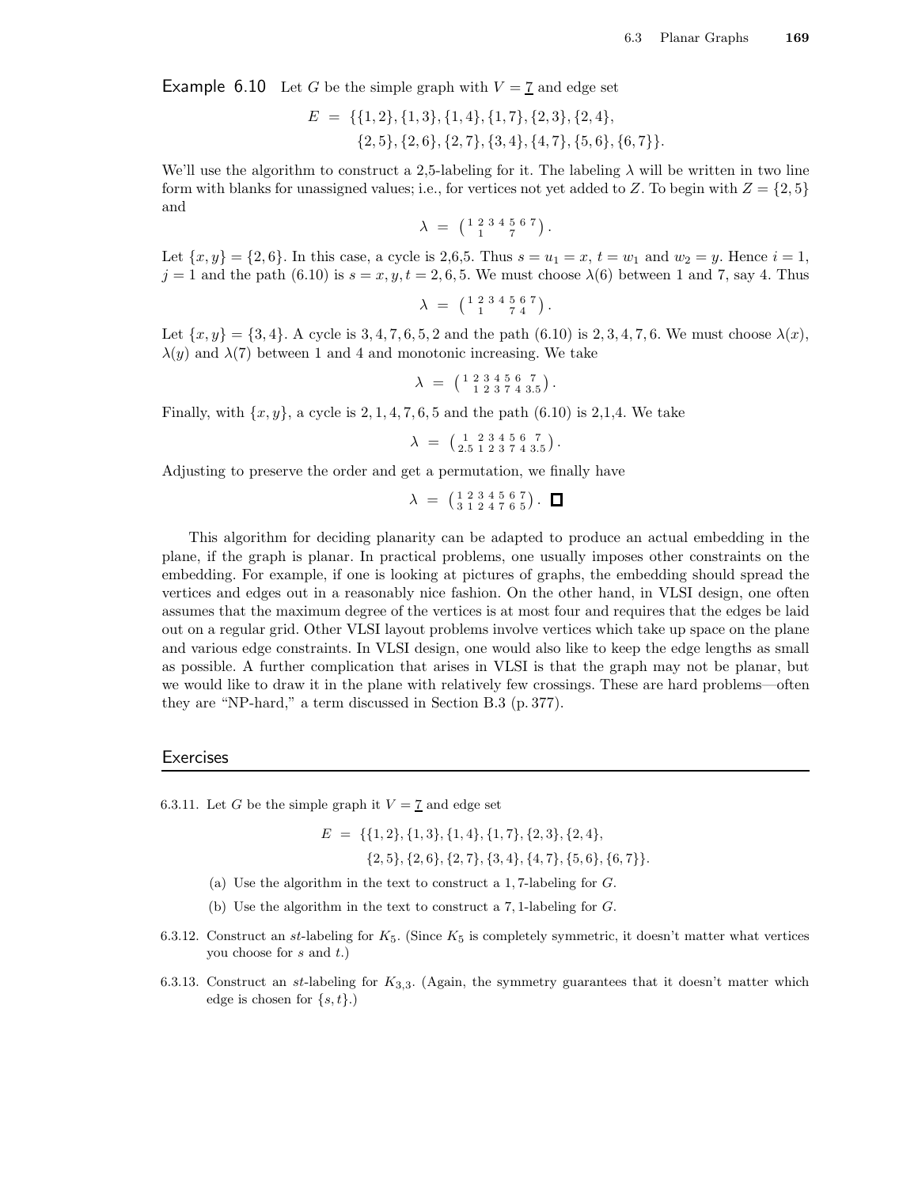**Example 6.10** Let $G$ be the simple graph with $V = \underline{7}$ and edge set

$$E = \{\{1,2\},\{1,3\},\{1,4\},\{1,7\},\{2,3\},\{2,4\},\\ \{2,5\},\{2,6\},\{2,7\},\{3,4\},\{4,7\},\{5,6\},\{6,7\}\}.$$

We'll use the algorithm to construct a 2,5-labeling for it. The labeling $\lambda$ will be written in two line form with blanks for unassigned values; i.e., for vertices not yet added to $Z$. To begin with $Z = \{2,5\}$ and

$$\lambda = \begin{pmatrix} 1 & 2 & 3 & 4 & 5 & 6 & 7 \\ & 1 & & & 7 & & \end{pmatrix}.$$

Let $\{x,y\} = \{2,6\}$. In this case, a cycle is 2,6,5. Thus $s = u_1 = x$, $t = w_1$ and $w_2 = y$. Hence $i = 1$, $j = 1$ and the path (6.10) is $s = x, y, t = 2, 6, 5$. We must choose $\lambda(6)$ between 1 and 7, say 4. Thus

$$\lambda = \begin{pmatrix} 1 & 2 & 3 & 4 & 5 & 6 & 7 \\ & 1 & & & 7 & 4 & \end{pmatrix}.$$

Let $\{x,y\} = \{3,4\}$. A cycle is 3, 4, 7, 6, 5, 2 and the path (6.10) is 2, 3, 4, 7, 6. We must choose $\lambda(x)$, $\lambda(y)$ and $\lambda(7)$ between 1 and 4 and monotonic increasing. We take

$$\lambda = \begin{pmatrix} 1 & 2 & 3 & 4 & 5 & 6 & 7 \\ & 1 & 2 & 3 & 7 & 4 & 3.5 \end{pmatrix}.$$

Finally, with $\{x,y\}$, a cycle is 2, 1, 4, 7, 6, 5 and the path (6.10) is 2,1,4. We take

$$\lambda = \begin{pmatrix} 1 & 2 & 3 & 4 & 5 & 6 & 7 \\ 2.5 & 1 & 2 & 3 & 7 & 4 & 3.5 \end{pmatrix}.$$

Adjusting to preserve the order and get a permutation, we finally have

$$\lambda = \begin{pmatrix} 1 & 2 & 3 & 4 & 5 & 6 & 7 \\ 3 & 1 & 2 & 4 & 7 & 6 & 5 \end{pmatrix}. \quad \square$$

This algorithm for deciding planarity can be adapted to produce an actual embedding in the plane, if the graph is planar. In practical problems, one usually imposes other constraints on the embedding. For example, if one is looking at pictures of graphs, the embedding should spread the vertices and edges out in a reasonably nice fashion. On the other hand, in VLSI design, one often assumes that the maximum degree of the vertices is at most four and requires that the edges be laid out on a regular grid. Other VLSI layout problems involve vertices which take up space on the plane and various edge constraints. In VLSI design, one would also like to keep the edge lengths as small as possible. A further complication that arises in VLSI is that the graph may not be planar, but we would like to draw it in the plane with relatively few crossings. These are hard problems—often they are "NP-hard," a term discussed in Section B.3 (p. 377).

## Exercises

6.3.11. Let $G$ be the simple graph it $V = \underline{7}$ and edge set

$$E = \{\{1,2\},\{1,3\},\{1,4\},\{1,7\},\{2,3\},\{2,4\},\\ \{2,5\},\{2,6\},\{2,7\},\{3,4\},\{4,7\},\{5,6\},\{6,7\}\}.$$

(a) Use the algorithm in the text to construct a 1, 7-labeling for $G$.

(b) Use the algorithm in the text to construct a 7, 1-labeling for $G$.

6.3.12. Construct an $st$-labeling for $K_5$. (Since $K_5$ is completely symmetric, it doesn't matter what vertices you choose for $s$ and $t$.)

6.3.13. Construct an $st$-labeling for $K_{3,3}$. (Again, the symmetry guarantees that it doesn't matter which edge is chosen for $\{s,t\}$.)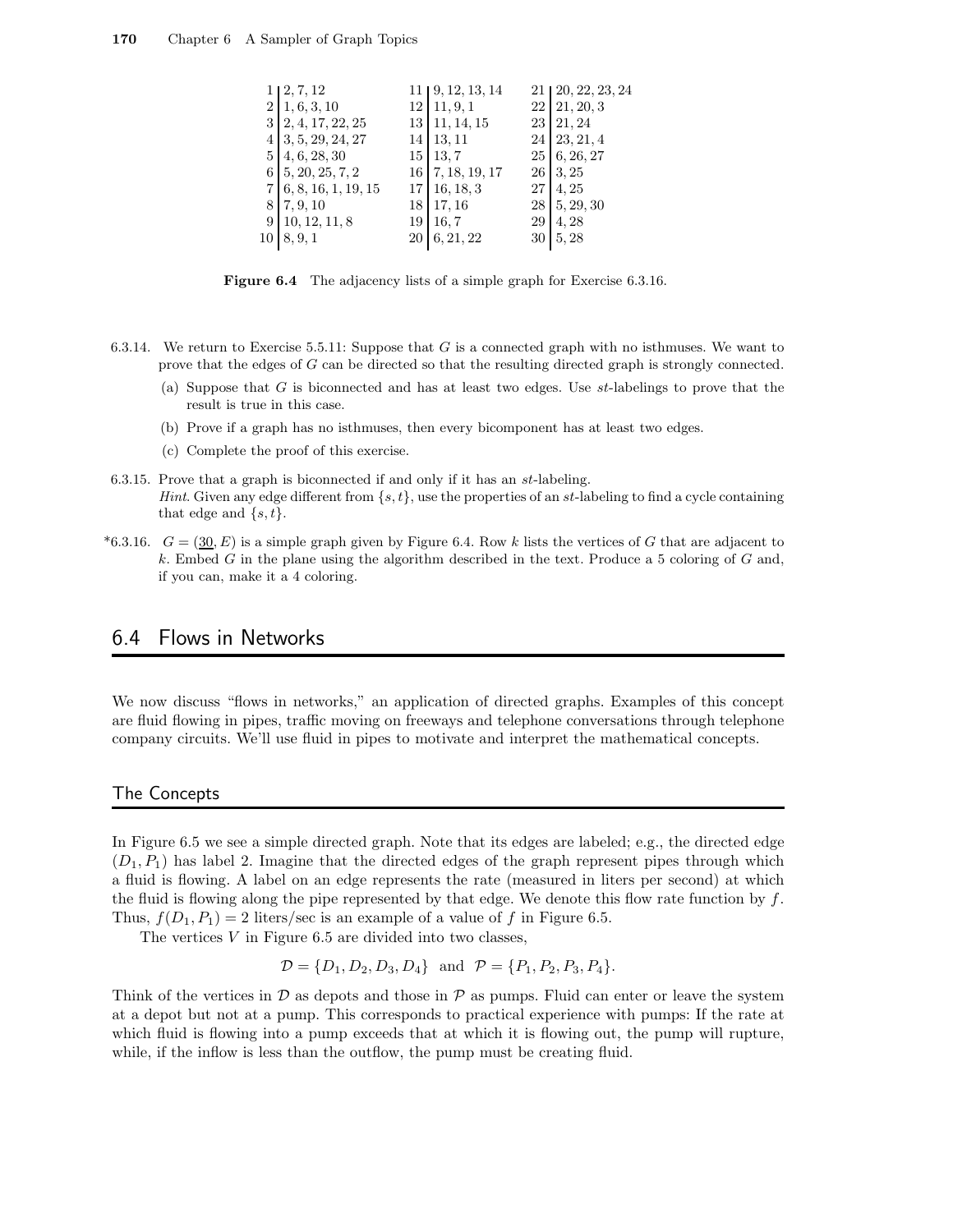| | | | | | |
|---|---|---|---|---|---|
| 1 | 2, 7, 12 | 11 | 9, 12, 13, 14 | 21 | 20, 22, 23, 24 |
| 2 | 1, 6, 3, 10 | 12 | 11, 9, 1 | 22 | 21, 20, 3 |
| 3 | 2, 4, 17, 22, 25 | 13 | 11, 14, 15 | 23 | 21, 24 |
| 4 | 3, 5, 29, 24, 27 | 14 | 13, 11 | 24 | 23, 21, 4 |
| 5 | 4, 6, 28, 30 | 15 | 13, 7 | 25 | 6, 26, 27 |
| 6 | 5, 20, 25, 7, 2 | 16 | 7, 18, 19, 17 | 26 | 3, 25 |
| 7 | 6, 8, 16, 1, 19, 15 | 17 | 16, 18, 3 | 27 | 4, 25 |
| 8 | 7, 9, 10 | 18 | 17, 16 | 28 | 5, 29, 30 |
| 9 | 10, 12, 11, 8 | 19 | 16, 7 | 29 | 4, 28 |
| 10 | 8, 9, 1 | 20 | 6, 21, 22 | 30 | 5, 28 |

**Figure 6.4** The adjacency lists of a simple graph for Exercise 6.3.16.

6.3.14. We return to Exercise 5.5.11: Suppose that $G$ is a connected graph with no isthmuses. We want to prove that the edges of $G$ can be directed so that the resulting directed graph is strongly connected.

(a) Suppose that $G$ is biconnected and has at least two edges. Use *st*-labelings to prove that the result is true in this case.

(b) Prove if a graph has no isthmuses, then every bicomponent has at least two edges.

(c) Complete the proof of this exercise.

6.3.15. Prove that a graph is biconnected if and only if it has an *st*-labeling.
*Hint*. Given any edge different from $\{s,t\}$, use the properties of an *st*-labeling to find a cycle containing that edge and $\{s,t\}$.

*6.3.16. $G = (\underline{30}, E)$ is a simple graph given by Figure 6.4. Row $k$ lists the vertices of $G$ that are adjacent to $k$. Embed $G$ in the plane using the algorithm described in the text. Produce a 5 coloring of $G$ and, if you can, make it a 4 coloring.

## 6.4 Flows in Networks

We now discuss "flows in networks," an application of directed graphs. Examples of this concept are fluid flowing in pipes, traffic moving on freeways and telephone conversations through telephone company circuits. We'll use fluid in pipes to motivate and interpret the mathematical concepts.

### The Concepts

In Figure 6.5 we see a simple directed graph. Note that its edges are labeled; e.g., the directed edge $(D_1, P_1)$ has label 2. Imagine that the directed edges of the graph represent pipes through which a fluid is flowing. A label on an edge represents the rate (measured in liters per second) at which the fluid is flowing along the pipe represented by that edge. We denote this flow rate function by $f$. Thus, $f(D_1, P_1) = 2$ liters/sec is an example of a value of $f$ in Figure 6.5.

The vertices $V$ in Figure 6.5 are divided into two classes,

$$\mathcal{D} = \{D_1, D_2, D_3, D_4\} \text{ and } \mathcal{P} = \{P_1, P_2, P_3, P_4\}.$$

Think of the vertices in $\mathcal{D}$ as depots and those in $\mathcal{P}$ as pumps. Fluid can enter or leave the system at a depot but not at a pump. This corresponds to practical experience with pumps: If the rate at which fluid is flowing into a pump exceeds that at which it is flowing out, the pump will rupture, while, if the inflow is less than the outflow, the pump must be creating fluid.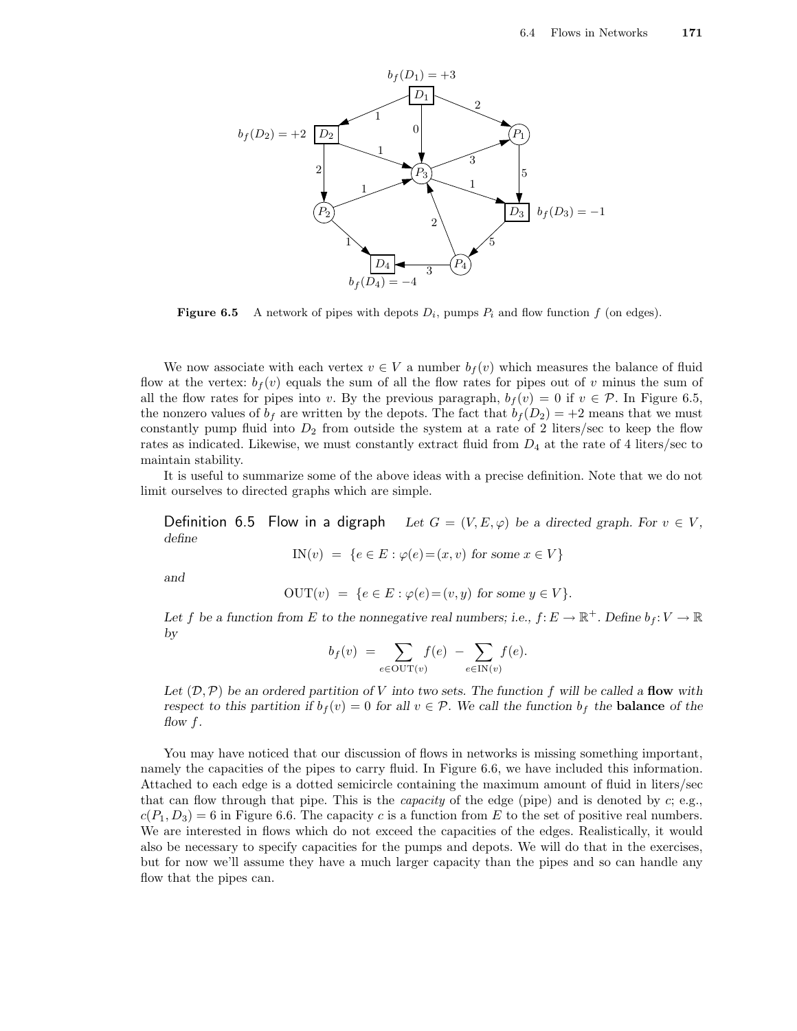**Figure 6.5** A network of pipes with depots $D_i$, pumps $P_i$ and flow function $f$ (on edges).

We now associate with each vertex $v \in V$ a number $b_f(v)$ which measures the balance of fluid flow at the vertex: $b_f(v)$ equals the sum of all the flow rates for pipes out of $v$ minus the sum of all the flow rates for pipes into $v$. By the previous paragraph, $b_f(v) = 0$ if $v \in \mathcal{P}$. In Figure 6.5, the nonzero values of $b_f$ are written by the depots. The fact that $b_f(D_2) = +2$ means that we must constantly pump fluid into $D_2$ from outside the system at a rate of 2 liters/sec to keep the flow rates as indicated. Likewise, we must constantly extract fluid from $D_4$ at the rate of 4 liters/sec to maintain stability.

It is useful to summarize some of the above ideas with a precise definition. Note that we do not limit ourselves to directed graphs which are simple.

**Definition 6.5 Flow in a digraph** *Let $G = (V, E, \varphi)$ be a directed graph. For $v \in V$, define*

$$\mathrm{IN}(v) \;=\; \{e \in E : \varphi(e) = (x, v) \text{ for some } x \in V\}$$

*and*

$$\mathrm{OUT}(v) \;=\; \{e \in E : \varphi(e) = (v, y) \text{ for some } y \in V\}.$$

*Let $f$ be a function from $E$ to the nonnegative real numbers; i.e., $f: E \to \mathbb{R}^+$. Define $b_f: V \to \mathbb{R}$ by*

$$b_f(v) \;=\; \sum_{e \in \mathrm{OUT}(v)} f(e) \;-\; \sum_{e \in \mathrm{IN}(v)} f(e).$$

*Let $(\mathcal{D}, \mathcal{P})$ be an ordered partition of $V$ into two sets. The function $f$ will be called a* **flow** *with respect to this partition if $b_f(v) = 0$ for all $v \in \mathcal{P}$. We call the function $b_f$ the* **balance** *of the flow $f$.*

You may have noticed that our discussion of flows in networks is missing something important, namely the capacities of the pipes to carry fluid. In Figure 6.6, we have included this information. Attached to each edge is a dotted semicircle containing the maximum amount of fluid in liters/sec that can flow through that pipe. This is the *capacity* of the edge (pipe) and is denoted by $c$; e.g., $c(P_1, D_3) = 6$ in Figure 6.6. The capacity $c$ is a function from $E$ to the set of positive real numbers. We are interested in flows which do not exceed the capacities of the edges. Realistically, it would also be necessary to specify capacities for the pumps and depots. We will do that in the exercises, but for now we'll assume they have a much larger capacity than the pipes and so can handle any flow that the pipes can.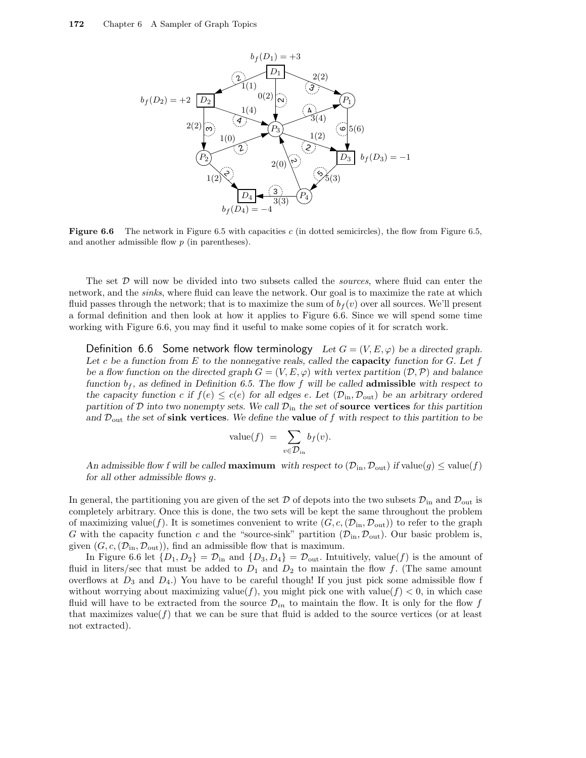**Figure 6.6** The network in Figure 6.5 with capacities $c$ (in dotted semicircles), the flow from Figure 6.5, and another admissible flow $p$ (in parentheses).

The set $\mathcal{D}$ will now be divided into two subsets called the *sources*, where fluid can enter the network, and the *sinks*, where fluid can leave the network. Our goal is to maximize the rate at which fluid passes through the network; that is to maximize the sum of $b_f(v)$ over all sources. We'll present a formal definition and then look at how it applies to Figure 6.6. Since we will spend some time working with Figure 6.6, you may find it useful to make some copies of it for scratch work.

**Definition 6.6 Some network flow terminology** *Let $G = (V, E, \varphi)$ be a directed graph. Let $c$ be a function from $E$ to the nonnegative reals, called the* **capacity** *function for $G$. Let $f$ be a flow function on the directed graph $G = (V, E, \varphi)$ with vertex partition $(\mathcal{D}, \mathcal{P})$ and balance function $b_f$, as defined in Definition 6.5. The flow $f$ will be called* **admissible** *with respect to the capacity function $c$ if $f(e) \le c(e)$ for all edges $e$. Let $(\mathcal{D}_{\text{in}}, \mathcal{D}_{\text{out}})$ be an arbitrary ordered partition of $\mathcal{D}$ into two nonempty sets. We call $\mathcal{D}_{\text{in}}$ the set of* **source vertices** *for this partition and $\mathcal{D}_{\text{out}}$ the set of* **sink vertices**. *We define the* **value** *of $f$ with respect to this partition to be*

$$\text{value}(f) \;=\; \sum_{v \in \mathcal{D}_{\text{in}}} b_f(v).$$

*An admissible flow $f$ will be called* **maximum** *with respect to $(\mathcal{D}_{\text{in}}, \mathcal{D}_{\text{out}})$ if $\text{value}(g) \le \text{value}(f)$ for all other admissible flows $g$.*

In general, the partitioning you are given of the set $\mathcal{D}$ of depots into the two subsets $\mathcal{D}_{\text{in}}$ and $\mathcal{D}_{\text{out}}$ is completely arbitrary. Once this is done, the two sets will be kept the same throughout the problem of maximizing value$(f)$. It is sometimes convenient to write $(G, c, (\mathcal{D}_{\text{in}}, \mathcal{D}_{\text{out}}))$ to refer to the graph $G$ with the capacity function $c$ and the "source-sink" partition $(\mathcal{D}_{\text{in}}, \mathcal{D}_{\text{out}})$. Our basic problem is, given $(G, c, (\mathcal{D}_{\text{in}}, \mathcal{D}_{\text{out}}))$, find an admissible flow that is maximum.

In Figure 6.6 let $\{D_1, D_2\} = \mathcal{D}_{\text{in}}$ and $\{D_3, D_4\} = \mathcal{D}_{\text{out}}$. Intuitively, value$(f)$ is the amount of fluid in liters/sec that must be added to $D_1$ and $D_2$ to maintain the flow $f$. (The same amount overflows at $D_3$ and $D_4$.) You have to be careful though! If you just pick some admissible flow f without worrying about maximizing value$(f)$, you might pick one with value$(f) < 0$, in which case fluid will have to be extracted from the source $\mathcal{D}_{in}$ to maintain the flow. It is only for the flow $f$ that maximizes value$(f)$ that we can be sure that fluid is added to the source vertices (or at least not extracted).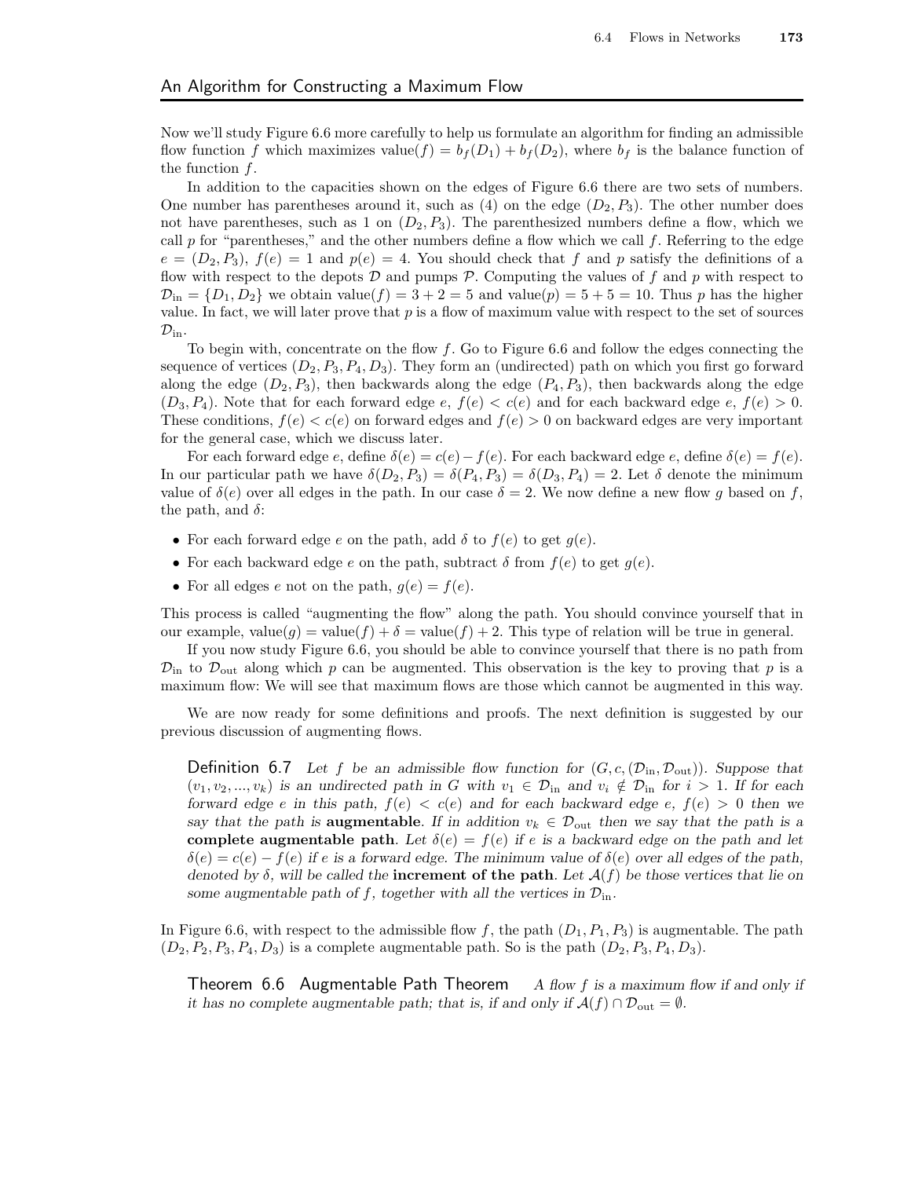## An Algorithm for Constructing a Maximum Flow

Now we'll study Figure 6.6 more carefully to help us formulate an algorithm for finding an admissible flow function $f$ which maximizes $\text{value}(f) = b_f(D_1) + b_f(D_2)$, where $b_f$ is the balance function of the function $f$.

In addition to the capacities shown on the edges of Figure 6.6 there are two sets of numbers. One number has parentheses around it, such as (4) on the edge $(D_2, P_3)$. The other number does not have parentheses, such as 1 on $(D_2, P_3)$. The parenthesized numbers define a flow, which we call $p$ for "parentheses," and the other numbers define a flow which we call $f$. Referring to the edge $e = (D_2, P_3)$, $f(e) = 1$ and $p(e) = 4$. You should check that $f$ and $p$ satisfy the definitions of a flow with respect to the depots $\mathcal{D}$ and pumps $\mathcal{P}$. Computing the values of $f$ and $p$ with respect to $\mathcal{D}_{\text{in}} = \{D_1, D_2\}$ we obtain $\text{value}(f) = 3 + 2 = 5$ and $\text{value}(p) = 5 + 5 = 10$. Thus $p$ has the higher value. In fact, we will later prove that $p$ is a flow of maximum value with respect to the set of sources $\mathcal{D}_{\text{in}}$.

To begin with, concentrate on the flow $f$. Go to Figure 6.6 and follow the edges connecting the sequence of vertices $(D_2, P_3, P_4, D_3)$. They form an (undirected) path on which you first go forward along the edge $(D_2, P_3)$, then backwards along the edge $(P_4, P_3)$, then backwards along the edge $(D_3, P_4)$. Note that for each forward edge $e$, $f(e) < c(e)$ and for each backward edge $e$, $f(e) > 0$. These conditions, $f(e) < c(e)$ on forward edges and $f(e) > 0$ on backward edges are very important for the general case, which we discuss later.

For each forward edge $e$, define $\delta(e) = c(e) - f(e)$. For each backward edge $e$, define $\delta(e) = f(e)$. In our particular path we have $\delta(D_2, P_3) = \delta(P_4, P_3) = \delta(D_3, P_4) = 2$. Let $\delta$ denote the minimum value of $\delta(e)$ over all edges in the path. In our case $\delta = 2$. We now define a new flow $g$ based on $f$, the path, and $\delta$:

- For each forward edge $e$ on the path, add $\delta$ to $f(e)$ to get $g(e)$.
- For each backward edge $e$ on the path, subtract $\delta$ from $f(e)$ to get $g(e)$.
- For all edges $e$ not on the path, $g(e) = f(e)$.

This process is called "augmenting the flow" along the path. You should convince yourself that in our example, $\text{value}(g) = \text{value}(f) + \delta = \text{value}(f) + 2$. This type of relation will be true in general.

If you now study Figure 6.6, you should be able to convince yourself that there is no path from $\mathcal{D}_{\text{in}}$ to $\mathcal{D}_{\text{out}}$ along which $p$ can be augmented. This observation is the key to proving that $p$ is a maximum flow: We will see that maximum flows are those which cannot be augmented in this way.

We are now ready for some definitions and proofs. The next definition is suggested by our previous discussion of augmenting flows.

**Definition 6.7** *Let $f$ be an admissible flow function for $(G, c, (\mathcal{D}_{\text{in}}, \mathcal{D}_{\text{out}}))$. Suppose that $(v_1, v_2, ..., v_k)$ is an undirected path in $G$ with $v_1 \in \mathcal{D}_{\text{in}}$ and $v_i \notin \mathcal{D}_{\text{in}}$ for $i > 1$. If for each forward edge $e$ in this path, $f(e) < c(e)$ and for each backward edge $e$, $f(e) > 0$ then we say that the path is* **augmentable**. *If in addition $v_k \in \mathcal{D}_{\text{out}}$ then we say that the path is a* **complete augmentable path**. *Let $\delta(e) = f(e)$ if $e$ is a backward edge on the path and let $\delta(e) = c(e) - f(e)$ if $e$ is a forward edge. The minimum value of $\delta(e)$ over all edges of the path, denoted by $\delta$, will be called the* **increment of the path**. *Let $\mathcal{A}(f)$ be those vertices that lie on some augmentable path of $f$, together with all the vertices in $\mathcal{D}_{\text{in}}$.*

In Figure 6.6, with respect to the admissible flow $f$, the path $(D_1, P_1, P_3)$ is augmentable. The path $(D_2, P_2, P_3, P_4, D_3)$ is a complete augmentable path. So is the path $(D_2, P_3, P_4, D_3)$.

**Theorem 6.6 Augmentable Path Theorem** *A flow $f$ is a maximum flow if and only if it has no complete augmentable path; that is, if and only if $\mathcal{A}(f) \cap \mathcal{D}_{\text{out}} = \emptyset$.*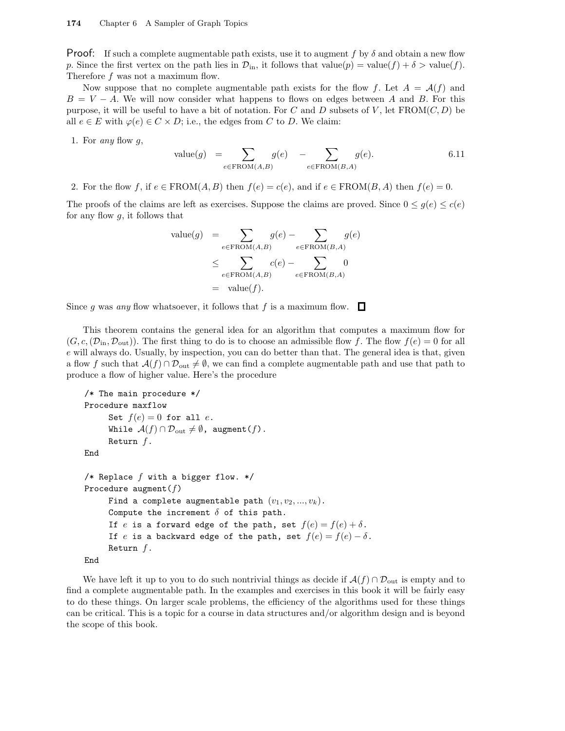**Proof:** If such a complete augmentable path exists, use it to augment $f$ by $\delta$ and obtain a new flow $p$. Since the first vertex on the path lies in $\mathcal{D}_{\text{in}}$, it follows that $\text{value}(p) = \text{value}(f) + \delta > \text{value}(f)$. Therefore $f$ was not a maximum flow.

Now suppose that no complete augmentable path exists for the flow $f$. Let $A = \mathcal{A}(f)$ and $B = V - A$. We will now consider what happens to flows on edges between $A$ and $B$. For this purpose, it will be useful to have a bit of notation. For $C$ and $D$ subsets of $V$, let $\text{FROM}(C, D)$ be all $e \in E$ with $\varphi(e) \in C \times D$; i.e., the edges from $C$ to $D$. We claim:

1. For *any* flow $g$,

$$\text{value}(g) \quad = \sum_{e \in \text{FROM}(A,B)} g(e) \quad - \sum_{e \in \text{FROM}(B,A)} g(e). \qquad 6.11$$

2. For the flow $f$, if $e \in \text{FROM}(A, B)$ then $f(e) = c(e)$, and if $e \in \text{FROM}(B, A)$ then $f(e) = 0$.

The proofs of the claims are left as exercises. Suppose the claims are proved. Since $0 \le g(e) \le c(e)$ for any flow $g$, it follows that

$$\begin{aligned}
\text{value}(g) &= \sum_{e \in \text{FROM}(A,B)} g(e) - \sum_{e \in \text{FROM}(B,A)} g(e) \\
&\le \sum_{e \in \text{FROM}(A,B)} c(e) - \sum_{e \in \text{FROM}(B,A)} 0 \\
&= \text{value}(f).
\end{aligned}$$

Since $g$ was *any* flow whatsoever, it follows that $f$ is a maximum flow. □

This theorem contains the general idea for an algorithm that computes a maximum flow for $(G, c, (\mathcal{D}_{\text{in}}, \mathcal{D}_{\text{out}}))$. The first thing to do is to choose an admissible flow $f$. The flow $f(e) = 0$ for all $e$ will always do. Usually, by inspection, you can do better than that. The general idea is that, given a flow $f$ such that $\mathcal{A}(f) \cap \mathcal{D}_{\text{out}} \neq \emptyset$, we can find a complete augmentable path and use that path to produce a flow of higher value. Here's the procedure

```
/* The main procedure */
Procedure maxflow
     Set f(e) = 0 for all e.
     While A(f) ∩ D_out ≠ ∅, augment(f).
     Return f.
End

/* Replace f with a bigger flow. */
Procedure augment(f)
     Find a complete augmentable path (v_1, v_2, ..., v_k).
     Compute the increment δ of this path.
     If e is a forward edge of the path, set f(e) = f(e) + δ.
     If e is a backward edge of the path, set f(e) = f(e) − δ.
     Return f.
End
```

We have left it up to you to do such nontrivial things as decide if $\mathcal{A}(f) \cap \mathcal{D}_{\text{out}}$ is empty and to find a complete augmentable path. In the examples and exercises in this book it will be fairly easy to do these things. On larger scale problems, the efficiency of the algorithms used for these things can be critical. This is a topic for a course in data structures and/or algorithm design and is beyond the scope of this book.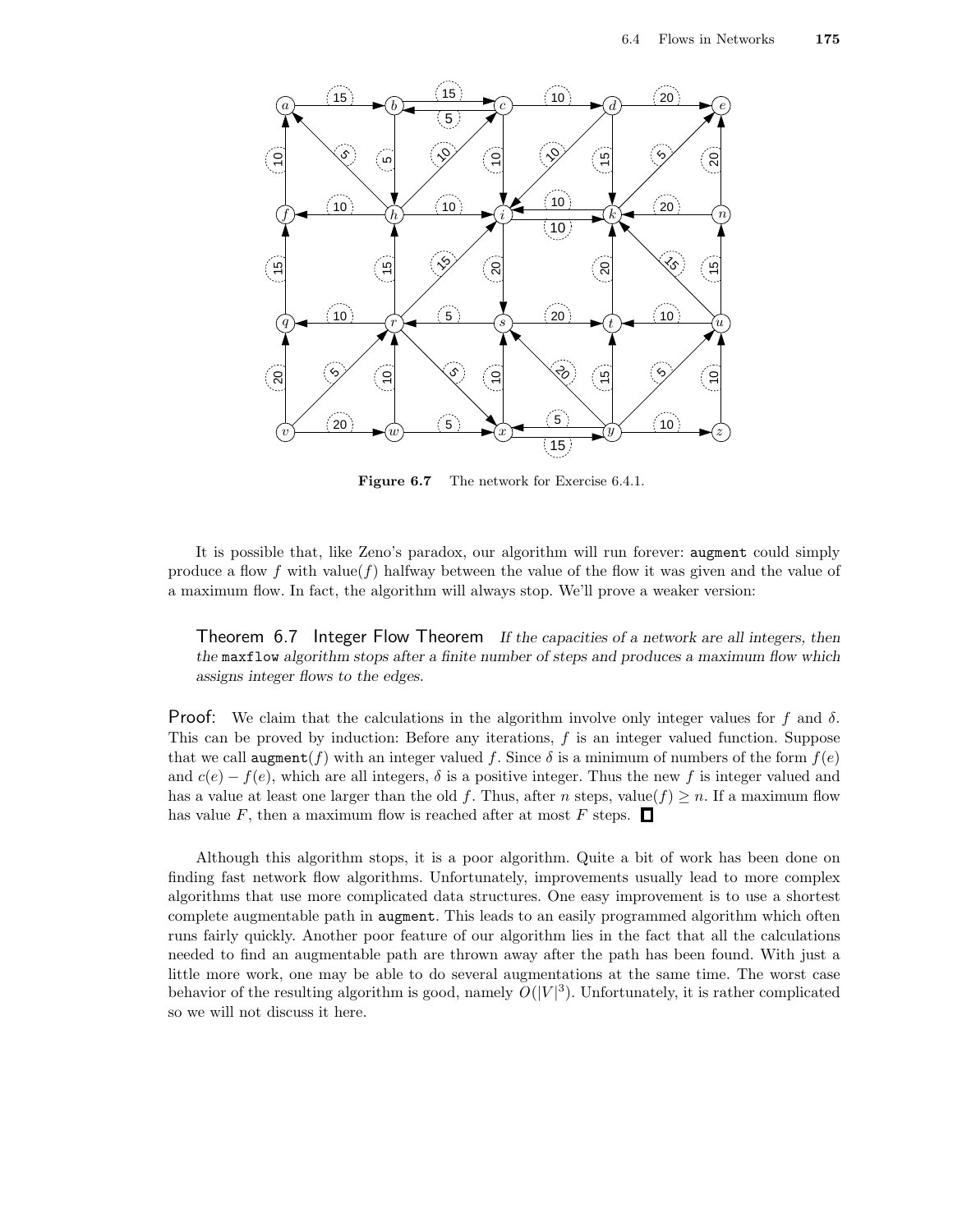**Figure 6.7** The network for Exercise 6.4.1.

It is possible that, like Zeno's paradox, our algorithm will run forever: `augment` could simply produce a flow $f$ with value($f$) halfway between the value of the flow it was given and the value of a maximum flow. In fact, the algorithm will always stop. We'll prove a weaker version:

**Theorem 6.7 Integer Flow Theorem** *If the capacities of a network are all integers, then the* `maxflow` *algorithm stops after a finite number of steps and produces a maximum flow which assigns integer flows to the edges.*

**Proof:** We claim that the calculations in the algorithm involve only integer values for $f$ and $\delta$. This can be proved by induction: Before any iterations, $f$ is an integer valued function. Suppose that we call `augment`($f$) with an integer valued $f$. Since $\delta$ is a minimum of numbers of the form $f(e)$ and $c(e) - f(e)$, which are all integers, $\delta$ is a positive integer. Thus the new $f$ is integer valued and has a value at least one larger than the old $f$. Thus, after $n$ steps, value$(f) \geq n$. If a maximum flow has value $F$, then a maximum flow is reached after at most $F$ steps. ◻

Although this algorithm stops, it is a poor algorithm. Quite a bit of work has been done on finding fast network flow algorithms. Unfortunately, improvements usually lead to more complex algorithms that use more complicated data structures. One easy improvement is to use a shortest complete augmentable path in `augment`. This leads to an easily programmed algorithm which often runs fairly quickly. Another poor feature of our algorithm lies in the fact that all the calculations needed to find an augmentable path are thrown away after the path has been found. With just a little more work, one may be able to do several augmentations at the same time. The worst case behavior of the resulting algorithm is good, namely $O(|V|^3)$. Unfortunately, it is rather complicated so we will not discuss it here.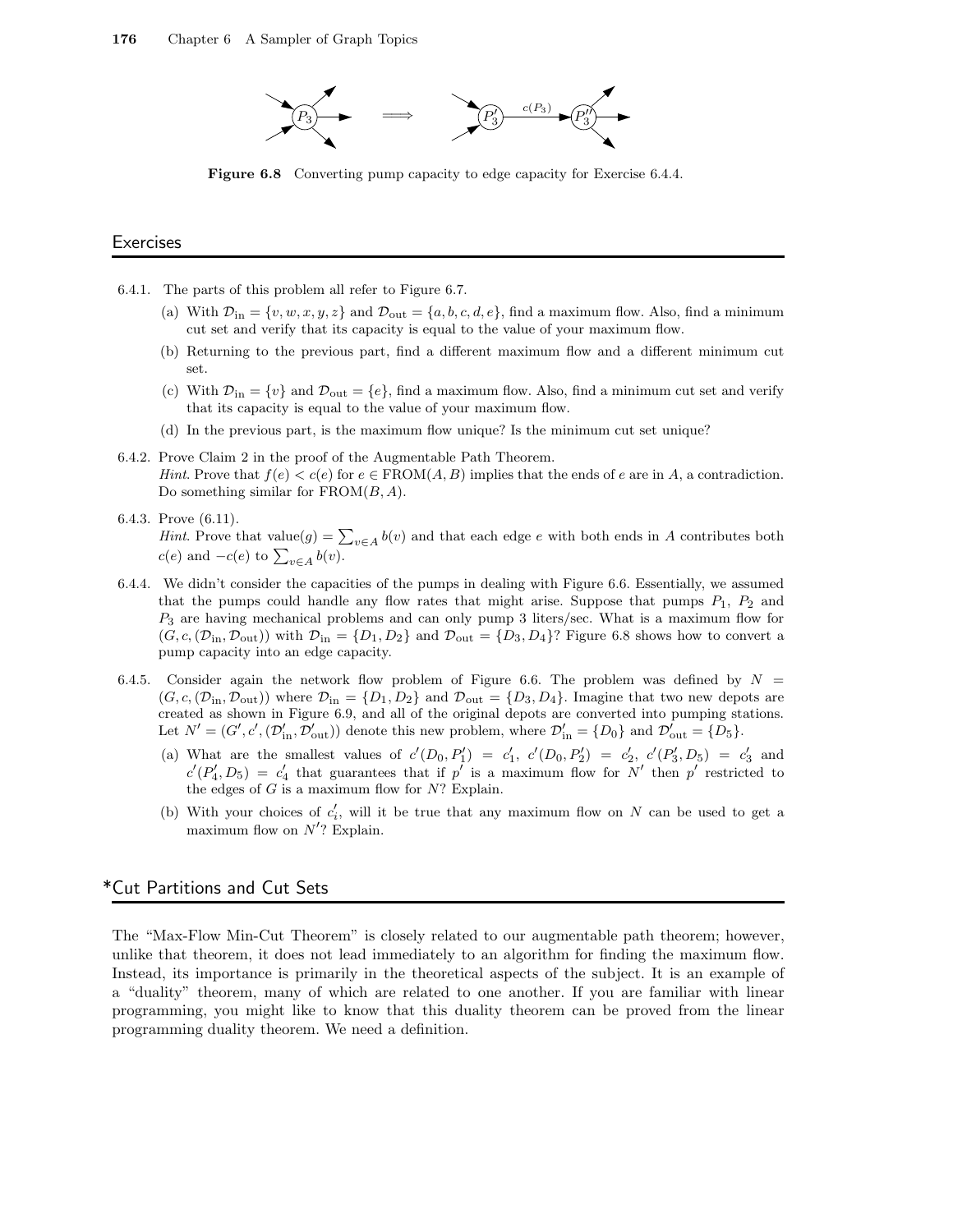**Figure 6.8** Converting pump capacity to edge capacity for Exercise 6.4.4.

## Exercises

6.4.1. The parts of this problem all refer to Figure 6.7.

(a) With $\mathcal{D}_{\text{in}} = \{v, w, x, y, z\}$ and $\mathcal{D}_{\text{out}} = \{a, b, c, d, e\}$, find a maximum flow. Also, find a minimum cut set and verify that its capacity is equal to the value of your maximum flow.

(b) Returning to the previous part, find a different maximum flow and a different minimum cut set.

(c) With $\mathcal{D}_{\text{in}} = \{v\}$ and $\mathcal{D}_{\text{out}} = \{e\}$, find a maximum flow. Also, find a minimum cut set and verify that its capacity is equal to the value of your maximum flow.

(d) In the previous part, is the maximum flow unique? Is the minimum cut set unique?

6.4.2. Prove Claim 2 in the proof of the Augmentable Path Theorem.
*Hint*. Prove that $f(e) < c(e)$ for $e \in \text{FROM}(A, B)$ implies that the ends of $e$ are in $A$, a contradiction. Do something similar for $\text{FROM}(B, A)$.

6.4.3. Prove (6.11).
*Hint*. Prove that $\text{value}(g) = \sum_{v \in A} b(v)$ and that each edge $e$ with both ends in $A$ contributes both $c(e)$ and $-c(e)$ to $\sum_{v \in A} b(v)$.

6.4.4. We didn't consider the capacities of the pumps in dealing with Figure 6.6. Essentially, we assumed that the pumps could handle any flow rates that might arise. Suppose that pumps $P_1$, $P_2$ and $P_3$ are having mechanical problems and can only pump 3 liters/sec. What is a maximum flow for $(G, c, (\mathcal{D}_{\text{in}}, \mathcal{D}_{\text{out}}))$ with $\mathcal{D}_{\text{in}} = \{D_1, D_2\}$ and $\mathcal{D}_{\text{out}} = \{D_3, D_4\}$? Figure 6.8 shows how to convert a pump capacity into an edge capacity.

6.4.5. Consider again the network flow problem of Figure 6.6. The problem was defined by $N = (G, c, (\mathcal{D}_{\text{in}}, \mathcal{D}_{\text{out}}))$ where $\mathcal{D}_{\text{in}} = \{D_1, D_2\}$ and $\mathcal{D}_{\text{out}} = \{D_3, D_4\}$. Imagine that two new depots are created as shown in Figure 6.9, and all of the original depots are converted into pumping stations. Let $N' = (G', c', (\mathcal{D}'_{\text{in}}, \mathcal{D}'_{\text{out}}))$ denote this new problem, where $\mathcal{D}'_{\text{in}} = \{D_0\}$ and $\mathcal{D}'_{\text{out}} = \{D_5\}$.

(a) What are the smallest values of $c'(D_0, P'_1) = c'_1$, $c'(D_0, P'_2) = c'_2$, $c'(P'_3, D_5) = c'_3$ and $c'(P'_4, D_5) = c'_4$ that guarantees that if $p'$ is a maximum flow for $N'$ then $p'$ restricted to the edges of $G$ is a maximum flow for $N$? Explain.

(b) With your choices of $c'_i$, will it be true that any maximum flow on $N$ can be used to get a maximum flow on $N'$? Explain.

## *Cut Partitions and Cut Sets

The "Max-Flow Min-Cut Theorem" is closely related to our augmentable path theorem; however, unlike that theorem, it does not lead immediately to an algorithm for finding the maximum flow. Instead, its importance is primarily in the theoretical aspects of the subject. It is an example of a "duality" theorem, many of which are related to one another. If you are familiar with linear programming, you might like to know that this duality theorem can be proved from the linear programming duality theorem. We need a definition.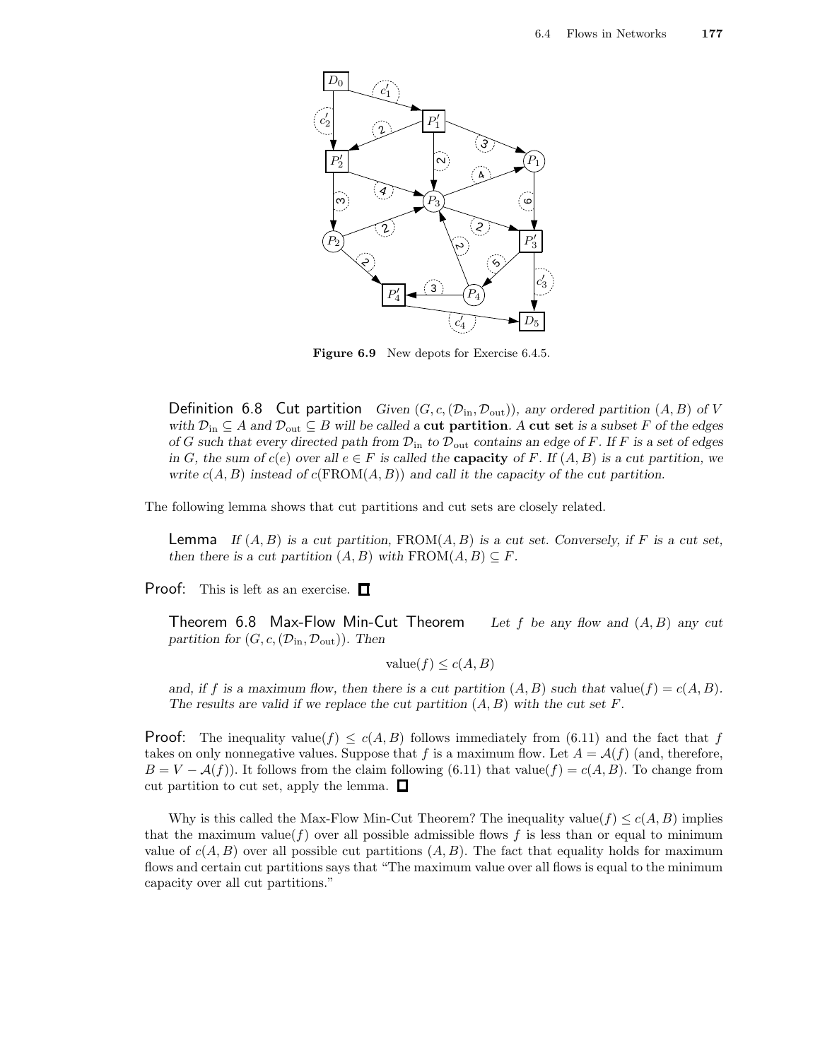**Figure 6.9** New depots for Exercise 6.4.5.

> **Definition 6.8 Cut partition** *Given $(G, c, (\mathcal{D}_{\rm in}, \mathcal{D}_{\rm out}))$, any ordered partition $(A, B)$ of $V$ with $\mathcal{D}_{\rm in} \subseteq A$ and $\mathcal{D}_{\rm out} \subseteq B$ will be called a* **cut partition**. *A* **cut set** *is a subset $F$ of the edges of $G$ such that every directed path from $\mathcal{D}_{\rm in}$ to $\mathcal{D}_{\rm out}$ contains an edge of $F$. If $F$ is a set of edges in $G$, the sum of $c(e)$ over all $e \in F$ is called the* **capacity** *of $F$. If $(A, B)$ is a cut partition, we write $c(A, B)$ instead of $c(\mathrm{FROM}(A, B))$ and call it the capacity of the cut partition.*

The following lemma shows that cut partitions and cut sets are closely related.

> **Lemma** *If $(A, B)$ is a cut partition, $\mathrm{FROM}(A, B)$ is a cut set. Conversely, if $F$ is a cut set, then there is a cut partition $(A, B)$ with $\mathrm{FROM}(A, B) \subseteq F$.*

**Proof:** This is left as an exercise. □

> **Theorem 6.8 Max-Flow Min-Cut Theorem** *Let $f$ be any flow and $(A, B)$ any cut partition for $(G, c, (\mathcal{D}_{\rm in}, \mathcal{D}_{\rm out}))$. Then*
>
> $$\mathrm{value}(f) \leq c(A, B)$$
>
> *and, if $f$ is a maximum flow, then there is a cut partition $(A, B)$ such that $\mathrm{value}(f) = c(A, B)$. The results are valid if we replace the cut partition $(A, B)$ with the cut set $F$.*

**Proof:** The inequality $\mathrm{value}(f) \leq c(A, B)$ follows immediately from (6.11) and the fact that $f$ takes on only nonnegative values. Suppose that $f$ is a maximum flow. Let $A = \mathcal{A}(f)$ (and, therefore, $B = V - \mathcal{A}(f)$). It follows from the claim following (6.11) that $\mathrm{value}(f) = c(A, B)$. To change from cut partition to cut set, apply the lemma. □

Why is this called the Max-Flow Min-Cut Theorem? The inequality $\mathrm{value}(f) \leq c(A, B)$ implies that the maximum $\mathrm{value}(f)$ over all possible admissible flows $f$ is less than or equal to minimum value of $c(A, B)$ over all possible cut partitions $(A, B)$. The fact that equality holds for maximum flows and certain cut partitions says that "The maximum value over all flows is equal to the minimum capacity over all cut partitions."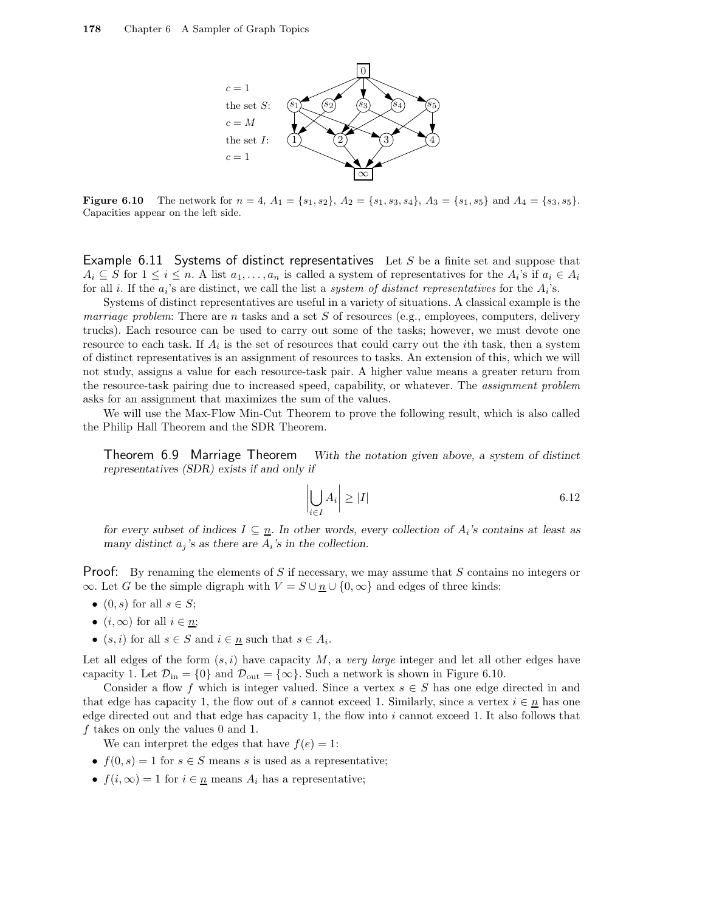**Figure 6.10** The network for $n = 4$, $A_1 = \{s_1, s_2\}$, $A_2 = \{s_1, s_3, s_4\}$, $A_3 = \{s_1, s_5\}$ and $A_4 = \{s_3, s_5\}$. Capacities appear on the left side.

**Example 6.11 Systems of distinct representatives** Let $S$ be a finite set and suppose that $A_i \subseteq S$ for $1 \le i \le n$. A list $a_1, \ldots, a_n$ is called a system of representatives for the $A_i$'s if $a_i \in A_i$ for all $i$. If the $a_i$'s are distinct, we call the list a *system of distinct representatives* for the $A_i$'s.

Systems of distinct representatives are useful in a variety of situations. A classical example is the *marriage problem*: There are $n$ tasks and a set $S$ of resources (e.g., employees, computers, delivery trucks). Each resource can be used to carry out some of the tasks; however, we must devote one resource to each task. If $A_i$ is the set of resources that could carry out the $i$th task, then a system of distinct representatives is an assignment of resources to tasks. An extension of this, which we will not study, assigns a value for each resource-task pair. A higher value means a greater return from the resource-task pairing due to increased speed, capability, or whatever. The *assignment problem* asks for an assignment that maximizes the sum of the values.

We will use the Max-Flow Min-Cut Theorem to prove the following result, which is also called the Philip Hall Theorem and the SDR Theorem.

**Theorem 6.9 Marriage Theorem** *With the notation given above, a system of distinct representatives (SDR) exists if and only if*

$$\left| \bigcup_{i \in I} A_i \right| \ge |I| \qquad 6.12$$

*for every subset of indices $I \subseteq \underline{n}$. In other words, every collection of $A_i$'s contains at least as many distinct $a_j$'s as there are $A_i$'s in the collection.*

**Proof:** By renaming the elements of $S$ if necessary, we may assume that $S$ contains no integers or $\infty$. Let $G$ be the simple digraph with $V = S \cup \underline{n} \cup \{0, \infty\}$ and edges of three kinds:

- $(0, s)$ for all $s \in S$;
- $(i, \infty)$ for all $i \in \underline{n}$;
- $(s, i)$ for all $s \in S$ and $i \in \underline{n}$ such that $s \in A_i$.

Let all edges of the form $(s, i)$ have capacity $M$, a *very large* integer and let all other edges have capacity 1. Let $\mathcal{D}_{\text{in}} = \{0\}$ and $\mathcal{D}_{\text{out}} = \{\infty\}$. Such a network is shown in Figure 6.10.

Consider a flow $f$ which is integer valued. Since a vertex $s \in S$ has one edge directed in and that edge has capacity 1, the flow out of $s$ cannot exceed 1. Similarly, since a vertex $i \in \underline{n}$ has one edge directed out and that edge has capacity 1, the flow into $i$ cannot exceed 1. It also follows that $f$ takes on only the values 0 and 1.

We can interpret the edges that have $f(e) = 1$:

- $f(0, s) = 1$ for $s \in S$ means $s$ is used as a representative;
- $f(i, \infty) = 1$ for $i \in \underline{n}$ means $A_i$ has a representative;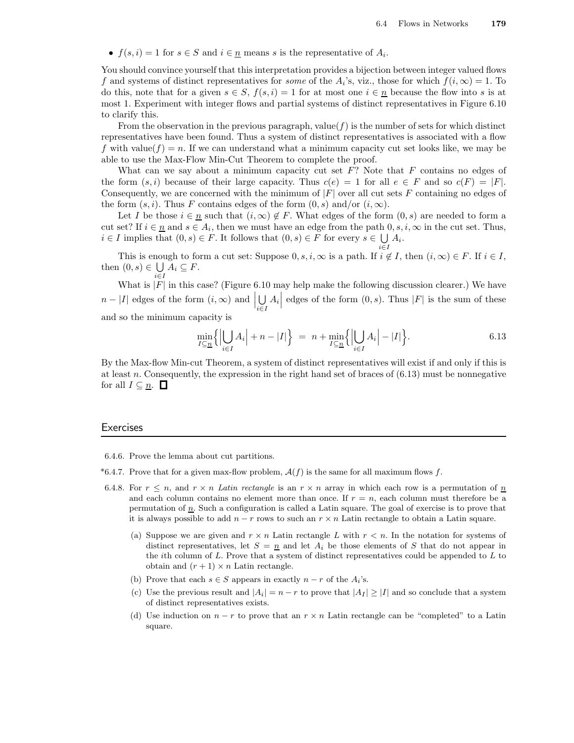- $f(s,i) = 1$ for $s \in S$ and $i \in \underline{n}$ means $s$ is the representative of $A_i$.

You should convince yourself that this interpretation provides a bijection between integer valued flows $f$ and systems of distinct representatives for *some* of the $A_i$'s, viz., those for which $f(i,\infty) = 1$. To do this, note that for a given $s \in S$, $f(s,i) = 1$ for at most one $i \in \underline{n}$ because the flow into $s$ is at most 1. Experiment with integer flows and partial systems of distinct representatives in Figure 6.10 to clarify this.

From the observation in the previous paragraph, value$(f)$ is the number of sets for which distinct representatives have been found. Thus a system of distinct representatives is associated with a flow $f$ with value$(f) = n$. If we can understand what a minimum capacity cut set looks like, we may be able to use the Max-Flow Min-Cut Theorem to complete the proof.

What can we say about a minimum capacity cut set $F$? Note that $F$ contains no edges of the form $(s,i)$ because of their large capacity. Thus $c(e) = 1$ for all $e \in F$ and so $c(F) = |F|$. Consequently, we are concerned with the minimum of $|F|$ over all cut sets $F$ containing no edges of the form $(s,i)$. Thus $F$ contains edges of the form $(0,s)$ and/or $(i,\infty)$.

Let $I$ be those $i \in \underline{n}$ such that $(i,\infty) \notin F$. What edges of the form $(0,s)$ are needed to form a cut set? If $i \in \underline{n}$ and $s \in A_i$, then we must have an edge from the path $0,s,i,\infty$ in the cut set. Thus, $i \in I$ implies that $(0,s) \in F$. It follows that $(0,s) \in F$ for every $s \in \bigcup_{i \in I} A_i$.

This is enough to form a cut set: Suppose $0,s,i,\infty$ is a path. If $i \notin I$, then $(i,\infty) \in F$. If $i \in I$, then $(0,s) \in \bigcup_{i \in I} A_i \subseteq F$.

What is $|F|$ in this case? (Figure 6.10 may help make the following discussion clearer.) We have $n - |I|$ edges of the form $(i,\infty)$ and $\left|\bigcup_{i \in I} A_i\right|$ edges of the form $(0,s)$. Thus $|F|$ is the sum of these and so the minimum capacity is

$$\min_{I \subseteq \underline{n}} \Big\{ \Big|\bigcup_{i \in I} A_i\Big| + n - |I| \Big\} \;=\; n + \min_{I \subseteq \underline{n}} \Big\{ \Big|\bigcup_{i \in I} A_i\Big| - |I| \Big\}. \qquad 6.13$$

By the Max-flow Min-cut Theorem, a system of distinct representatives will exist if and only if this is at least $n$. Consequently, the expression in the right hand set of braces of (6.13) must be nonnegative for all $I \subseteq \underline{n}$. □

## Exercises

6.4.6. Prove the lemma about cut partitions.

*6.4.7. Prove that for a given max-flow problem, $\mathcal{A}(f)$ is the same for all maximum flows $f$.

6.4.8. For $r \le n$, and $r \times n$ *Latin rectangle* is an $r \times n$ array in which each row is a permutation of $\underline{n}$ and each column contains no element more than once. If $r = n$, each column must therefore be a permutation of $\underline{n}$. Such a configuration is called a Latin square. The goal of exercise is to prove that it is always possible to add $n - r$ rows to such an $r \times n$ Latin rectangle to obtain a Latin square.

(a) Suppose we are given and $r \times n$ Latin rectangle $L$ with $r < n$. In the notation for systems of distinct representatives, let $S = \underline{n}$ and let $A_i$ be those elements of $S$ that do not appear in the $i$th column of $L$. Prove that a system of distinct representatives could be appended to $L$ to obtain and $(r+1) \times n$ Latin rectangle.

(b) Prove that each $s \in S$ appears in exactly $n - r$ of the $A_i$'s.

(c) Use the previous result and $|A_i| = n - r$ to prove that $|A_I| \ge |I|$ and so conclude that a system of distinct representatives exists.

(d) Use induction on $n - r$ to prove that an $r \times n$ Latin rectangle can be "completed" to a Latin square.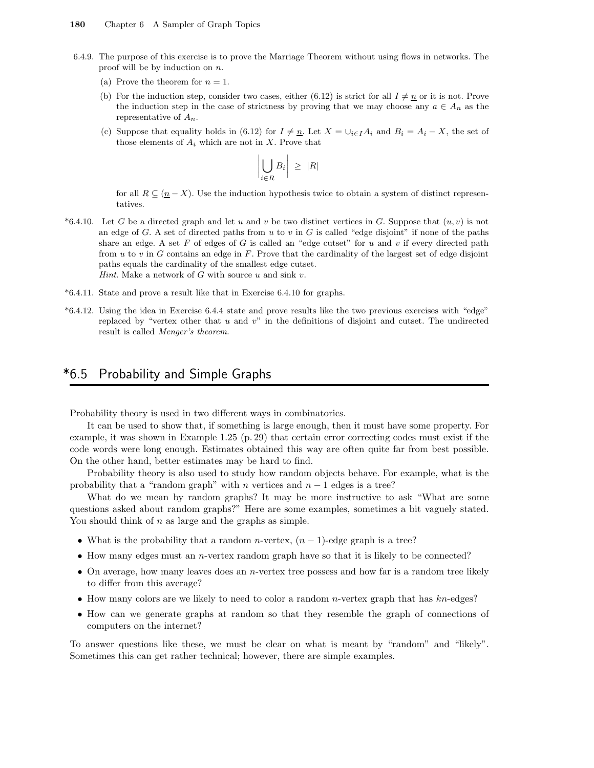6.4.9. The purpose of this exercise is to prove the Marriage Theorem without using flows in networks. The proof will be by induction on $n$.

(a) Prove the theorem for $n = 1$.

(b) For the induction step, consider two cases, either (6.12) is strict for all $I \neq \underline{n}$ or it is not. Prove the induction step in the case of strictness by proving that we may choose any $a \in A_n$ as the representative of $A_n$.

(c) Suppose that equality holds in (6.12) for $I \neq \underline{n}$. Let $X = \cup_{i \in I} A_i$ and $B_i = A_i - X$, the set of those elements of $A_i$ which are not in $X$. Prove that

$$\left| \bigcup_{i \in R} B_i \right| \geq |R|$$

for all $R \subseteq (\underline{n} - X)$. Use the induction hypothesis twice to obtain a system of distinct representatives.

*6.4.10. Let $G$ be a directed graph and let $u$ and $v$ be two distinct vertices in $G$. Suppose that $(u, v)$ is not an edge of $G$. A set of directed paths from $u$ to $v$ in $G$ is called "edge disjoint" if none of the paths share an edge. A set $F$ of edges of $G$ is called an "edge cutset" for $u$ and $v$ if every directed path from $u$ to $v$ in $G$ contains an edge in $F$. Prove that the cardinality of the largest set of edge disjoint paths equals the cardinality of the smallest edge cutset.
*Hint*. Make a network of $G$ with source $u$ and sink $v$.

*6.4.11. State and prove a result like that in Exercise 6.4.10 for graphs.

*6.4.12. Using the idea in Exercise 6.4.4 state and prove results like the two previous exercises with "edge" replaced by "vertex other that $u$ and $v$" in the definitions of disjoint and cutset. The undirected result is called *Menger's theorem*.

## *6.5 Probability and Simple Graphs

Probability theory is used in two different ways in combinatorics.

It can be used to show that, if something is large enough, then it must have some property. For example, it was shown in Example 1.25 (p. 29) that certain error correcting codes must exist if the code words were long enough. Estimates obtained this way are often quite far from best possible. On the other hand, better estimates may be hard to find.

Probability theory is also used to study how random objects behave. For example, what is the probability that a "random graph" with $n$ vertices and $n - 1$ edges is a tree?

What do we mean by random graphs? It may be more instructive to ask "What are some questions asked about random graphs?" Here are some examples, sometimes a bit vaguely stated. You should think of $n$ as large and the graphs as simple.

- What is the probability that a random $n$-vertex, $(n - 1)$-edge graph is a tree?
- How many edges must an $n$-vertex random graph have so that it is likely to be connected?
- On average, how many leaves does an $n$-vertex tree possess and how far is a random tree likely to differ from this average?
- How many colors are we likely to need to color a random $n$-vertex graph that has $kn$-edges?
- How can we generate graphs at random so that they resemble the graph of connections of computers on the internet?

To answer questions like these, we must be clear on what is meant by "random" and "likely". Sometimes this can get rather technical; however, there are simple examples.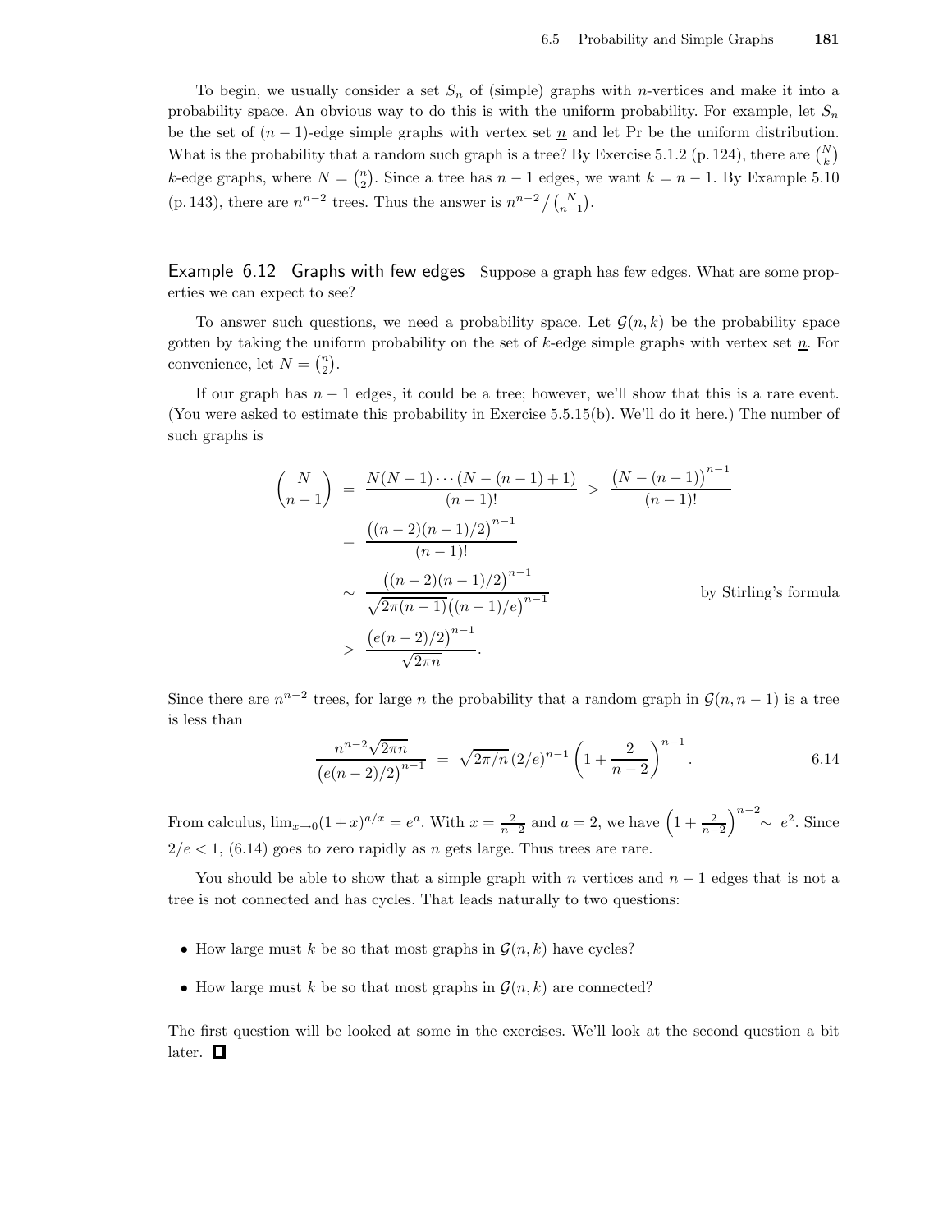To begin, we usually consider a set $S_n$ of (simple) graphs with $n$-vertices and make it into a probability space. An obvious way to do this is with the uniform probability. For example, let $S_n$ be the set of $(n-1)$-edge simple graphs with vertex set $\underline{n}$ and let Pr be the uniform distribution. What is the probability that a random such graph is a tree? By Exercise 5.1.2 (p. 124), there are $\binom{N}{k}$ $k$-edge graphs, where $N = \binom{n}{2}$. Since a tree has $n-1$ edges, we want $k = n-1$. By Example 5.10 (p. 143), there are $n^{n-2}$ trees. Thus the answer is $n^{n-2} / \binom{N}{n-1}$.

**Example 6.12 Graphs with few edges** Suppose a graph has few edges. What are some properties we can expect to see?

To answer such questions, we need a probability space. Let $\mathcal{G}(n,k)$ be the probability space gotten by taking the uniform probability on the set of $k$-edge simple graphs with vertex set $\underline{n}$. For convenience, let $N = \binom{n}{2}$.

If our graph has $n-1$ edges, it could be a tree; however, we'll show that this is a rare event. (You were asked to estimate this probability in Exercise 5.5.15(b). We'll do it here.) The number of such graphs is

$$
\begin{aligned}
\binom{N}{n-1} &= \frac{N(N-1)\cdots(N-(n-1)+1)}{(n-1)!} > \frac{\big(N-(n-1)\big)^{n-1}}{(n-1)!} \\
&= \frac{\big((n-2)(n-1)/2\big)^{n-1}}{(n-1)!} \\
&\sim \frac{\big((n-2)(n-1)/2\big)^{n-1}}{\sqrt{2\pi(n-1)}\big((n-1)/e\big)^{n-1}} \qquad \text{by Stirling's formula} \\
&> \frac{\big(e(n-2)/2\big)^{n-1}}{\sqrt{2\pi n}}.
\end{aligned}
$$

Since there are $n^{n-2}$ trees, for large $n$ the probability that a random graph in $\mathcal{G}(n, n-1)$ is a tree is less than

$$
\frac{n^{n-2}\sqrt{2\pi n}}{\big(e(n-2)/2\big)^{n-1}} = \sqrt{2\pi/n}\,(2/e)^{n-1}\left(1 + \frac{2}{n-2}\right)^{n-1}. \qquad 6.14
$$

From calculus, $\lim_{x\to 0}(1+x)^{a/x} = e^a$. With $x = \frac{2}{n-2}$ and $a = 2$, we have $\left(1 + \frac{2}{n-2}\right)^{n-2} \sim e^2$. Since $2/e < 1$, (6.14) goes to zero rapidly as $n$ gets large. Thus trees are rare.

You should be able to show that a simple graph with $n$ vertices and $n-1$ edges that is not a tree is not connected and has cycles. That leads naturally to two questions:

- How large must $k$ be so that most graphs in $\mathcal{G}(n,k)$ have cycles?
- How large must $k$ be so that most graphs in $\mathcal{G}(n,k)$ are connected?

The first question will be looked at some in the exercises. We'll look at the second question a bit later. □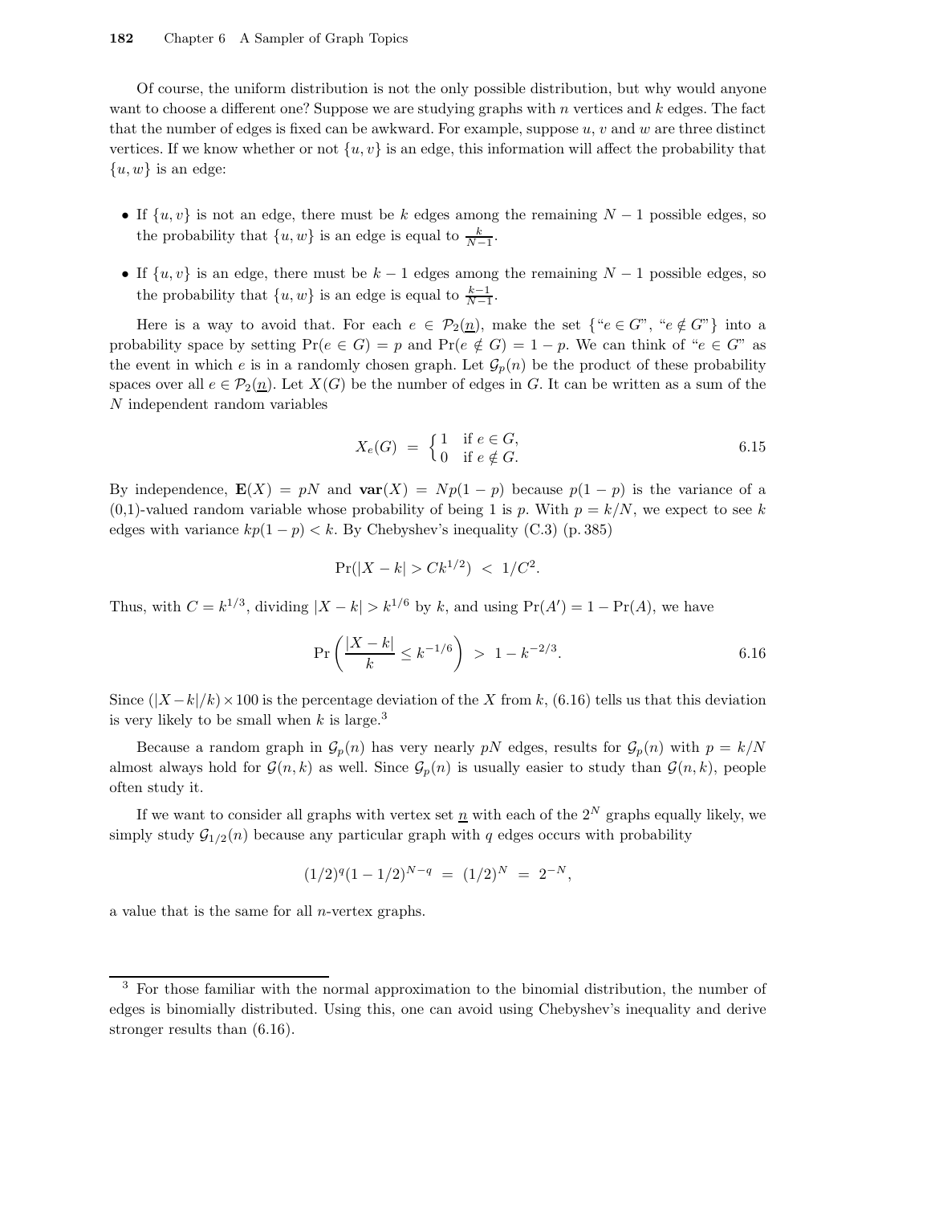Of course, the uniform distribution is not the only possible distribution, but why would anyone want to choose a different one? Suppose we are studying graphs with $n$ vertices and $k$ edges. The fact that the number of edges is fixed can be awkward. For example, suppose $u$, $v$ and $w$ are three distinct vertices. If we know whether or not $\{u,v\}$ is an edge, this information will affect the probability that $\{u,w\}$ is an edge:

- If $\{u,v\}$ is not an edge, there must be $k$ edges among the remaining $N-1$ possible edges, so the probability that $\{u,w\}$ is an edge is equal to $\frac{k}{N-1}$.
- If $\{u,v\}$ is an edge, there must be $k-1$ edges among the remaining $N-1$ possible edges, so the probability that $\{u,w\}$ is an edge is equal to $\frac{k-1}{N-1}$.

Here is a way to avoid that. For each $e \in \mathcal{P}_2(\underline{n})$, make the set $\{$"$e \in G$", "$e \notin G$"$\}$ into a probability space by setting $\Pr(e \in G) = p$ and $\Pr(e \notin G) = 1-p$. We can think of "$e \in G$" as the event in which $e$ is in a randomly chosen graph. Let $\mathcal{G}_p(n)$ be the product of these probability spaces over all $e \in \mathcal{P}_2(\underline{n})$. Let $X(G)$ be the number of edges in $G$. It can be written as a sum of the $N$ independent random variables

$$X_e(G) \;=\; \begin{cases} 1 & \text{if } e \in G, \\ 0 & \text{if } e \notin G. \end{cases} \qquad 6.15$$

By independence, $\mathbf{E}(X) = pN$ and $\mathbf{var}(X) = Np(1-p)$ because $p(1-p)$ is the variance of a (0,1)-valued random variable whose probability of being 1 is $p$. With $p = k/N$, we expect to see $k$ edges with variance $kp(1-p) < k$. By Chebyshev's inequality (C.3) (p. 385)

$$\Pr(|X-k| > Ck^{1/2}) \;<\; 1/C^2.$$

Thus, with $C = k^{1/3}$, dividing $|X-k| > k^{1/6}$ by $k$, and using $\Pr(A') = 1 - \Pr(A)$, we have

$$\Pr\left(\frac{|X-k|}{k} \le k^{-1/6}\right) \;>\; 1 - k^{-2/3}. \qquad 6.16$$

Since $(|X-k|/k) \times 100$ is the percentage deviation of the $X$ from $k$, (6.16) tells us that this deviation is very likely to be small when $k$ is large.[3]

Because a random graph in $\mathcal{G}_p(n)$ has very nearly $pN$ edges, results for $\mathcal{G}_p(n)$ with $p = k/N$ almost always hold for $\mathcal{G}(n,k)$ as well. Since $\mathcal{G}_p(n)$ is usually easier to study than $\mathcal{G}(n,k)$, people often study it.

If we want to consider all graphs with vertex set $\underline{n}$ with each of the $2^N$ graphs equally likely, we simply study $\mathcal{G}_{1/2}(n)$ because any particular graph with $q$ edges occurs with probability

$$(1/2)^q(1-1/2)^{N-q} \;=\; (1/2)^N \;=\; 2^{-N},$$

a value that is the same for all $n$-vertex graphs.

---

[3] For those familiar with the normal approximation to the binomial distribution, the number of edges is binomially distributed. Using this, one can avoid using Chebyshev's inequality and derive stronger results than (6.16).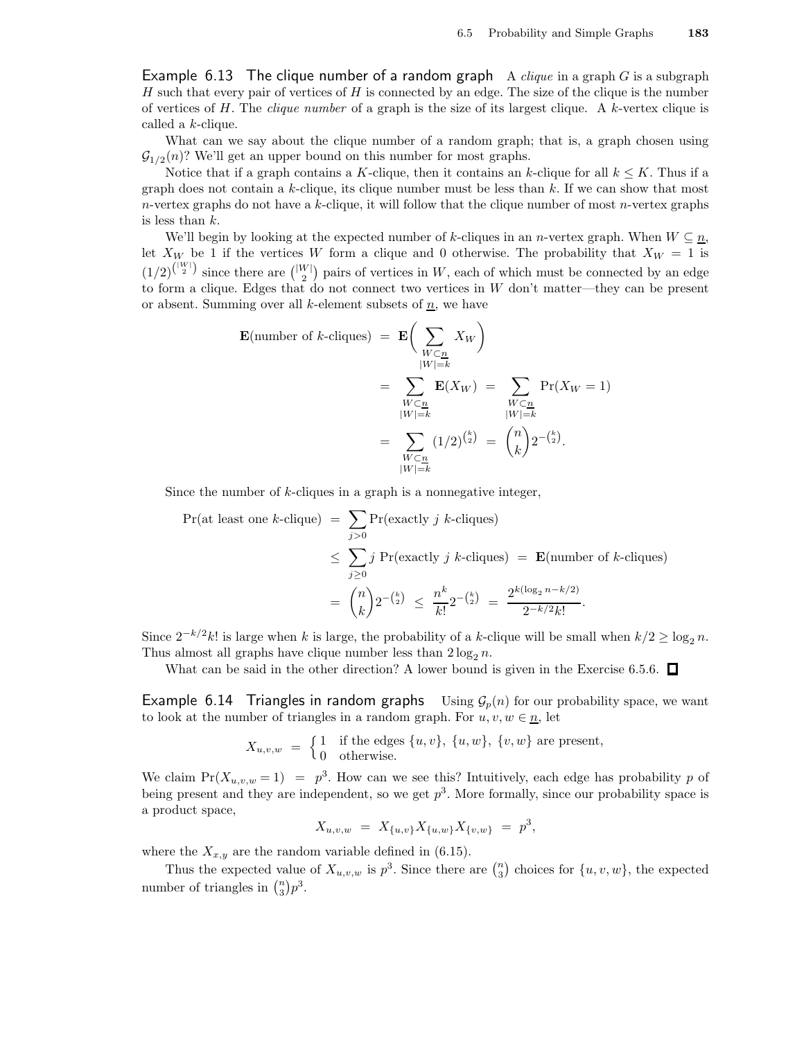**Example 6.13 The clique number of a random graph** A *clique* in a graph $G$ is a subgraph $H$ such that every pair of vertices of $H$ is connected by an edge. The size of the clique is the number of vertices of $H$. The *clique number* of a graph is the size of its largest clique. A $k$-vertex clique is called a $k$-clique.

What can we say about the clique number of a random graph; that is, a graph chosen using $\mathcal{G}_{1/2}(n)$? We'll get an upper bound on this number for most graphs.

Notice that if a graph contains a $K$-clique, then it contains an $k$-clique for all $k \le K$. Thus if a graph does not contain a $k$-clique, its clique number must be less than $k$. If we can show that most $n$-vertex graphs do not have a $k$-clique, it will follow that the clique number of most $n$-vertex graphs is less than $k$.

We'll begin by looking at the expected number of $k$-cliques in an $n$-vertex graph. When $W \subseteq \underline{n}$, let $X_W$ be 1 if the vertices $W$ form a clique and 0 otherwise. The probability that $X_W = 1$ is $(1/2)^{\binom{|W|}{2}}$ since there are $\binom{|W|}{2}$ pairs of vertices in $W$, each of which must be connected by an edge to form a clique. Edges that do not connect two vertices in $W$ don't matter—they can be present or absent. Summing over all $k$-element subsets of $\underline{n}$, we have

$$
\begin{aligned}
\mathbf{E}(\text{number of } k\text{-cliques}) &= \mathbf{E}\Bigg( \sum_{\substack{W \subset \underline{n} \\ |W|=k}} X_W \Bigg) \\
&= \sum_{\substack{W \subset \underline{n} \\ |W|=k}} \mathbf{E}(X_W) \;=\; \sum_{\substack{W \subset \underline{n} \\ |W|=k}} \Pr(X_W = 1) \\
&= \sum_{\substack{W \subset \underline{n} \\ |W|=k}} (1/2)^{\binom{k}{2}} \;=\; \binom{n}{k} 2^{-\binom{k}{2}}.
\end{aligned}
$$

Since the number of $k$-cliques in a graph is a nonnegative integer,

$$
\begin{aligned}
\Pr(\text{at least one } k\text{-clique}) &= \sum_{j>0} \Pr(\text{exactly } j \text{ } k\text{-cliques}) \\
&\le \sum_{j \ge 0} j \Pr(\text{exactly } j \text{ } k\text{-cliques}) \;=\; \mathbf{E}(\text{number of } k\text{-cliques}) \\
&= \binom{n}{k} 2^{-\binom{k}{2}} \;\le\; \frac{n^k}{k!} 2^{-\binom{k}{2}} \;=\; \frac{2^{k(\log_2 n - k/2)}}{2^{-k/2} k!}.
\end{aligned}
$$

Since $2^{-k/2}k!$ is large when $k$ is large, the probability of a $k$-clique will be small when $k/2 \ge \log_2 n$. Thus almost all graphs have clique number less than $2\log_2 n$.

What can be said in the other direction? A lower bound is given in the Exercise 6.5.6. □

**Example 6.14 Triangles in random graphs** Using $\mathcal{G}_p(n)$ for our probability space, we want to look at the number of triangles in a random graph. For $u, v, w \in \underline{n}$, let

$$
X_{u,v,w} \;=\; \begin{cases} 1 & \text{if the edges } \{u,v\},\ \{u,w\},\ \{v,w\} \text{ are present,} \\ 0 & \text{otherwise.} \end{cases}
$$

We claim $\Pr(X_{u,v,w} = 1) \;=\; p^3$. How can we see this? Intuitively, each edge has probability $p$ of being present and they are independent, so we get $p^3$. More formally, since our probability space is a product space,

$$
X_{u,v,w} \;=\; X_{\{u,v\}} X_{\{u,w\}} X_{\{v,w\}} \;=\; p^3,
$$

where the $X_{x,y}$ are the random variable defined in (6.15).

Thus the expected value of $X_{u,v,w}$ is $p^3$. Since there are $\binom{n}{3}$ choices for $\{u,v,w\}$, the expected number of triangles in $\binom{n}{3}p^3$.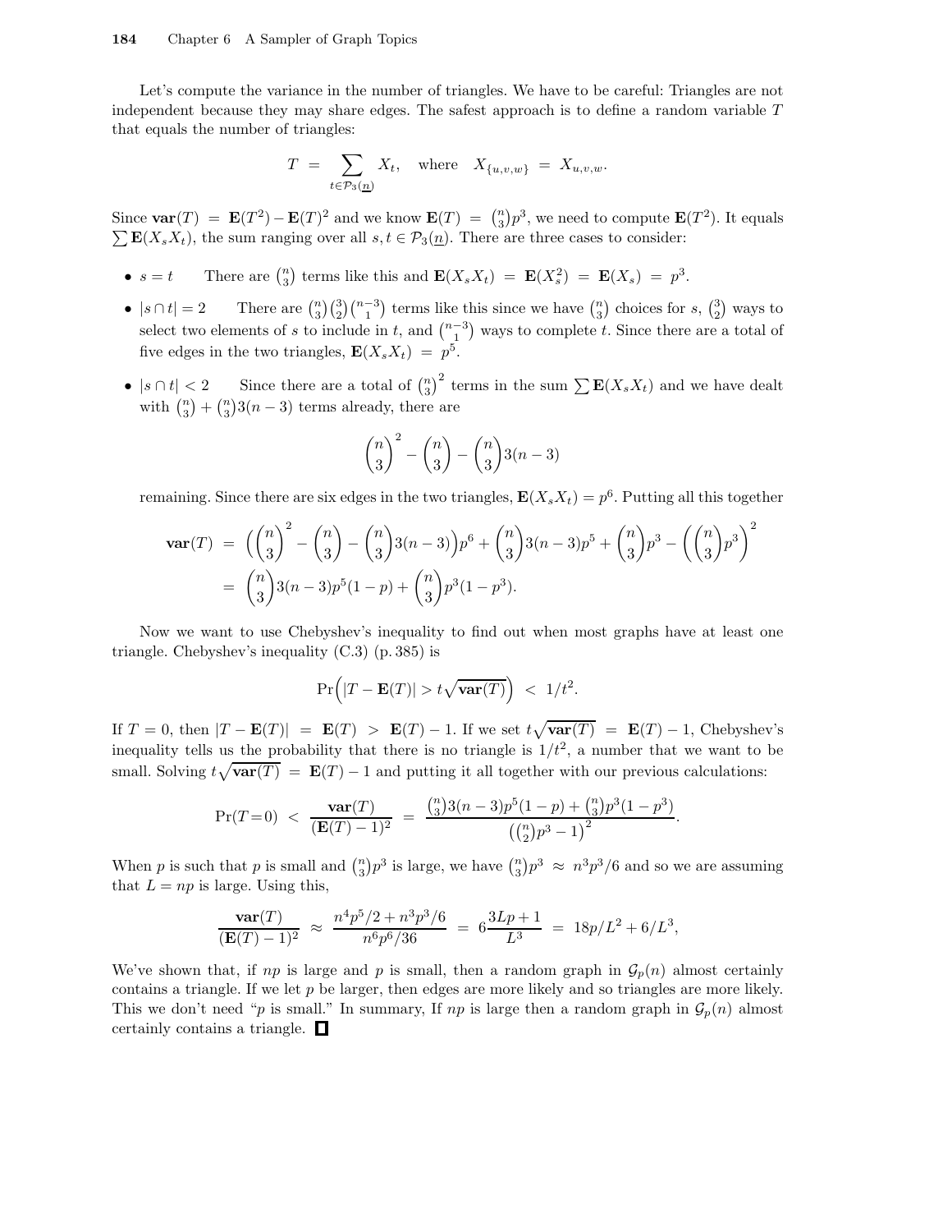Let's compute the variance in the number of triangles. We have to be careful: Triangles are not independent because they may share edges. The safest approach is to define a random variable $T$ that equals the number of triangles:

$$T \;=\; \sum_{t \in \mathcal{P}_3(\underline{n})} X_t, \quad \text{where} \quad X_{\{u,v,w\}} \;=\; X_{u,v,w}.$$

Since $\mathbf{var}(T) \;=\; \mathbf{E}(T^2) - \mathbf{E}(T)^2$ and we know $\mathbf{E}(T) \;=\; \binom{n}{3}p^3$, we need to compute $\mathbf{E}(T^2)$. It equals $\sum \mathbf{E}(X_s X_t)$, the sum ranging over all $s, t \in \mathcal{P}_3(\underline{n})$. There are three cases to consider:

- $s = t$ There are $\binom{n}{3}$ terms like this and $\mathbf{E}(X_s X_t) \;=\; \mathbf{E}(X_s^2) \;=\; \mathbf{E}(X_s) \;=\; p^3$.
- $|s \cap t| = 2$ There are $\binom{n}{3}\binom{3}{2}\binom{n-3}{1}$ terms like this since we have $\binom{n}{3}$ choices for $s$, $\binom{3}{2}$ ways to select two elements of $s$ to include in $t$, and $\binom{n-3}{1}$ ways to complete $t$. Since there are a total of five edges in the two triangles, $\mathbf{E}(X_s X_t) \;=\; p^5$.
- $|s \cap t| < 2$ Since there are a total of $\binom{n}{3}^2$ terms in the sum $\sum \mathbf{E}(X_s X_t)$ and we have dealt with $\binom{n}{3} + \binom{n}{3}3(n-3)$ terms already, there are

$$\binom{n}{3}^2 - \binom{n}{3} - \binom{n}{3}3(n-3)$$

remaining. Since there are six edges in the two triangles, $\mathbf{E}(X_s X_t) = p^6$. Putting all this together

$$\begin{aligned}
\mathbf{var}(T) \;&=\; \left(\binom{n}{3}^2 - \binom{n}{3} - \binom{n}{3}3(n-3)\right)p^6 + \binom{n}{3}3(n-3)p^5 + \binom{n}{3}p^3 - \left(\binom{n}{3}p^3\right)^2 \\
&=\; \binom{n}{3}3(n-3)p^5(1-p) + \binom{n}{3}p^3(1-p^3).
\end{aligned}$$

Now we want to use Chebyshev's inequality to find out when most graphs have at least one triangle. Chebyshev's inequality (C.3) (p. 385) is

$$\Pr\Big(|T - \mathbf{E}(T)| > t\sqrt{\mathbf{var}(T)}\Big) \;<\; 1/t^2.$$

If $T = 0$, then $|T - \mathbf{E}(T)| \;=\; \mathbf{E}(T) \;>\; \mathbf{E}(T) - 1$. If we set $t\sqrt{\mathbf{var}(T)} \;=\; \mathbf{E}(T) - 1$, Chebyshev's inequality tells us the probability that there is no triangle is $1/t^2$, a number that we want to be small. Solving $t\sqrt{\mathbf{var}(T)} \;=\; \mathbf{E}(T) - 1$ and putting it all together with our previous calculations:

$$\Pr(T\!=\!0) \;<\; \frac{\mathbf{var}(T)}{(\mathbf{E}(T)-1)^2} \;=\; \frac{\binom{n}{3}3(n-3)p^5(1-p) + \binom{n}{3}p^3(1-p^3)}{\left(\binom{n}{2}p^3 - 1\right)^2}.$$

When $p$ is such that $p$ is small and $\binom{n}{3}p^3$ is large, we have $\binom{n}{3}p^3 \;\approx\; n^3p^3/6$ and so we are assuming that $L = np$ is large. Using this,

$$\frac{\mathbf{var}(T)}{(\mathbf{E}(T)-1)^2} \;\approx\; \frac{n^4p^5/2 + n^3p^3/6}{n^6p^6/36} \;=\; 6\frac{3Lp+1}{L^3} \;=\; 18p/L^2 + 6/L^3,$$

We've shown that, if $np$ is large and $p$ is small, then a random graph in $\mathcal{G}_p(n)$ almost certainly contains a triangle. If we let $p$ be larger, then edges are more likely and so triangles are more likely. This we don't need "$p$ is small." In summary, If $np$ is large then a random graph in $\mathcal{G}_p(n)$ almost certainly contains a triangle. □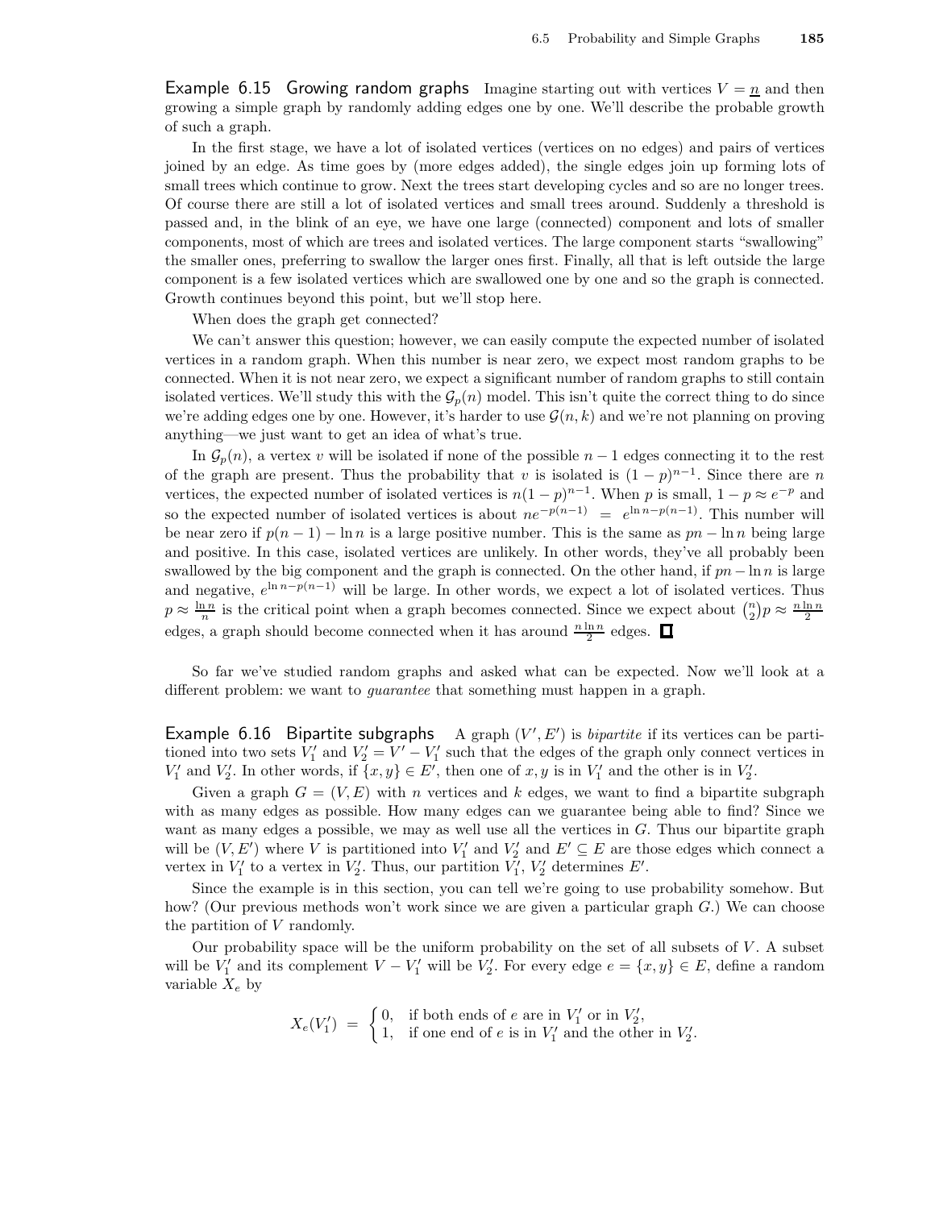**Example 6.15 Growing random graphs** Imagine starting out with vertices $V = \underline{n}$ and then growing a simple graph by randomly adding edges one by one. We'll describe the probable growth of such a graph.

In the first stage, we have a lot of isolated vertices (vertices on no edges) and pairs of vertices joined by an edge. As time goes by (more edges added), the single edges join up forming lots of small trees which continue to grow. Next the trees start developing cycles and so are no longer trees. Of course there are still a lot of isolated vertices and small trees around. Suddenly a threshold is passed and, in the blink of an eye, we have one large (connected) component and lots of smaller components, most of which are trees and isolated vertices. The large component starts "swallowing" the smaller ones, preferring to swallow the larger ones first. Finally, all that is left outside the large component is a few isolated vertices which are swallowed one by one and so the graph is connected. Growth continues beyond this point, but we'll stop here.

When does the graph get connected?

We can't answer this question; however, we can easily compute the expected number of isolated vertices in a random graph. When this number is near zero, we expect most random graphs to be connected. When it is not near zero, we expect a significant number of random graphs to still contain isolated vertices. We'll study this with the $\mathcal{G}_p(n)$ model. This isn't quite the correct thing to do since we're adding edges one by one. However, it's harder to use $\mathcal{G}(n, k)$ and we're not planning on proving anything—we just want to get an idea of what's true.

In $\mathcal{G}_p(n)$, a vertex $v$ will be isolated if none of the possible $n-1$ edges connecting it to the rest of the graph are present. Thus the probability that $v$ is isolated is $(1-p)^{n-1}$. Since there are $n$ vertices, the expected number of isolated vertices is $n(1-p)^{n-1}$. When $p$ is small, $1 - p \approx e^{-p}$ and so the expected number of isolated vertices is about $ne^{-p(n-1)} \;=\; e^{\ln n - p(n-1)}$. This number will be near zero if $p(n-1) - \ln n$ is a large positive number. This is the same as $pn - \ln n$ being large and positive. In this case, isolated vertices are unlikely. In other words, they've all probably been swallowed by the big component and the graph is connected. On the other hand, if $pm - \ln n$ is large and negative, $e^{\ln n - p(n-1)}$ will be large. In other words, we expect a lot of isolated vertices. Thus $p \approx \frac{\ln n}{n}$ is the critical point when a graph becomes connected. Since we expect about $\binom{n}{2}p \approx \frac{n \ln n}{2}$ edges, a graph should become connected when it has around $\frac{n \ln n}{2}$ edges. □

So far we've studied random graphs and asked what can be expected. Now we'll look at a different problem: we want to *guarantee* that something must happen in a graph.

**Example 6.16 Bipartite subgraphs** A graph $(V', E')$ is *bipartite* if its vertices can be partitioned into two sets $V_1'$ and $V_2' = V' - V_1'$ such that the edges of the graph only connect vertices in $V_1'$ and $V_2'$. In other words, if $\{x, y\} \in E'$, then one of $x, y$ is in $V_1'$ and the other is in $V_2'$.

Given a graph $G = (V, E)$ with $n$ vertices and $k$ edges, we want to find a bipartite subgraph with as many edges as possible. How many edges can we guarantee being able to find? Since we want as many edges a possible, we may as well use all the vertices in $G$. Thus our bipartite graph will be $(V, E')$ where $V$ is partitioned into $V_1'$ and $V_2'$ and $E' \subseteq E$ are those edges which connect a vertex in $V_1'$ to a vertex in $V_2'$. Thus, our partition $V_1'$, $V_2'$ determines $E'$.

Since the example is in this section, you can tell we're going to use probability somehow. But how? (Our previous methods won't work since we are given a particular graph $G$.) We can choose the partition of $V$ randomly.

Our probability space will be the uniform probability on the set of all subsets of $V$. A subset will be $V_1'$ and its complement $V - V_1'$ will be $V_2'$. For every edge $e = \{x, y\} \in E$, define a random variable $X_e$ by

$$X_e(V_1') \;=\; \begin{cases} 0, & \text{if both ends of } e \text{ are in } V_1' \text{ or in } V_2', \\ 1, & \text{if one end of } e \text{ is in } V_1' \text{ and the other in } V_2'. \end{cases}$$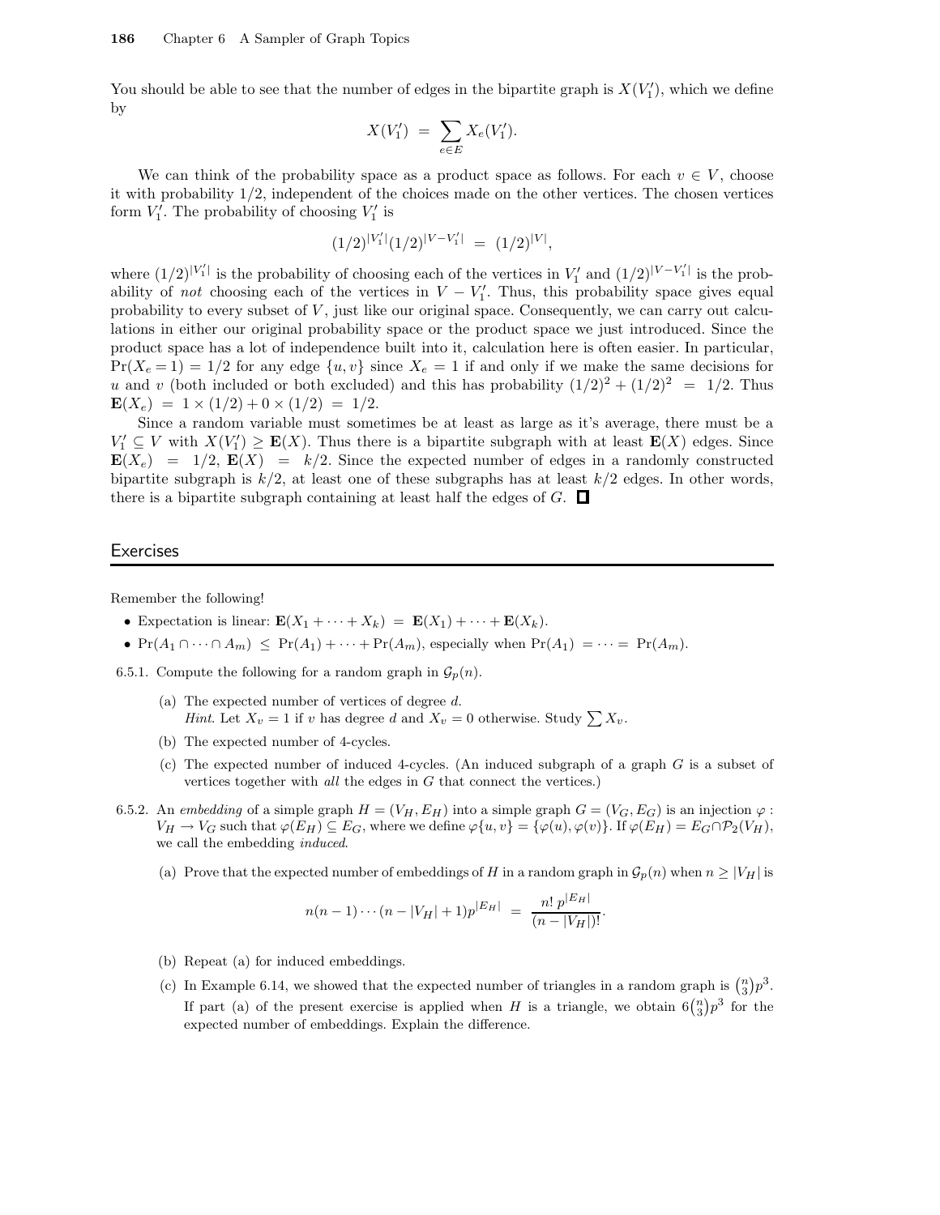You should be able to see that the number of edges in the bipartite graph is $X(V_1')$, which we define by

$$X(V_1') = \sum_{e \in E} X_e(V_1').$$

We can think of the probability space as a product space as follows. For each $v \in V$, choose it with probability $1/2$, independent of the choices made on the other vertices. The chosen vertices form $V_1'$. The probability of choosing $V_1'$ is

$$(1/2)^{|V_1'|}(1/2)^{|V-V_1'|} = (1/2)^{|V|},$$

where $(1/2)^{|V_1'|}$ is the probability of choosing each of the vertices in $V_1'$ and $(1/2)^{|V-V_1'|}$ is the probability of *not* choosing each of the vertices in $V - V_1'$. Thus, this probability space gives equal probability to every subset of $V$, just like our original space. Consequently, we can carry out calculations in either our original probability space or the product space we just introduced. Since the product space has a lot of independence built into it, calculation here is often easier. In particular, $\Pr(X_e = 1) = 1/2$ for any edge $\{u, v\}$ since $X_e = 1$ if and only if we make the same decisions for $u$ and $v$ (both included or both excluded) and this has probability $(1/2)^2 + (1/2)^2 = 1/2$. Thus $\mathbf{E}(X_e) = 1 \times (1/2) + 0 \times (1/2) = 1/2$.

Since a random variable must sometimes be at least as large as it's average, there must be a $V_1' \subseteq V$ with $X(V_1') \geq \mathbf{E}(X)$. Thus there is a bipartite subgraph with at least $\mathbf{E}(X)$ edges. Since $\mathbf{E}(X_e) = 1/2$, $\mathbf{E}(X) = k/2$. Since the expected number of edges in a randomly constructed bipartite subgraph is $k/2$, at least one of these subgraphs has at least $k/2$ edges. In other words, there is a bipartite subgraph containing at least half the edges of $G$. □

## Exercises

Remember the following!

- Expectation is linear: $\mathbf{E}(X_1 + \cdots + X_k) = \mathbf{E}(X_1) + \cdots + \mathbf{E}(X_k)$.
- $\Pr(A_1 \cap \cdots \cap A_m) \leq \Pr(A_1) + \cdots + \Pr(A_m)$, especially when $\Pr(A_1) = \cdots = \Pr(A_m)$.

6.5.1. Compute the following for a random graph in $\mathcal{G}_p(n)$.

(a) The expected number of vertices of degree $d$.
*Hint.* Let $X_v = 1$ if $v$ has degree $d$ and $X_v = 0$ otherwise. Study $\sum X_v$.

(b) The expected number of 4-cycles.

(c) The expected number of induced 4-cycles. (An induced subgraph of a graph $G$ is a subset of vertices together with *all* the edges in $G$ that connect the vertices.)

6.5.2. An *embedding* of a simple graph $H = (V_H, E_H)$ into a simple graph $G = (V_G, E_G)$ is an injection $\varphi : V_H \to V_G$ such that $\varphi(E_H) \subseteq E_G$, where we define $\varphi\{u, v\} = \{\varphi(u), \varphi(v)\}$. If $\varphi(E_H) = E_G \cap \mathcal{P}_2(V_H)$, we call the embedding *induced*.

(a) Prove that the expected number of embeddings of $H$ in a random graph in $\mathcal{G}_p(n)$ when $n \geq |V_H|$ is

$$n(n-1)\cdots(n-|V_H|+1)p^{|E_H|} = \frac{n!\, p^{|E_H|}}{(n-|V_H|)!}.$$

(b) Repeat (a) for induced embeddings.

(c) In Example 6.14, we showed that the expected number of triangles in a random graph is $\binom{n}{3}p^3$. If part (a) of the present exercise is applied when $H$ is a triangle, we obtain $6\binom{n}{3}p^3$ for the expected number of embeddings. Explain the difference.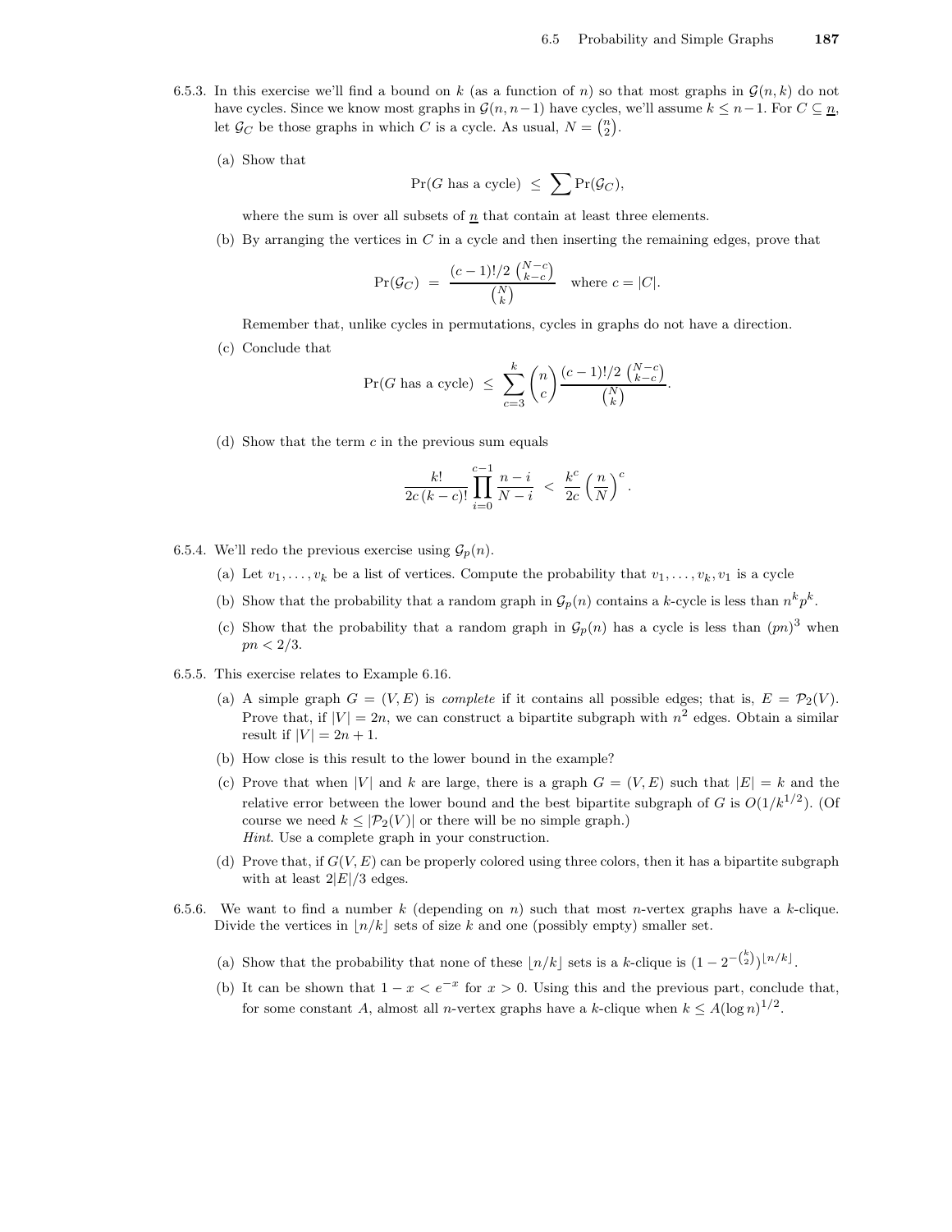6.5.3. In this exercise we'll find a bound on $k$ (as a function of $n$) so that most graphs in $\mathcal{G}(n,k)$ do not have cycles. Since we know most graphs in $\mathcal{G}(n,n-1)$ have cycles, we'll assume $k \le n-1$. For $C \subseteq \underline{n}$, let $\mathcal{G}_C$ be those graphs in which $C$ is a cycle. As usual, $N = \binom{n}{2}$.

(a) Show that

$$\Pr(G \text{ has a cycle}) \;\le\; \sum \Pr(\mathcal{G}_C),$$

where the sum is over all subsets of $\underline{n}$ that contain at least three elements.

(b) By arranging the vertices in $C$ in a cycle and then inserting the remaining edges, prove that

$$\Pr(\mathcal{G}_C) \;=\; \frac{(c-1)!/2\,\binom{N-c}{k-c}}{\binom{N}{k}} \quad \text{where } c = |C|.$$

Remember that, unlike cycles in permutations, cycles in graphs do not have a direction.

(c) Conclude that

$$\Pr(G \text{ has a cycle}) \;\le\; \sum_{c=3}^{k} \binom{n}{c} \frac{(c-1)!/2\,\binom{N-c}{k-c}}{\binom{N}{k}}.$$

(d) Show that the term $c$ in the previous sum equals

$$\frac{k!}{2c\,(k-c)!} \prod_{i=0}^{c-1} \frac{n-i}{N-i} \;<\; \frac{k^c}{2c}\left(\frac{n}{N}\right)^c.$$

6.5.4. We'll redo the previous exercise using $\mathcal{G}_p(n)$.

(a) Let $v_1, \ldots, v_k$ be a list of vertices. Compute the probability that $v_1, \ldots, v_k, v_1$ is a cycle

(b) Show that the probability that a random graph in $\mathcal{G}_p(n)$ contains a $k$-cycle is less than $n^k p^k$.

(c) Show that the probability that a random graph in $\mathcal{G}_p(n)$ has a cycle is less than $(pn)^3$ when $pn < 2/3$.

6.5.5. This exercise relates to Example 6.16.

(a) A simple graph $G = (V,E)$ is *complete* if it contains all possible edges; that is, $E = \mathcal{P}_2(V)$. Prove that, if $|V| = 2n$, we can construct a bipartite subgraph with $n^2$ edges. Obtain a similar result if $|V| = 2n+1$.

(b) How close is this result to the lower bound in the example?

(c) Prove that when $|V|$ and $k$ are large, there is a graph $G = (V,E)$ such that $|E| = k$ and the relative error between the lower bound and the best bipartite subgraph of $G$ is $O(1/k^{1/2})$. (Of course we need $k \le |\mathcal{P}_2(V)|$ or there will be no simple graph.)
*Hint*. Use a complete graph in your construction.

(d) Prove that, if $G(V,E)$ can be properly colored using three colors, then it has a bipartite subgraph with at least $2|E|/3$ edges.

6.5.6. We want to find a number $k$ (depending on $n$) such that most $n$-vertex graphs have a $k$-clique. Divide the vertices in $\lfloor n/k \rfloor$ sets of size $k$ and one (possibly empty) smaller set.

(a) Show that the probability that none of these $\lfloor n/k \rfloor$ sets is a $k$-clique is $(1 - 2^{-\binom{k}{2}})^{\lfloor n/k \rfloor}$.

(b) It can be shown that $1 - x < e^{-x}$ for $x > 0$. Using this and the previous part, conclude that, for some constant $A$, almost all $n$-vertex graphs have a $k$-clique when $k \le A(\log n)^{1/2}$.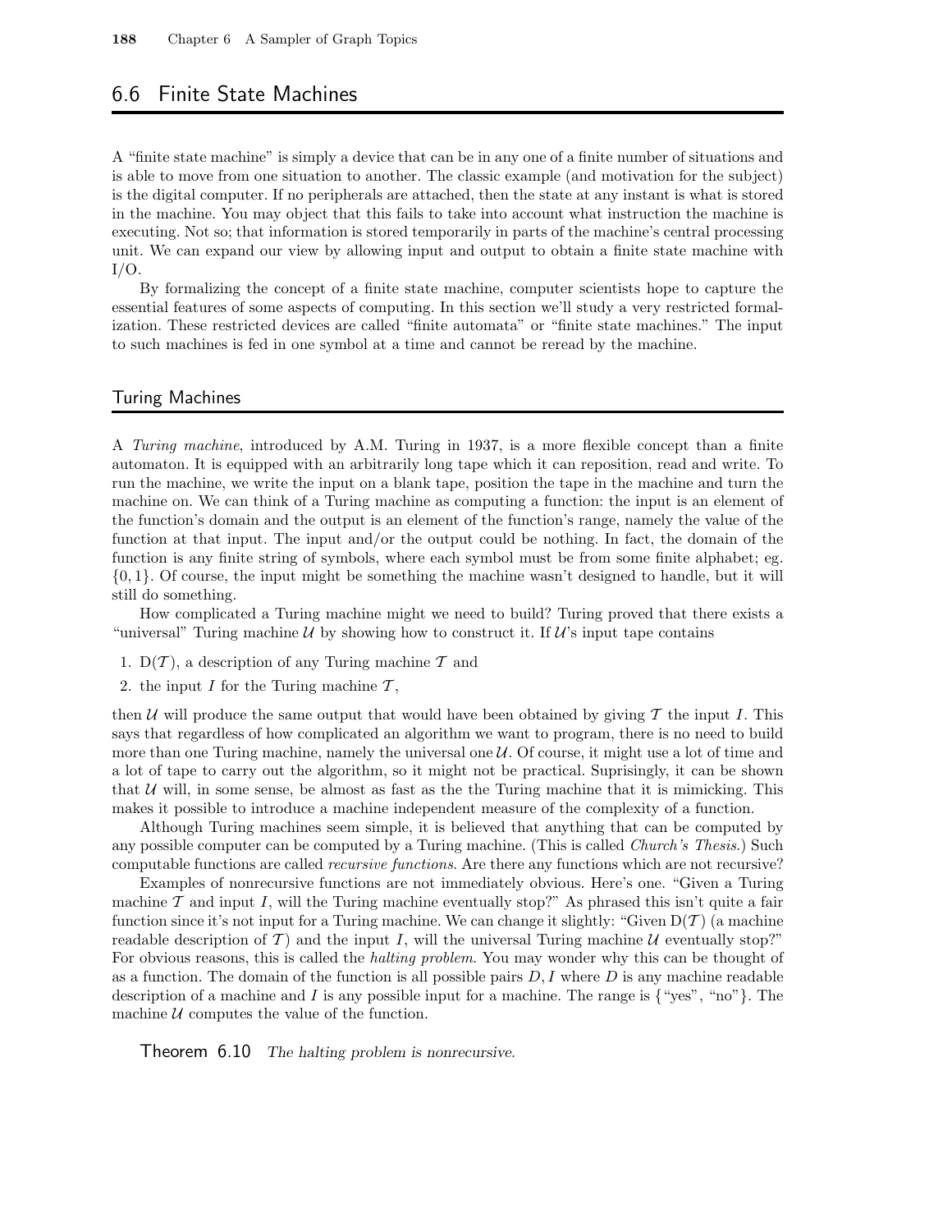## 6.6 Finite State Machines

A "finite state machine" is simply a device that can be in any one of a finite number of situations and is able to move from one situation to another. The classic example (and motivation for the subject) is the digital computer. If no peripherals are attached, then the state at any instant is what is stored in the machine. You may object that this fails to take into account what instruction the machine is executing. Not so; that information is stored temporarily in parts of the machine's central processing unit. We can expand our view by allowing input and output to obtain a finite state machine with I/O.

By formalizing the concept of a finite state machine, computer scientists hope to capture the essential features of some aspects of computing. In this section we'll study a very restricted formalization. These restricted devices are called "finite automata" or "finite state machines." The input to such machines is fed in one symbol at a time and cannot be reread by the machine.

### Turing Machines

A *Turing machine*, introduced by A.M. Turing in 1937, is a more flexible concept than a finite automaton. It is equipped with an arbitrarily long tape which it can reposition, read and write. To run the machine, we write the input on a blank tape, position the tape in the machine and turn the machine on. We can think of a Turing machine as computing a function: the input is an element of the function's domain and the output is an element of the function's range, namely the value of the function at that input. The input and/or the output could be nothing. In fact, the domain of the function is any finite string of symbols, where each symbol must be from some finite alphabet; eg. $\{0,1\}$. Of course, the input might be something the machine wasn't designed to handle, but it will still do something.

How complicated a Turing machine might we need to build? Turing proved that there exists a "universal" Turing machine $\mathcal{U}$ by showing how to construct it. If $\mathcal{U}$'s input tape contains

1. $\mathrm{D}(\mathcal{T})$, a description of any Turing machine $\mathcal{T}$ and
2. the input $I$ for the Turing machine $\mathcal{T}$,

then $\mathcal{U}$ will produce the same output that would have been obtained by giving $\mathcal{T}$ the input $I$. This says that regardless of how complicated an algorithm we want to program, there is no need to build more than one Turing machine, namely the universal one $\mathcal{U}$. Of course, it might use a lot of time and a lot of tape to carry out the algorithm, so it might not be practical. Suprisingly, it can be shown that $\mathcal{U}$ will, in some sense, be almost as fast as the the Turing machine that it is mimicking. This makes it possible to introduce a machine independent measure of the complexity of a function.

Although Turing machines seem simple, it is believed that anything that can be computed by any possible computer can be computed by a Turing machine. (This is called *Church's Thesis*.) Such computable functions are called *recursive functions*. Are there any functions which are not recursive?

Examples of nonrecursive functions are not immediately obvious. Here's one. "Given a Turing machine $\mathcal{T}$ and input $I$, will the Turing machine eventually stop?" As phrased this isn't quite a fair function since it's not input for a Turing machine. We can change it slightly: "Given $\mathrm{D}(\mathcal{T})$ (a machine readable description of $\mathcal{T}$) and the input $I$, will the universal Turing machine $\mathcal{U}$ eventually stop?" For obvious reasons, this is called the *halting problem*. You may wonder why this can be thought of as a function. The domain of the function is all possible pairs $D, I$ where $D$ is any machine readable description of a machine and $I$ is any possible input for a machine. The range is {"yes", "no"}. The machine $\mathcal{U}$ computes the value of the function.

**Theorem 6.10** *The halting problem is nonrecursive.*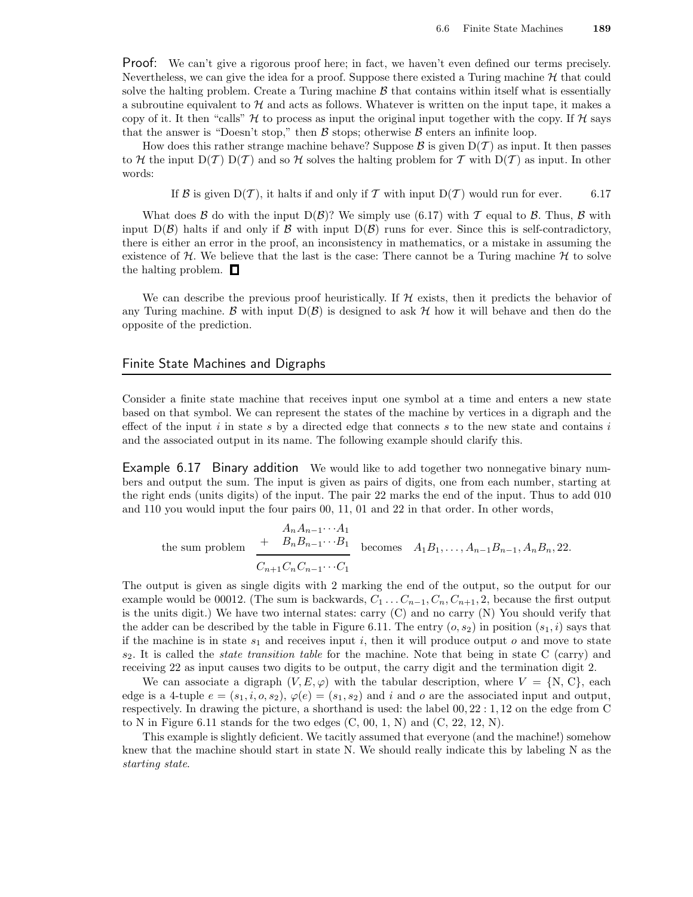**Proof:** We can't give a rigorous proof here; in fact, we haven't even defined our terms precisely. Nevertheless, we can give the idea for a proof. Suppose there existed a Turing machine $\mathcal{H}$ that could solve the halting problem. Create a Turing machine $\mathcal{B}$ that contains within itself what is essentially a subroutine equivalent to $\mathcal{H}$ and acts as follows. Whatever is written on the input tape, it makes a copy of it. It then "calls" $\mathcal{H}$ to process as input the original input together with the copy. If $\mathcal{H}$ says that the answer is "Doesn't stop," then $\mathcal{B}$ stops; otherwise $\mathcal{B}$ enters an infinite loop.

How does this rather strange machine behave? Suppose $\mathcal{B}$ is given $\mathrm{D}(\mathcal{T})$ as input. It then passes to $\mathcal{H}$ the input $\mathrm{D}(\mathcal{T})\ \mathrm{D}(\mathcal{T})$ and so $\mathcal{H}$ solves the halting problem for $\mathcal{T}$ with $\mathrm{D}(\mathcal{T})$ as input. In other words:

If $\mathcal{B}$ is given $\mathrm{D}(\mathcal{T})$, it halts if and only if $\mathcal{T}$ with input $\mathrm{D}(\mathcal{T})$ would run for ever. 6.17

What does $\mathcal{B}$ do with the input $\mathrm{D}(\mathcal{B})$? We simply use (6.17) with $\mathcal{T}$ equal to $\mathcal{B}$. Thus, $\mathcal{B}$ with input $\mathrm{D}(\mathcal{B})$ halts if and only if $\mathcal{B}$ with input $\mathrm{D}(\mathcal{B})$ runs for ever. Since this is self-contradictory, there is either an error in the proof, an inconsistency in mathematics, or a mistake in assuming the existence of $\mathcal{H}$. We believe that the last is the case: There cannot be a Turing machine $\mathcal{H}$ to solve the halting problem. □

We can describe the previous proof heuristically. If $\mathcal{H}$ exists, then it predicts the behavior of any Turing machine. $\mathcal{B}$ with input $\mathrm{D}(\mathcal{B})$ is designed to ask $\mathcal{H}$ how it will behave and then do the opposite of the prediction.

## Finite State Machines and Digraphs

Consider a finite state machine that receives input one symbol at a time and enters a new state based on that symbol. We can represent the states of the machine by vertices in a digraph and the effect of the input $i$ in state $s$ by a directed edge that connects $s$ to the new state and contains $i$ and the associated output in its name. The following example should clarify this.

**Example 6.17 Binary addition** We would like to add together two nonnegative binary numbers and output the sum. The input is given as pairs of digits, one from each number, starting at the right ends (units digits) of the input. The pair 22 marks the end of the input. Thus to add 010 and 110 you would input the four pairs 00, 11, 01 and 22 in that order. In other words,

$$\text{the sum problem}\quad \begin{array}{r} A_nA_{n-1}\cdots A_1 \\ +\quad B_nB_{n-1}\cdots B_1 \\ \hline C_{n+1}C_nC_{n-1}\cdots C_1 \end{array} \quad\text{becomes}\quad A_1B_1,\ldots,A_{n-1}B_{n-1},A_nB_n,22.$$

The output is given as single digits with 2 marking the end of the output, so the output for our example would be 00012. (The sum is backwards, $C_1\ldots C_{n-1}, C_n, C_{n+1}, 2$, because the first output is the units digit.) We have two internal states: carry (C) and no carry (N) You should verify that the adder can be described by the table in Figure 6.11. The entry $(o, s_2)$ in position $(s_1, i)$ says that if the machine is in state $s_1$ and receives input $i$, then it will produce output $o$ and move to state $s_2$. It is called the *state transition table* for the machine. Note that being in state C (carry) and receiving 22 as input causes two digits to be output, the carry digit and the termination digit 2.

We can associate a digraph $(V, E, \varphi)$ with the tabular description, where $V = \{\mathrm{N}, \mathrm{C}\}$, each edge is a 4-tuple $e = (s_1, i, o, s_2)$, $\varphi(e) = (s_1, s_2)$ and $i$ and $o$ are the associated input and output, respectively. In drawing the picture, a shorthand is used: the label $00, 22 : 1, 12$ on the edge from C to N in Figure 6.11 stands for the two edges (C, 00, 1, N) and (C, 22, 12, N).

This example is slightly deficient. We tacitly assumed that everyone (and the machine!) somehow knew that the machine should start in state N. We should really indicate this by labeling N as the *starting state*.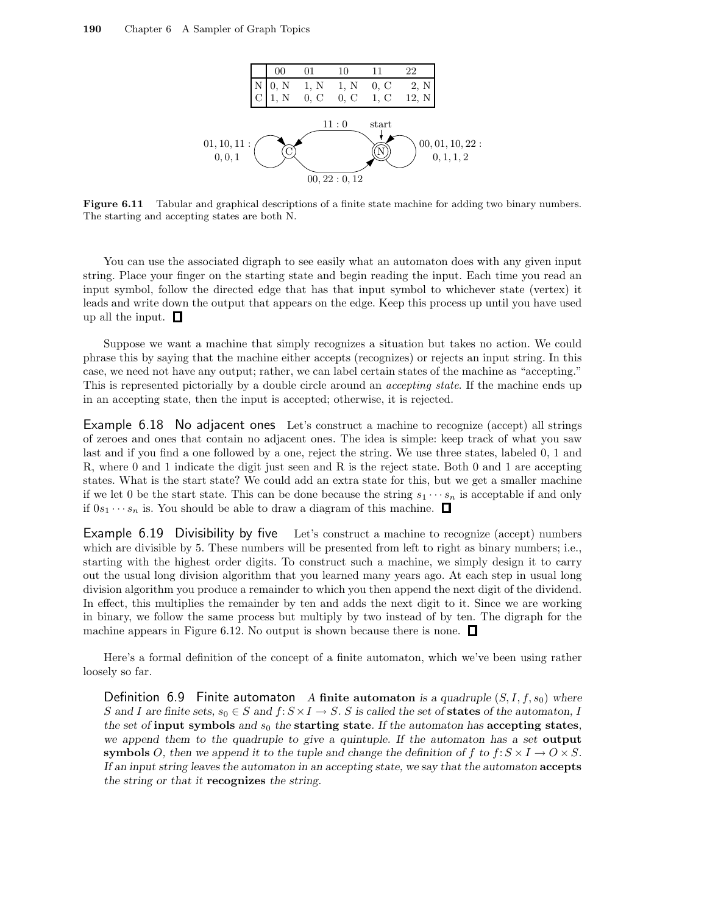|   | 00 | 01 | 10 | 11 | 22 |
|---|---|---|---|---|---|
| N | 0, N | 1, N | 1, N | 0, C | 2, N |
| C | 1, N | 0, C | 0, C | 1, C | 12, N |

**Figure 6.11** Tabular and graphical descriptions of a finite state machine for adding two binary numbers. The starting and accepting states are both N.

You can use the associated digraph to see easily what an automaton does with any given input string. Place your finger on the starting state and begin reading the input. Each time you read an input symbol, follow the directed edge that has that input symbol to whichever state (vertex) it leads and write down the output that appears on the edge. Keep this process up until you have used up all the input. □

Suppose we want a machine that simply recognizes a situation but takes no action. We could phrase this by saying that the machine either accepts (recognizes) or rejects an input string. In this case, we need not have any output; rather, we can label certain states of the machine as "accepting." This is represented pictorially by a double circle around an *accepting state*. If the machine ends up in an accepting state, then the input is accepted; otherwise, it is rejected.

**Example 6.18 No adjacent ones** Let's construct a machine to recognize (accept) all strings of zeroes and ones that contain no adjacent ones. The idea is simple: keep track of what you saw last and if you find a one followed by a one, reject the string. We use three states, labeled 0, 1 and R, where 0 and 1 indicate the digit just seen and R is the reject state. Both 0 and 1 are accepting states. What is the start state? We could add an extra state for this, but we get a smaller machine if we let 0 be the start state. This can be done because the string $s_1 \cdots s_n$ is acceptable if and only if $0s_1 \cdots s_n$ is. You should be able to draw a diagram of this machine. □

**Example 6.19 Divisibility by five** Let's construct a machine to recognize (accept) numbers which are divisible by 5. These numbers will be presented from left to right as binary numbers; i.e., starting with the highest order digits. To construct such a machine, we simply design it to carry out the usual long division algorithm that you learned many years ago. At each step in usual long division algorithm you produce a remainder to which you then append the next digit of the dividend. In effect, this multiplies the remainder by ten and adds the next digit to it. Since we are working in binary, we follow the same process but multiply by two instead of by ten. The digraph for the machine appears in Figure 6.12. No output is shown because there is none. □

Here's a formal definition of the concept of a finite automaton, which we've been using rather loosely so far.

**Definition 6.9 Finite automaton** *A* **finite automaton** *is a quadruple* $(S, I, f, s_0)$ *where* $S$ *and* $I$ *are finite sets,* $s_0 \in S$ *and* $f\colon S \times I \to S$. $S$ *is called the set of* **states** *of the automaton,* $I$ *the set of* **input symbols** *and* $s_0$ *the* **starting state**. *If the automaton has* **accepting states**, *we append them to the quadruple to give a quintuple. If the automaton has a set* **output symbols** $O$, *then we append it to the tuple and change the definition of* $f$ *to* $f\colon S \times I \to O \times S$. *If an input string leaves the automaton in an accepting state, we say that the automaton* **accepts** *the string or that it* **recognizes** *the string.*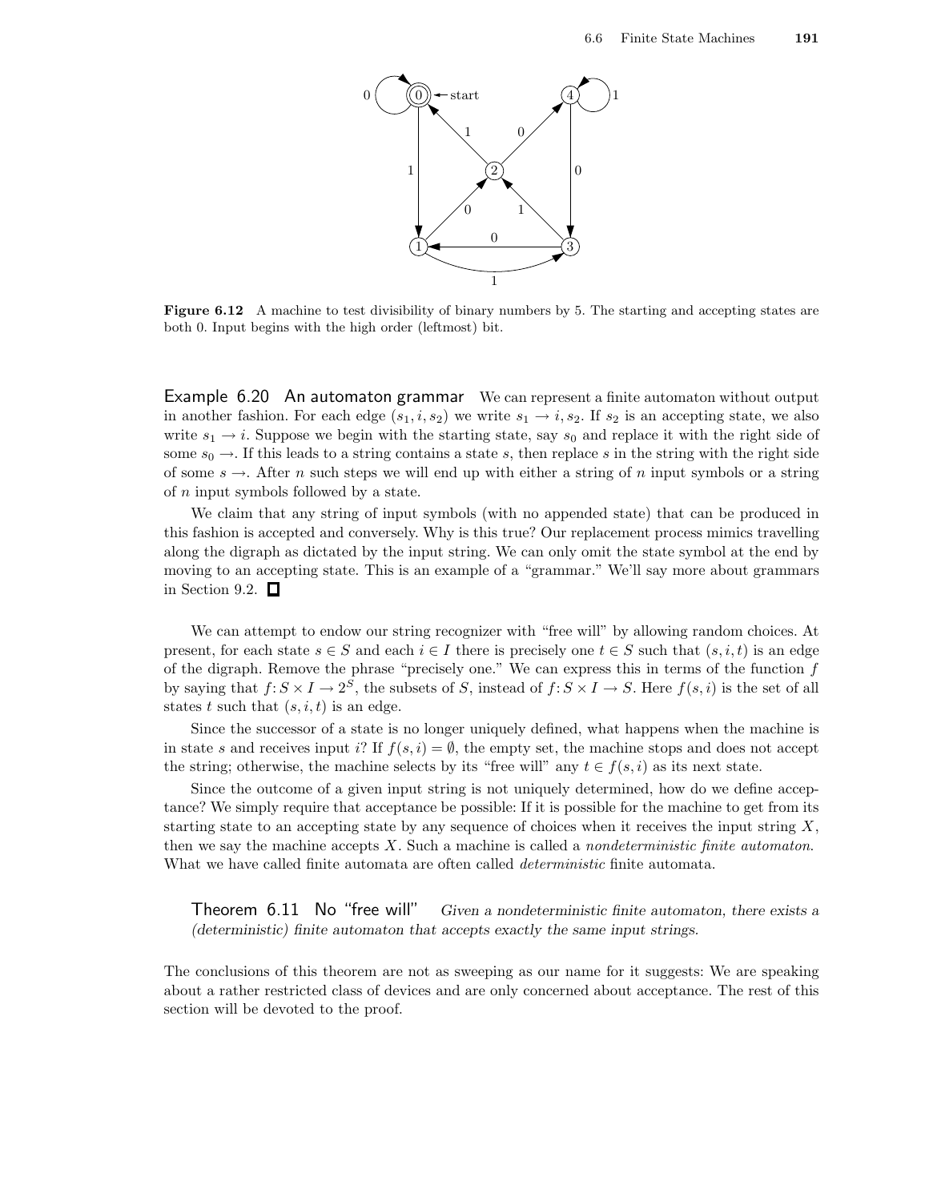**Figure 6.12** A machine to test divisibility of binary numbers by 5. The starting and accepting states are both 0. Input begins with the high order (leftmost) bit.

**Example 6.20 An automaton grammar** We can represent a finite automaton without output in another fashion. For each edge $(s_1, i, s_2)$ we write $s_1 \to i, s_2$. If $s_2$ is an accepting state, we also write $s_1 \to i$. Suppose we begin with the starting state, say $s_0$ and replace it with the right side of some $s_0 \to$. If this leads to a string contains a state $s$, then replace $s$ in the string with the right side of some $s \to$. After $n$ such steps we will end up with either a string of $n$ input symbols or a string of $n$ input symbols followed by a state.

We claim that any string of input symbols (with no appended state) that can be produced in this fashion is accepted and conversely. Why is this true? Our replacement process mimics travelling along the digraph as dictated by the input string. We can only omit the state symbol at the end by moving to an accepting state. This is an example of a "grammar." We'll say more about grammars in Section 9.2. □

We can attempt to endow our string recognizer with "free will" by allowing random choices. At present, for each state $s \in S$ and each $i \in I$ there is precisely one $t \in S$ such that $(s, i, t)$ is an edge of the digraph. Remove the phrase "precisely one." We can express this in terms of the function $f$ by saying that $f: S \times I \to 2^S$, the subsets of $S$, instead of $f: S \times I \to S$. Here $f(s, i)$ is the set of all states $t$ such that $(s, i, t)$ is an edge.

Since the successor of a state is no longer uniquely defined, what happens when the machine is in state $s$ and receives input $i$? If $f(s, i) = \emptyset$, the empty set, the machine stops and does not accept the string; otherwise, the machine selects by its "free will" any $t \in f(s, i)$ as its next state.

Since the outcome of a given input string is not uniquely determined, how do we define acceptance? We simply require that acceptance be possible: If it is possible for the machine to get from its starting state to an accepting state by any sequence of choices when it receives the input string $X$, then we say the machine accepts $X$. Such a machine is called a *nondeterministic finite automaton*. What we have called finite automata are often called *deterministic* finite automata.

**Theorem 6.11 No "free will"** *Given a nondeterministic finite automaton, there exists a (deterministic) finite automaton that accepts exactly the same input strings.*

The conclusions of this theorem are not as sweeping as our name for it suggests: We are speaking about a rather restricted class of devices and are only concerned about acceptance. The rest of this section will be devoted to the proof.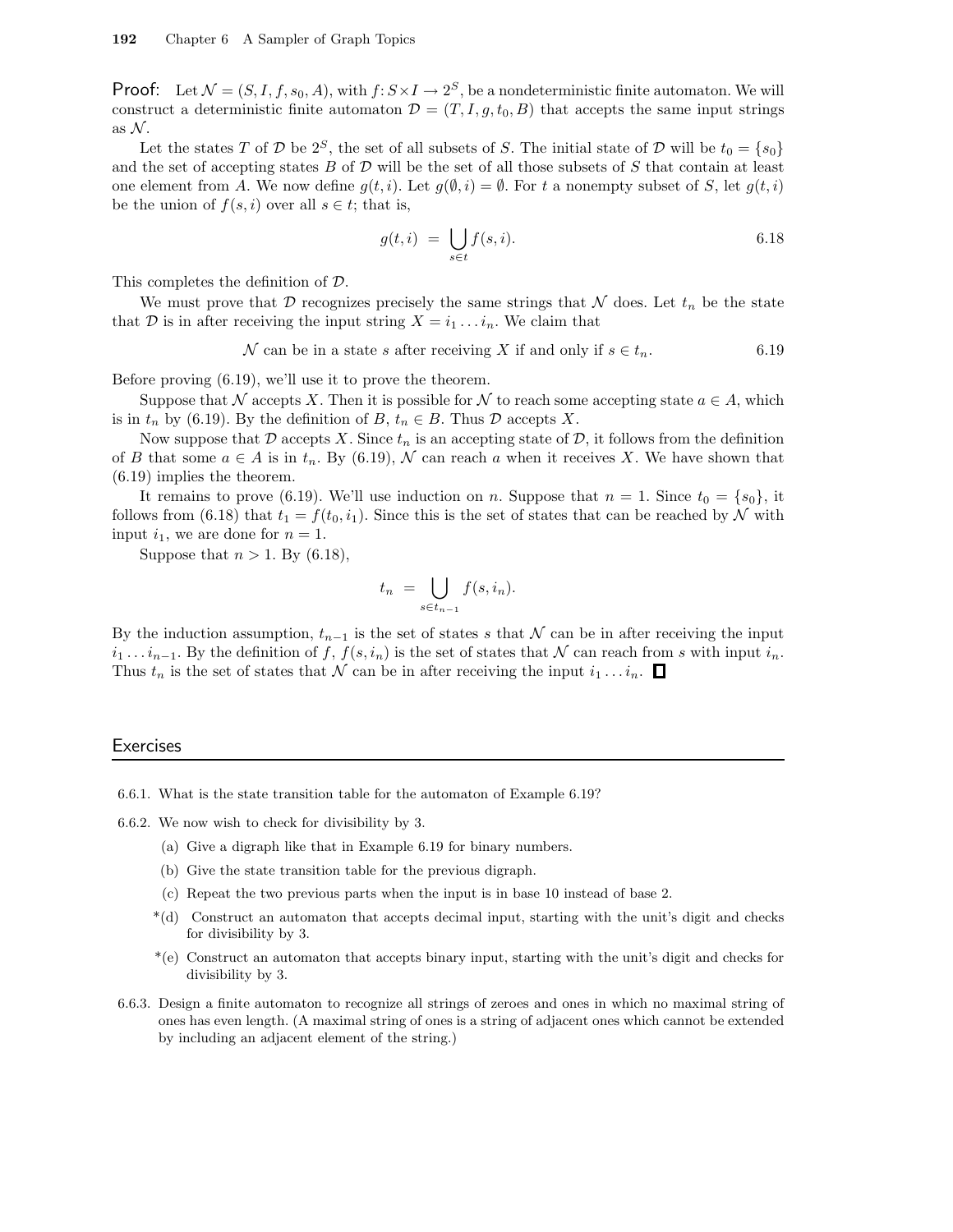**Proof:** Let $\mathcal{N} = (S, I, f, s_0, A)$, with $f: S \times I \to 2^S$, be a nondeterministic finite automaton. We will construct a deterministic finite automaton $\mathcal{D} = (T, I, g, t_0, B)$ that accepts the same input strings as $\mathcal{N}$.

Let the states $T$ of $\mathcal{D}$ be $2^S$, the set of all subsets of $S$. The initial state of $\mathcal{D}$ will be $t_0 = \{s_0\}$ and the set of accepting states $B$ of $\mathcal{D}$ will be the set of all those subsets of $S$ that contain at least one element from $A$. We now define $g(t, i)$. Let $g(\emptyset, i) = \emptyset$. For $t$ a nonempty subset of $S$, let $g(t, i)$ be the union of $f(s, i)$ over all $s \in t$; that is,

$$g(t, i) \;=\; \bigcup_{s \in t} f(s, i). \tag{6.18}$$

This completes the definition of $\mathcal{D}$.

We must prove that $\mathcal{D}$ recognizes precisely the same strings that $\mathcal{N}$ does. Let $t_n$ be the state that $\mathcal{D}$ is in after receiving the input string $X = i_1 \ldots i_n$. We claim that

$$\mathcal{N} \text{ can be in a state } s \text{ after receiving } X \text{ if and only if } s \in t_n. \tag{6.19}$$

Before proving (6.19), we'll use it to prove the theorem.

Suppose that $\mathcal{N}$ accepts $X$. Then it is possible for $\mathcal{N}$ to reach some accepting state $a \in A$, which is in $t_n$ by (6.19). By the definition of $B$, $t_n \in B$. Thus $\mathcal{D}$ accepts $X$.

Now suppose that $\mathcal{D}$ accepts $X$. Since $t_n$ is an accepting state of $\mathcal{D}$, it follows from the definition of $B$ that some $a \in A$ is in $t_n$. By (6.19), $\mathcal{N}$ can reach $a$ when it receives $X$. We have shown that (6.19) implies the theorem.

It remains to prove (6.19). We'll use induction on $n$. Suppose that $n = 1$. Since $t_0 = \{s_0\}$, it follows from (6.18) that $t_1 = f(t_0, i_1)$. Since this is the set of states that can be reached by $\mathcal{N}$ with input $i_1$, we are done for $n = 1$.

Suppose that $n > 1$. By (6.18),

$$t_n \;=\; \bigcup_{s \in t_{n-1}} f(s, i_n).$$

By the induction assumption, $t_{n-1}$ is the set of states $s$ that $\mathcal{N}$ can be in after receiving the input $i_1 \ldots i_{n-1}$. By the definition of $f$, $f(s, i_n)$ is the set of states that $\mathcal{N}$ can reach from $s$ with input $i_n$. Thus $t_n$ is the set of states that $\mathcal{N}$ can be in after receiving the input $i_1 \ldots i_n$. □

## Exercises

6.6.1. What is the state transition table for the automaton of Example 6.19?

6.6.2. We now wish to check for divisibility by 3.

- (a) Give a digraph like that in Example 6.19 for binary numbers.
- (b) Give the state transition table for the previous digraph.
- (c) Repeat the two previous parts when the input is in base 10 instead of base 2.
- \*(d) Construct an automaton that accepts decimal input, starting with the unit's digit and checks for divisibility by 3.
- \*(e) Construct an automaton that accepts binary input, starting with the unit's digit and checks for divisibility by 3.

6.6.3. Design a finite automaton to recognize all strings of zeroes and ones in which no maximal string of ones has even length. (A maximal string of ones is a string of adjacent ones which cannot be extended by including an adjacent element of the string.)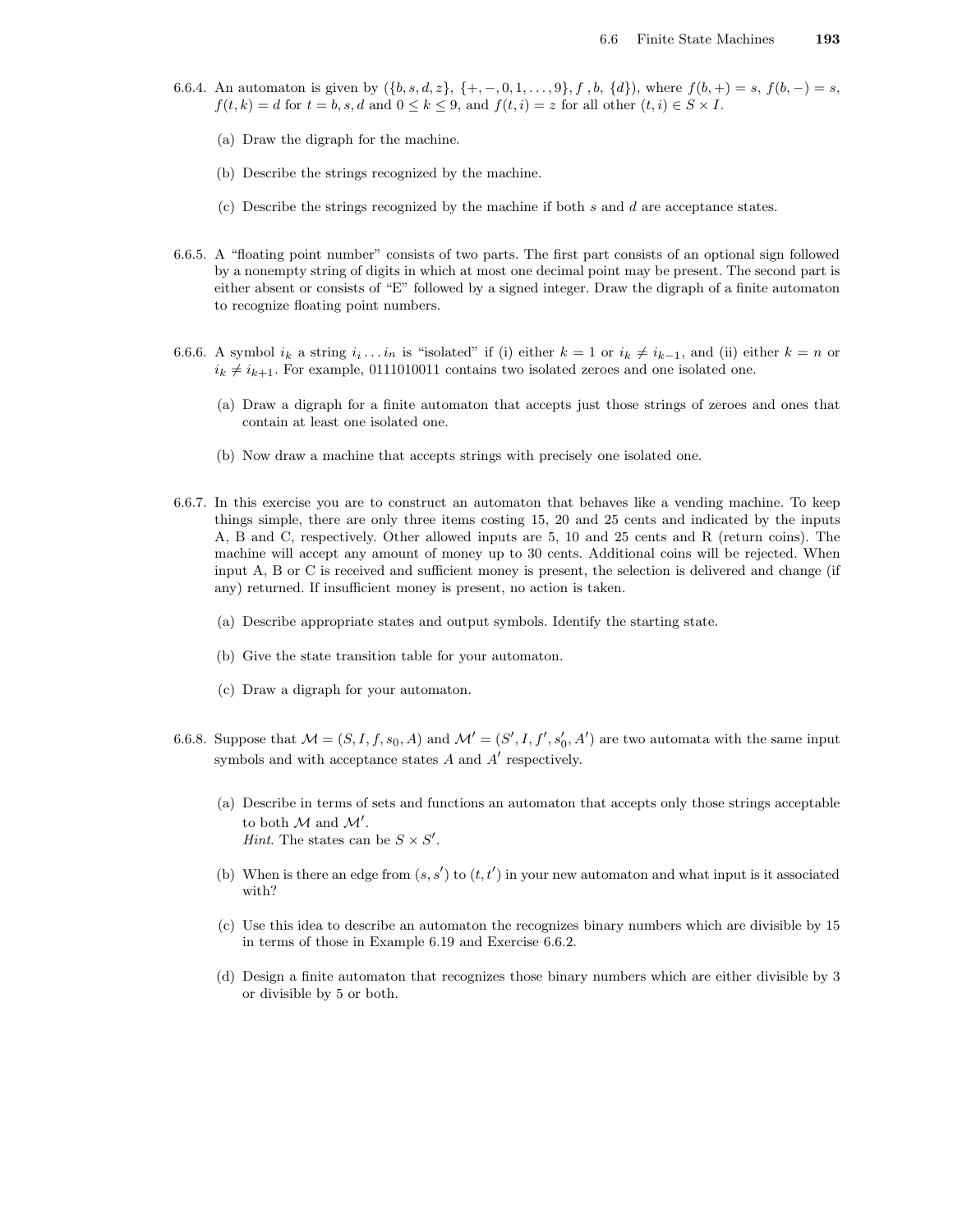6.6.4. An automaton is given by $(\{b, s, d, z\}, \{+, -, 0, 1, \ldots, 9\}, f, b, \{d\})$, where $f(b, +) = s$, $f(b, -) = s$, $f(t, k) = d$ for $t = b, s, d$ and $0 \le k \le 9$, and $f(t, i) = z$ for all other $(t, i) \in S \times I$.

(a) Draw the digraph for the machine.

(b) Describe the strings recognized by the machine.

(c) Describe the strings recognized by the machine if both $s$ and $d$ are acceptance states.

6.6.5. A "floating point number" consists of two parts. The first part consists of an optional sign followed by a nonempty string of digits in which at most one decimal point may be present. The second part is either absent or consists of "E" followed by a signed integer. Draw the digraph of a finite automaton to recognize floating point numbers.

6.6.6. A symbol $i_k$ a string $i_i \ldots i_n$ is "isolated" if (i) either $k = 1$ or $i_k \ne i_{k-1}$, and (ii) either $k = n$ or $i_k \ne i_{k+1}$. For example, 0111010011 contains two isolated zeroes and one isolated one.

(a) Draw a digraph for a finite automaton that accepts just those strings of zeroes and ones that contain at least one isolated one.

(b) Now draw a machine that accepts strings with precisely one isolated one.

6.6.7. In this exercise you are to construct an automaton that behaves like a vending machine. To keep things simple, there are only three items costing 15, 20 and 25 cents and indicated by the inputs A, B and C, respectively. Other allowed inputs are 5, 10 and 25 cents and R (return coins). The machine will accept any amount of money up to 30 cents. Additional coins will be rejected. When input A, B or C is received and sufficient money is present, the selection is delivered and change (if any) returned. If insufficient money is present, no action is taken.

(a) Describe appropriate states and output symbols. Identify the starting state.

(b) Give the state transition table for your automaton.

(c) Draw a digraph for your automaton.

6.6.8. Suppose that $\mathcal{M} = (S, I, f, s_0, A)$ and $\mathcal{M}' = (S', I, f', s_0', A')$ are two automata with the same input symbols and with acceptance states $A$ and $A'$ respectively.

(a) Describe in terms of sets and functions an automaton that accepts only those strings acceptable to both $\mathcal{M}$ and $\mathcal{M}'$.
*Hint*. The states can be $S \times S'$.

(b) When is there an edge from $(s, s')$ to $(t, t')$ in your new automaton and what input is it associated with?

(c) Use this idea to describe an automaton the recognizes binary numbers which are divisible by 15 in terms of those in Example 6.19 and Exercise 6.6.2.

(d) Design a finite automaton that recognizes those binary numbers which are either divisible by 3 or divisible by 5 or both.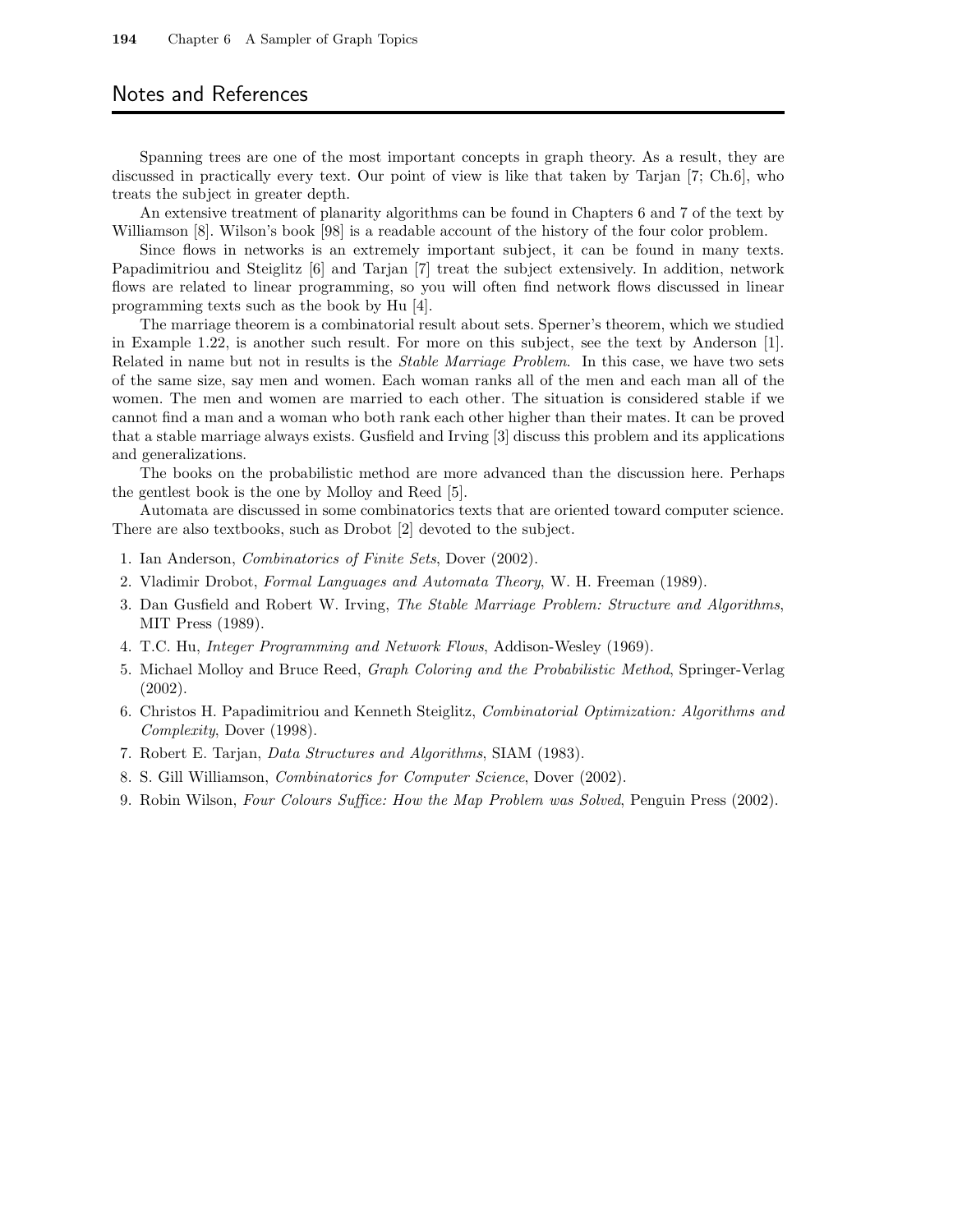## Notes and References

Spanning trees are one of the most important concepts in graph theory. As a result, they are discussed in practically every text. Our point of view is like that taken by Tarjan [7; Ch.6], who treats the subject in greater depth.

An extensive treatment of planarity algorithms can be found in Chapters 6 and 7 of the text by Williamson [8]. Wilson's book [98] is a readable account of the history of the four color problem.

Since flows in networks is an extremely important subject, it can be found in many texts. Papadimitriou and Steiglitz [6] and Tarjan [7] treat the subject extensively. In addition, network flows are related to linear programming, so you will often find network flows discussed in linear programming texts such as the book by Hu [4].

The marriage theorem is a combinatorial result about sets. Sperner's theorem, which we studied in Example 1.22, is another such result. For more on this subject, see the text by Anderson [1]. Related in name but not in results is the *Stable Marriage Problem*. In this case, we have two sets of the same size, say men and women. Each woman ranks all of the men and each man all of the women. The men and women are married to each other. The situation is considered stable if we cannot find a man and a woman who both rank each other higher than their mates. It can be proved that a stable marriage always exists. Gusfield and Irving [3] discuss this problem and its applications and generalizations.

The books on the probabilistic method are more advanced than the discussion here. Perhaps the gentlest book is the one by Molloy and Reed [5].

Automata are discussed in some combinatorics texts that are oriented toward computer science. There are also textbooks, such as Drobot [2] devoted to the subject.

1. Ian Anderson, *Combinatorics of Finite Sets*, Dover (2002).
2. Vladimir Drobot, *Formal Languages and Automata Theory*, W. H. Freeman (1989).
3. Dan Gusfield and Robert W. Irving, *The Stable Marriage Problem: Structure and Algorithms*, MIT Press (1989).
4. T.C. Hu, *Integer Programming and Network Flows*, Addison-Wesley (1969).
5. Michael Molloy and Bruce Reed, *Graph Coloring and the Probabilistic Method*, Springer-Verlag (2002).
6. Christos H. Papadimitriou and Kenneth Steiglitz, *Combinatorial Optimization: Algorithms and Complexity*, Dover (1998).
7. Robert E. Tarjan, *Data Structures and Algorithms*, SIAM (1983).
8. S. Gill Williamson, *Combinatorics for Computer Science*, Dover (2002).
9. Robin Wilson, *Four Colours Suffice: How the Map Problem was Solved*, Penguin Press (2002).